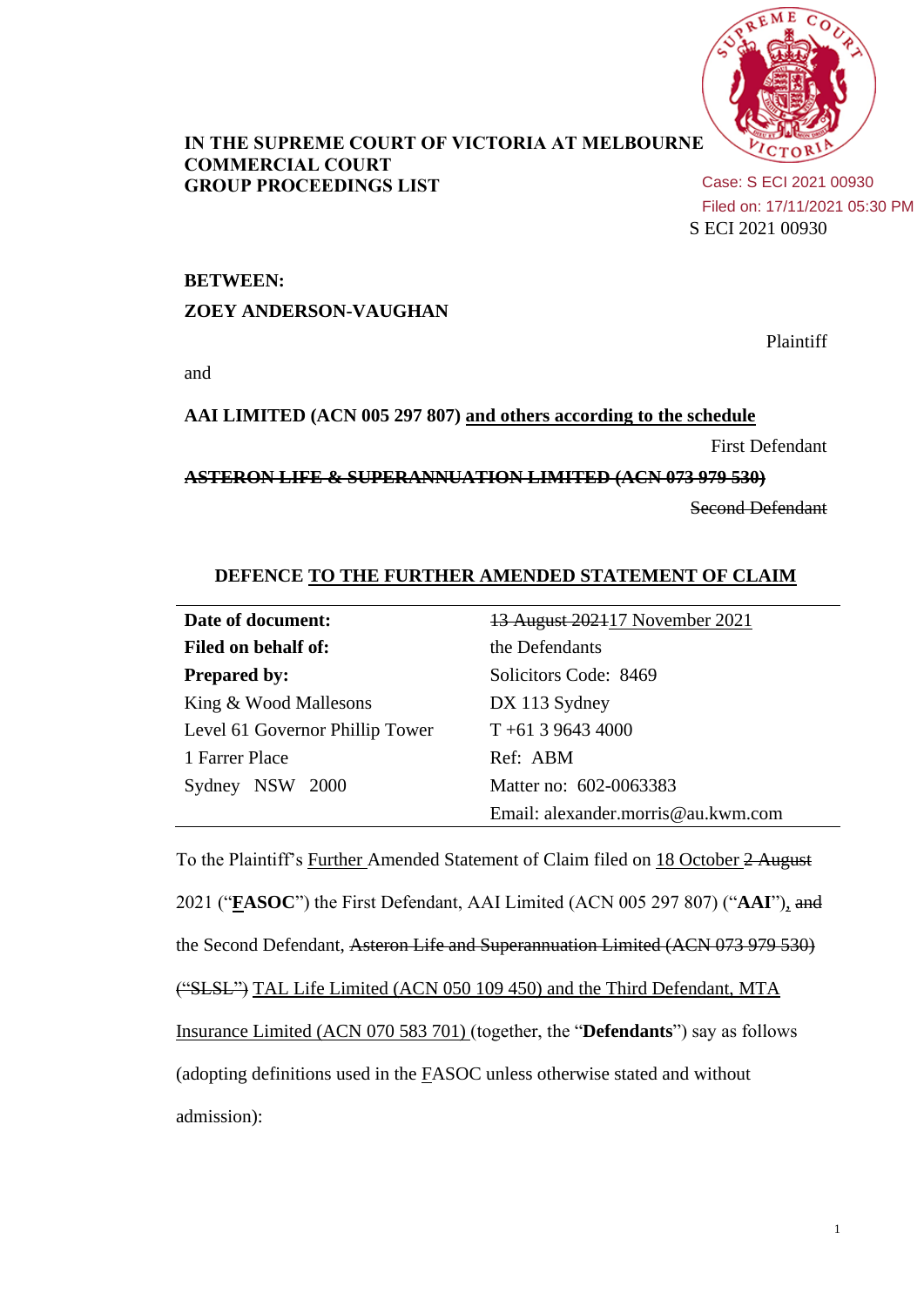Case: S ECI 2021 00930
Filed on: 17/11/2021 05:30 PM

**IN THE SUPREME COURT OF VICTORIA AT MELBOURNE**
**COMMERCIAL COURT**
**GROUP PROCEEDINGS LIST**

S ECI 2021 00930

**BETWEEN:**

**ZOEY ANDERSON-VAUGHAN**

Plaintiff

and

**AAI LIMITED (ACN 005 297 807) <u>and others according to the schedule</u>**

First Defendant

~~**ASTERON LIFE & SUPERANNUATION LIMITED (ACN 073 979 530)**~~

~~Second Defendant~~

## DEFENCE <u>TO THE FURTHER AMENDED STATEMENT OF CLAIM</u>

| | |
|---|---|
| **Date of document:** | ~~13 August 2021~~<u>17 November 2021</u> |
| **Filed on behalf of:** | the Defendants |
| **Prepared by:** | Solicitors Code: 8469 |
| King & Wood Mallesons | DX 113 Sydney |
| Level 61 Governor Phillip Tower | T +61 3 9643 4000 |
| 1 Farrer Place | Ref: ABM |
| Sydney NSW 2000 | Matter no: 602-0063383 |
| | Email: alexander.morris@au.kwm.com |

To the Plaintiff's <u>Further</u> Amended Statement of Claim filed on <u>18 October</u> ~~2 August~~ 2021 ("**<u>F</u>ASOC**") the First Defendant, AAI Limited (ACN 005 297 807) ("**AAI**")<u>,</u> ~~and~~ the Second Defendant, ~~Asteron Life and Superannuation Limited (ACN 073 979 530) ("SLSL")~~ <u>TAL Life Limited (ACN 050 109 450) and the Third Defendant, MTA Insurance Limited (ACN 070 583 701)</u> (together, the "**Defendants**") say as follows (adopting definitions used in the <u>F</u>ASOC unless otherwise stated and without admission):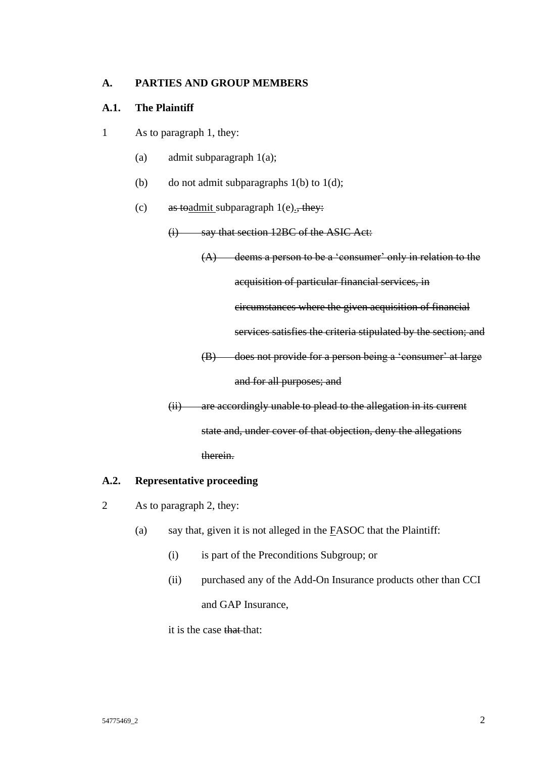**A. PARTIES AND GROUP MEMBERS**

**A.1. The Plaintiff**

1 As to paragraph 1, they:

(a) admit subparagraph 1(a);

(b) do not admit subparagraphs 1(b) to 1(d);

(c) ~~as to~~<u>admit</u> subparagraph 1(e)<u>.</u>~~, they:~~

~~(i) say that section 12BC of the ASIC Act:~~

~~(A) deems a person to be a 'consumer' only in relation to the acquisition of particular financial services, in circumstances where the given acquisition of financial services satisfies the criteria stipulated by the section; and~~

~~(B) does not provide for a person being a 'consumer' at large and for all purposes; and~~

~~(ii) are accordingly unable to plead to the allegation in its current state and, under cover of that objection, deny the allegations therein.~~

**A.2. Representative proceeding**

2 As to paragraph 2, they:

(a) say that, given it is not alleged in the <u>F</u>ASOC that the Plaintiff:

(i) is part of the Preconditions Subgroup; or

(ii) purchased any of the Add-On Insurance products other than CCI and GAP Insurance,

it is the case ~~that~~ that: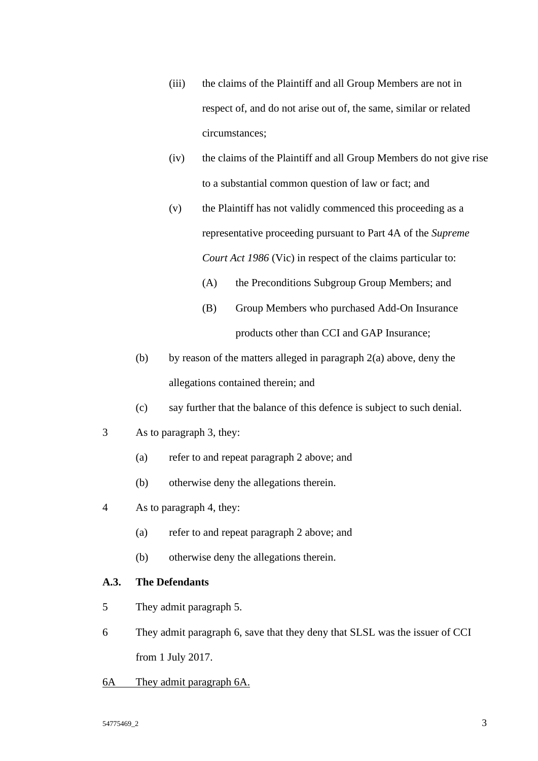(iii) the claims of the Plaintiff and all Group Members are not in respect of, and do not arise out of, the same, similar or related circumstances;

(iv) the claims of the Plaintiff and all Group Members do not give rise to a substantial common question of law or fact; and

(v) the Plaintiff has not validly commenced this proceeding as a representative proceeding pursuant to Part 4A of the *Supreme Court Act 1986* (Vic) in respect of the claims particular to:

(A) the Preconditions Subgroup Group Members; and

(B) Group Members who purchased Add-On Insurance products other than CCI and GAP Insurance;

(b) by reason of the matters alleged in paragraph 2(a) above, deny the allegations contained therein; and

(c) say further that the balance of this defence is subject to such denial.

3 As to paragraph 3, they:

(a) refer to and repeat paragraph 2 above; and

(b) otherwise deny the allegations therein.

4 As to paragraph 4, they:

(a) refer to and repeat paragraph 2 above; and

(b) otherwise deny the allegations therein.

**A.3. The Defendants**

5 They admit paragraph 5.

6 They admit paragraph 6, save that they deny that SLSL was the issuer of CCI from 1 July 2017.

<u>6A They admit paragraph 6A.</u>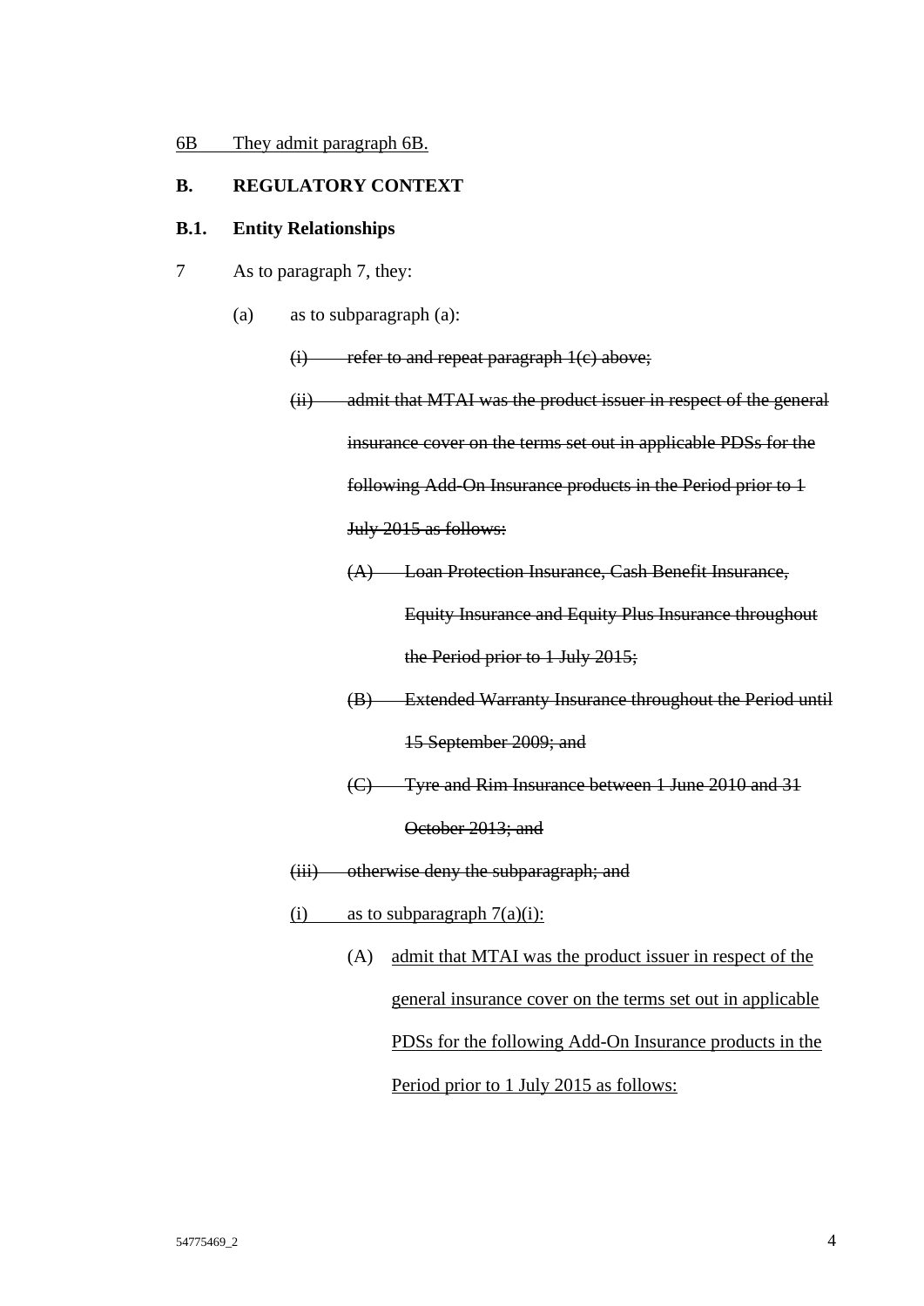<u>6B They admit paragraph 6B.</u>

**B. REGULATORY CONTEXT**

**B.1. Entity Relationships**

7 As to paragraph 7, they:

(a) as to subparagraph (a):

~~(i) refer to and repeat paragraph 1(c) above;~~

~~(ii) admit that MTAI was the product issuer in respect of the general insurance cover on the terms set out in applicable PDSs for the following Add-On Insurance products in the Period prior to 1 July 2015 as follows:~~

~~(A) Loan Protection Insurance, Cash Benefit Insurance, Equity Insurance and Equity Plus Insurance throughout the Period prior to 1 July 2015;~~

~~(B) Extended Warranty Insurance throughout the Period until 15 September 2009; and~~

~~(C) Tyre and Rim Insurance between 1 June 2010 and 31 October 2013; and~~

~~(iii) otherwise deny the subparagraph; and~~

<u>(i) as to subparagraph 7(a)(i):</u>

(A) <u>admit that MTAI was the product issuer in respect of the general insurance cover on the terms set out in applicable PDSs for the following Add-On Insurance products in the Period prior to 1 July 2015 as follows:</u>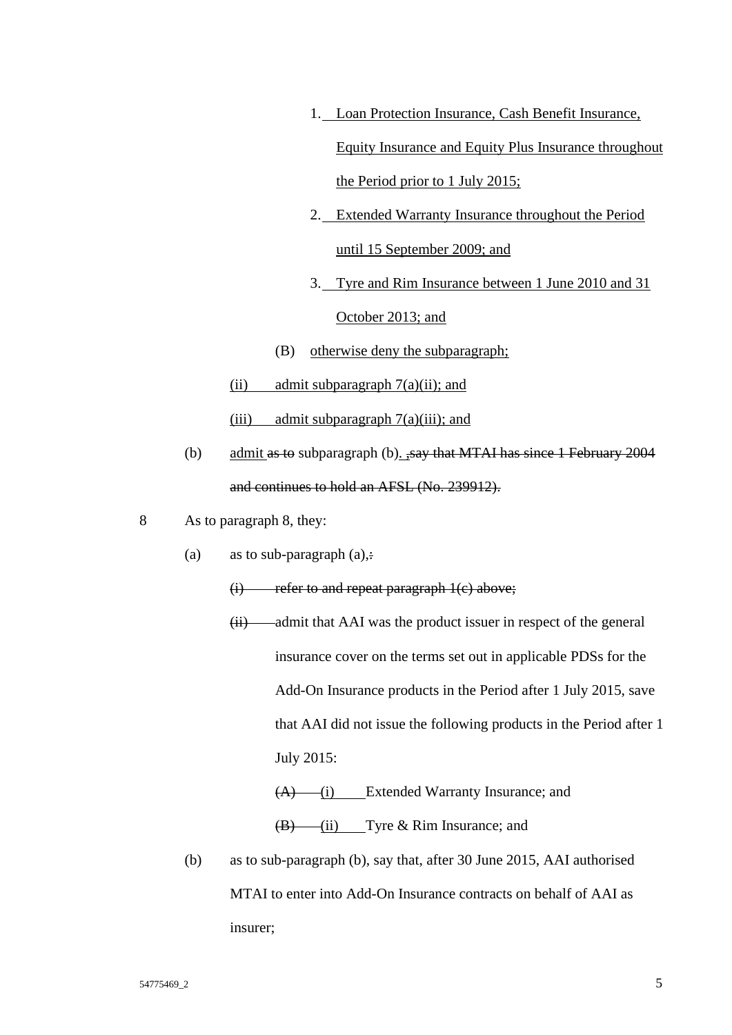1. Loan Protection Insurance, Cash Benefit Insurance, Equity Insurance and Equity Plus Insurance throughout the Period prior to 1 July 2015;

2. Extended Warranty Insurance throughout the Period until 15 September 2009; and

3. Tyre and Rim Insurance between 1 June 2010 and 31 October 2013; and

(B) otherwise deny the subparagraph;

(ii) admit subparagraph 7(a)(ii); and

(iii) admit subparagraph 7(a)(iii); and

(b) admit ~~as to~~ subparagraph (b). ~~,say that MTAI has since 1 February 2004 and continues to hold an AFSL (No. 239912).~~

8 As to paragraph 8, they:

(a) as to sub-paragraph (a),~~:~~

~~(i) refer to and repeat paragraph 1(c) above;~~

~~(ii)~~ admit that AAI was the product issuer in respect of the general insurance cover on the terms set out in applicable PDSs for the Add-On Insurance products in the Period after 1 July 2015, save that AAI did not issue the following products in the Period after 1 July 2015:

~~(A)~~ (i) Extended Warranty Insurance; and

~~(B)~~ (ii) Tyre & Rim Insurance; and

(b) as to sub-paragraph (b), say that, after 30 June 2015, AAI authorised MTAI to enter into Add-On Insurance contracts on behalf of AAI as insurer;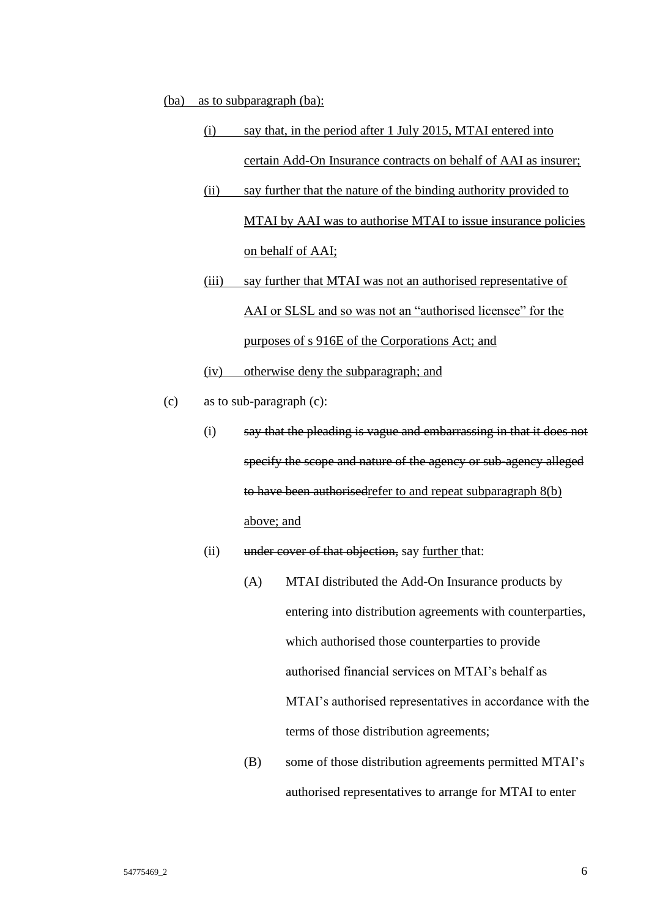(ba) as to subparagraph (ba):

(i) say that, in the period after 1 July 2015, MTAI entered into certain Add-On Insurance contracts on behalf of AAI as insurer;

(ii) say further that the nature of the binding authority provided to MTAI by AAI was to authorise MTAI to issue insurance policies on behalf of AAI;

(iii) say further that MTAI was not an authorised representative of AAI or SLSL and so was not an "authorised licensee" for the purposes of s 916E of the Corporations Act; and

(iv) otherwise deny the subparagraph; and

(c) as to sub-paragraph (c):

(i) ~~say that the pleading is vague and embarrassing in that it does not specify the scope and nature of the agency or sub-agency alleged to have been authorised~~refer to and repeat subparagraph 8(b) above; and

(ii) ~~under cover of that objection,~~ say further that:

(A) MTAI distributed the Add-On Insurance products by entering into distribution agreements with counterparties, which authorised those counterparties to provide authorised financial services on MTAI's behalf as MTAI's authorised representatives in accordance with the terms of those distribution agreements;

(B) some of those distribution agreements permitted MTAI's authorised representatives to arrange for MTAI to enter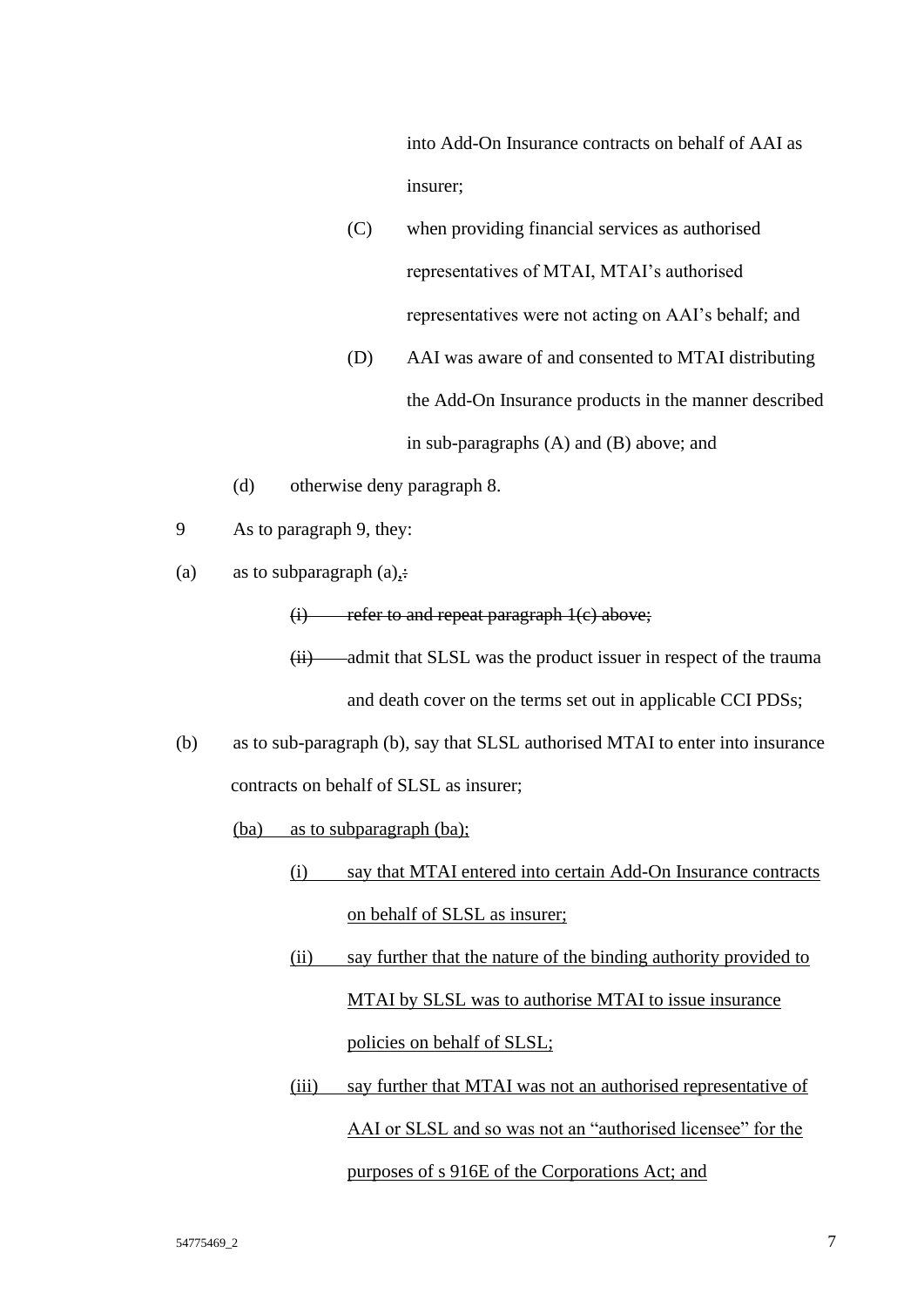into Add-On Insurance contracts on behalf of AAI as insurer;

(C) when providing financial services as authorised representatives of MTAI, MTAI's authorised representatives were not acting on AAI's behalf; and

(D) AAI was aware of and consented to MTAI distributing the Add-On Insurance products in the manner described in sub-paragraphs (A) and (B) above; and

(d) otherwise deny paragraph 8.

9 As to paragraph 9, they:

(a) as to subparagraph (a), ~~:~~

~~(i) refer to and repeat paragraph 1(c) above;~~

~~(ii)~~ admit that SLSL was the product issuer in respect of the trauma and death cover on the terms set out in applicable CCI PDSs;

(b) as to sub-paragraph (b), say that SLSL authorised MTAI to enter into insurance contracts on behalf of SLSL as insurer;

<u>(ba) as to subparagraph (ba);</u>

<u>(i) say that MTAI entered into certain Add-On Insurance contracts on behalf of SLSL as insurer;</u>

<u>(ii) say further that the nature of the binding authority provided to MTAI by SLSL was to authorise MTAI to issue insurance policies on behalf of SLSL;</u>

<u>(iii) say further that MTAI was not an authorised representative of AAI or SLSL and so was not an "authorised licensee" for the purposes of s 916E of the Corporations Act; and</u>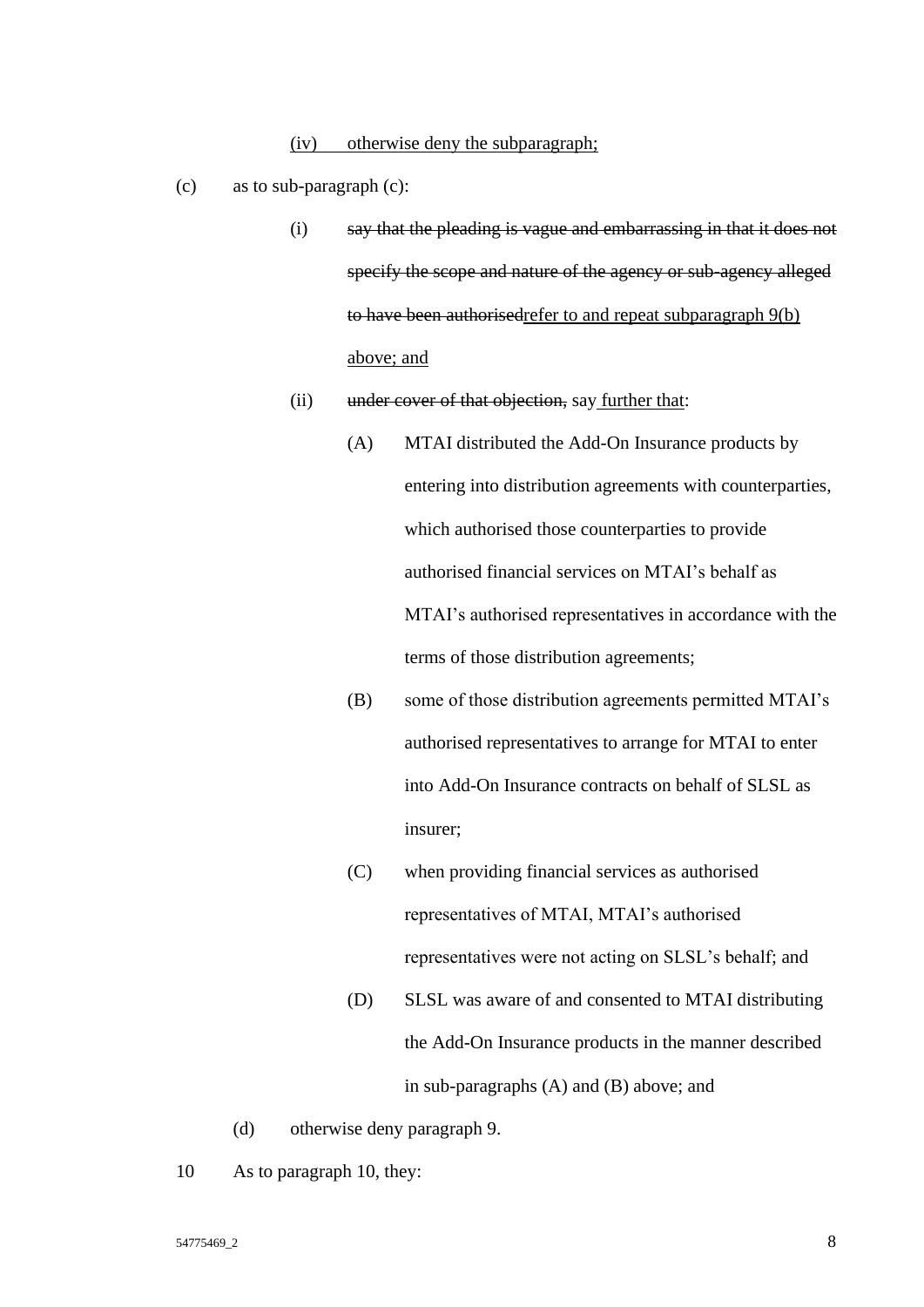(iv) otherwise deny the subparagraph;

(c) as to sub-paragraph (c):

(i) ~~say that the pleading is vague and embarrassing in that it does not specify the scope and nature of the agency or sub-agency alleged to have been authorised~~<u>refer to and repeat subparagraph 9(b) above; and</u>

(ii) ~~under cover of that objection,~~ say <u>further that</u>:

(A) MTAI distributed the Add-On Insurance products by entering into distribution agreements with counterparties, which authorised those counterparties to provide authorised financial services on MTAI's behalf as MTAI's authorised representatives in accordance with the terms of those distribution agreements;

(B) some of those distribution agreements permitted MTAI's authorised representatives to arrange for MTAI to enter into Add-On Insurance contracts on behalf of SLSL as insurer;

(C) when providing financial services as authorised representatives of MTAI, MTAI's authorised representatives were not acting on SLSL's behalf; and

(D) SLSL was aware of and consented to MTAI distributing the Add-On Insurance products in the manner described in sub-paragraphs (A) and (B) above; and

(d) otherwise deny paragraph 9.

10 As to paragraph 10, they: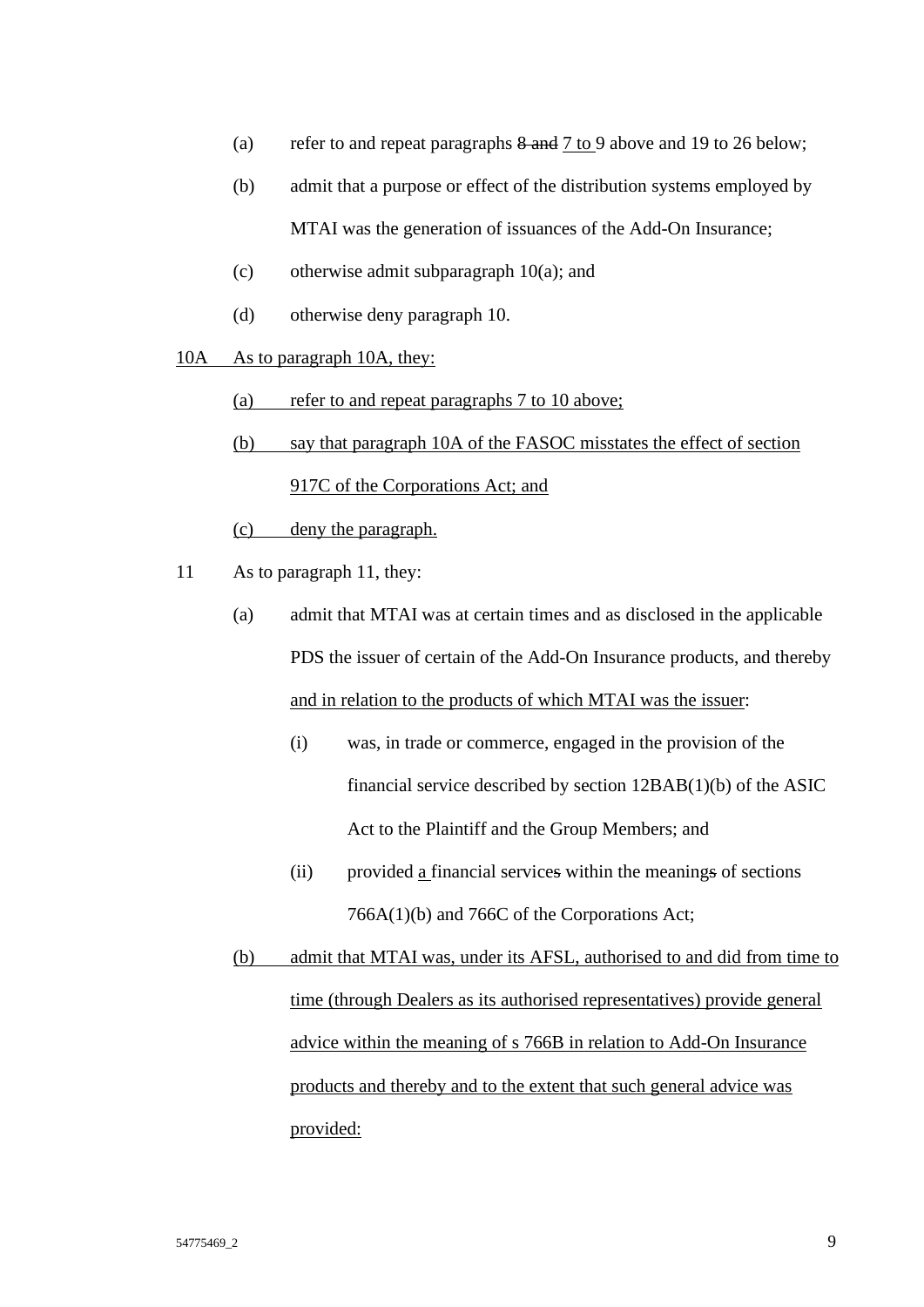(a) refer to and repeat paragraphs ~~8 and~~ <u>7 to</u> 9 above and 19 to 26 below;

(b) admit that a purpose or effect of the distribution systems employed by MTAI was the generation of issuances of the Add-On Insurance;

(c) otherwise admit subparagraph 10(a); and

(d) otherwise deny paragraph 10.

<u>10A As to paragraph 10A, they:</u>

<u>(a) refer to and repeat paragraphs 7 to 10 above;</u>

<u>(b) say that paragraph 10A of the FASOC misstates the effect of section 917C of the Corporations Act; and</u>

<u>(c) deny the paragraph.</u>

11 As to paragraph 11, they:

(a) admit that MTAI was at certain times and as disclosed in the applicable PDS the issuer of certain of the Add-On Insurance products, and thereby <u>and in relation to the products of which MTAI was the issuer</u>:

(i) was, in trade or commerce, engaged in the provision of the financial service described by section 12BAB(1)(b) of the ASIC Act to the Plaintiff and the Group Members; and

(ii) provided <u>a</u> financial service~~s~~ within the meaning~~s~~ of sections 766A(1)(b) and 766C of the Corporations Act;

<u>(b) admit that MTAI was, under its AFSL, authorised to and did from time to time (through Dealers as its authorised representatives) provide general advice within the meaning of s 766B in relation to Add-On Insurance products and thereby and to the extent that such general advice was provided:</u>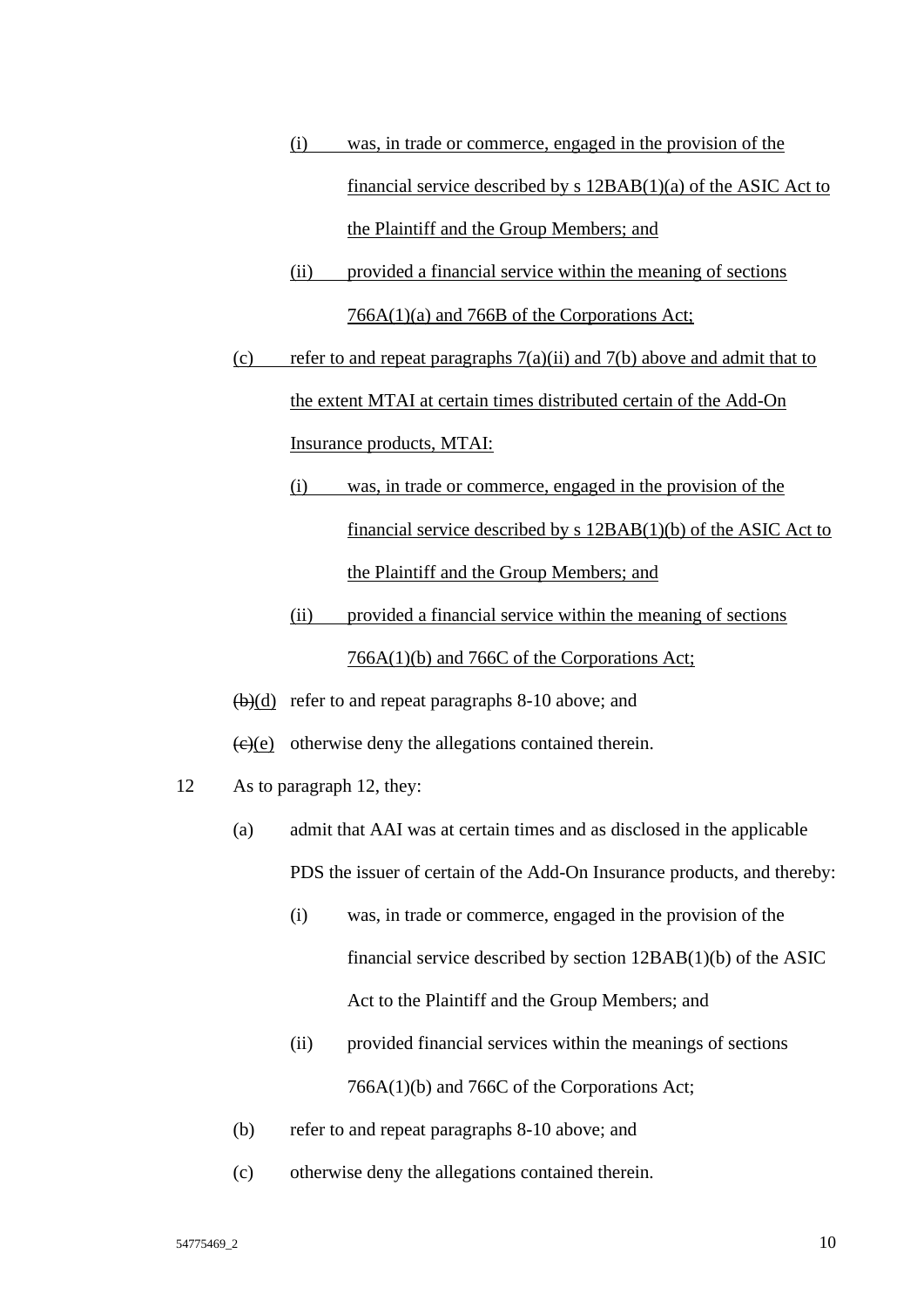(i) was, in trade or commerce, engaged in the provision of the financial service described by s 12BAB(1)(a) of the ASIC Act to the Plaintiff and the Group Members; and

(ii) provided a financial service within the meaning of sections 766A(1)(a) and 766B of the Corporations Act;

(c) refer to and repeat paragraphs 7(a)(ii) and 7(b) above and admit that to the extent MTAI at certain times distributed certain of the Add-On Insurance products, MTAI:

(i) was, in trade or commerce, engaged in the provision of the financial service described by s 12BAB(1)(b) of the ASIC Act to the Plaintiff and the Group Members; and

(ii) provided a financial service within the meaning of sections 766A(1)(b) and 766C of the Corporations Act;

~~(b)~~(d) refer to and repeat paragraphs 8-10 above; and

~~(c)~~(e) otherwise deny the allegations contained therein.

12 As to paragraph 12, they:

(a) admit that AAI was at certain times and as disclosed in the applicable PDS the issuer of certain of the Add-On Insurance products, and thereby:

(i) was, in trade or commerce, engaged in the provision of the financial service described by section 12BAB(1)(b) of the ASIC Act to the Plaintiff and the Group Members; and

(ii) provided financial services within the meanings of sections 766A(1)(b) and 766C of the Corporations Act;

(b) refer to and repeat paragraphs 8-10 above; and

(c) otherwise deny the allegations contained therein.

54775469_2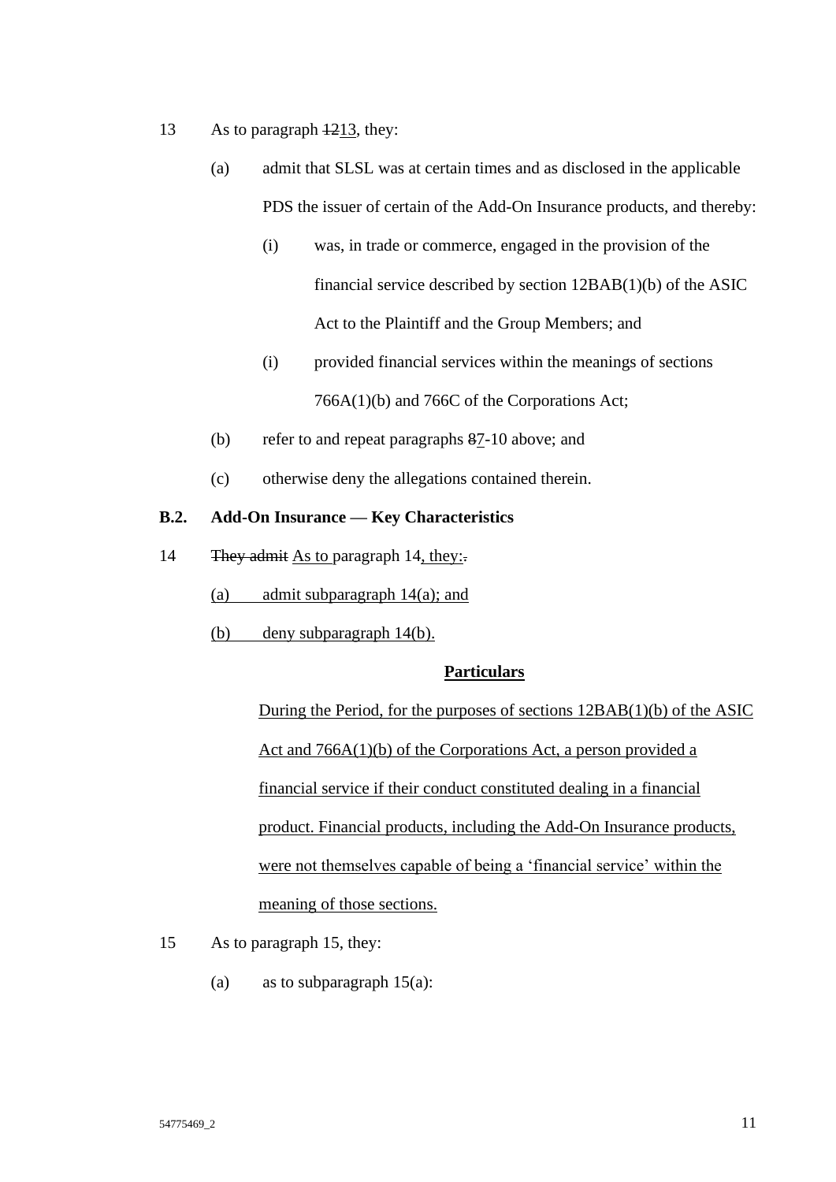13 As to paragraph ~~12~~<u>13</u>, they:

(a) admit that SLSL was at certain times and as disclosed in the applicable PDS the issuer of certain of the Add-On Insurance products, and thereby:

(i) was, in trade or commerce, engaged in the provision of the financial service described by section 12BAB(1)(b) of the ASIC Act to the Plaintiff and the Group Members; and

(i) provided financial services within the meanings of sections 766A(1)(b) and 766C of the Corporations Act;

(b) refer to and repeat paragraphs ~~8~~<u>7</u>-10 above; and

(c) otherwise deny the allegations contained therein.

**B.2. Add-On Insurance — Key Characteristics**

14 ~~They admit~~ <u>As to</u> paragraph 14<u>, they:</u>~~.~~

<u>(a) admit subparagraph 14(a); and</u>

<u>(b) deny subparagraph 14(b).</u>

**<u>Particulars</u>**

<u>During the Period, for the purposes of sections 12BAB(1)(b) of the ASIC Act and 766A(1)(b) of the Corporations Act, a person provided a financial service if their conduct constituted dealing in a financial product. Financial products, including the Add-On Insurance products, were not themselves capable of being a 'financial service' within the meaning of those sections.</u>

15 As to paragraph 15, they:

(a) as to subparagraph 15(a):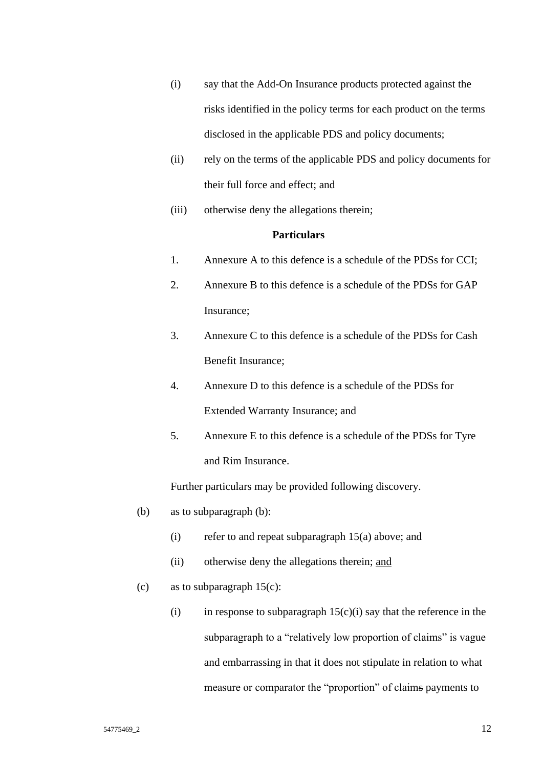(i) say that the Add-On Insurance products protected against the risks identified in the policy terms for each product on the terms disclosed in the applicable PDS and policy documents;

(ii) rely on the terms of the applicable PDS and policy documents for their full force and effect; and

(iii) otherwise deny the allegations therein;

**Particulars**

1. Annexure A to this defence is a schedule of the PDSs for CCI;

2. Annexure B to this defence is a schedule of the PDSs for GAP Insurance;

3. Annexure C to this defence is a schedule of the PDSs for Cash Benefit Insurance;

4. Annexure D to this defence is a schedule of the PDSs for Extended Warranty Insurance; and

5. Annexure E to this defence is a schedule of the PDSs for Tyre and Rim Insurance.

Further particulars may be provided following discovery.

(b) as to subparagraph (b):

(i) refer to and repeat subparagraph 15(a) above; and

(ii) otherwise deny the allegations therein; and

(c) as to subparagraph 15(c):

(i) in response to subparagraph 15(c)(i) say that the reference in the subparagraph to a "relatively low proportion of claims" is vague and embarrassing in that it does not stipulate in relation to what measure or comparator the "proportion" of claims payments to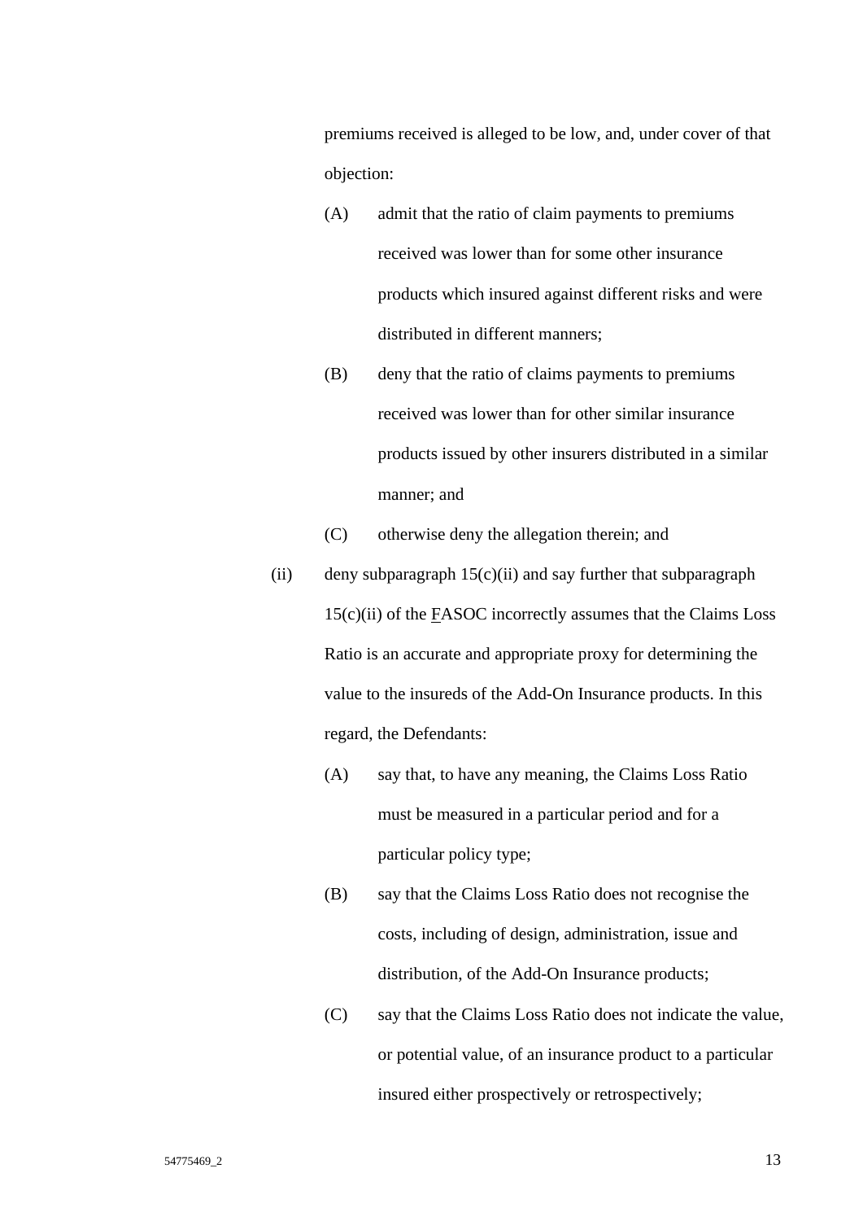premiums received is alleged to be low, and, under cover of that objection:

(A) admit that the ratio of claim payments to premiums received was lower than for some other insurance products which insured against different risks and were distributed in different manners;

(B) deny that the ratio of claims payments to premiums received was lower than for other similar insurance products issued by other insurers distributed in a similar manner; and

(C) otherwise deny the allegation therein; and

(ii) deny subparagraph 15(c)(ii) and say further that subparagraph 15(c)(ii) of the FASOC incorrectly assumes that the Claims Loss Ratio is an accurate and appropriate proxy for determining the value to the insureds of the Add-On Insurance products. In this regard, the Defendants:

(A) say that, to have any meaning, the Claims Loss Ratio must be measured in a particular period and for a particular policy type;

(B) say that the Claims Loss Ratio does not recognise the costs, including of design, administration, issue and distribution, of the Add-On Insurance products;

(C) say that the Claims Loss Ratio does not indicate the value, or potential value, of an insurance product to a particular insured either prospectively or retrospectively;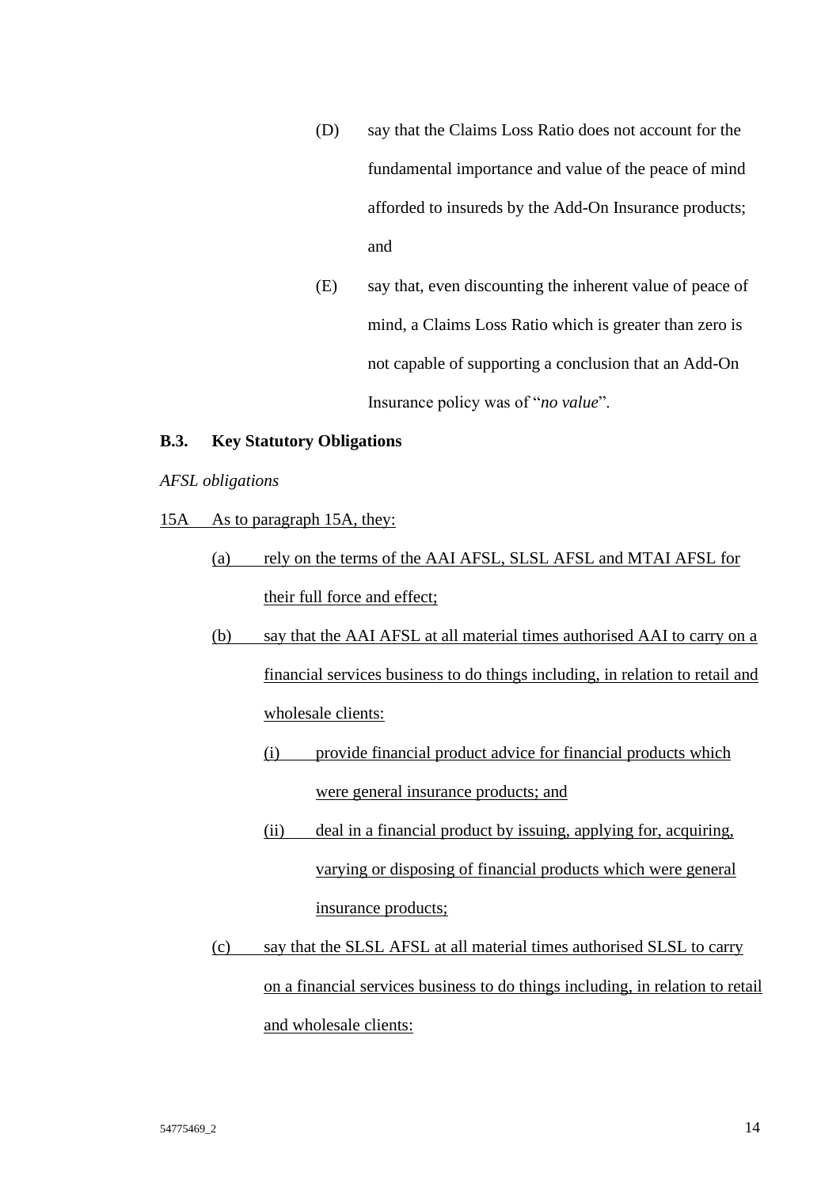(D) say that the Claims Loss Ratio does not account for the fundamental importance and value of the peace of mind afforded to insureds by the Add-On Insurance products; and

(E) say that, even discounting the inherent value of peace of mind, a Claims Loss Ratio which is greater than zero is not capable of supporting a conclusion that an Add-On Insurance policy was of "*no value*".

### B.3. Key Statutory Obligations

*AFSL obligations*

15A As to paragraph 15A, they:

(a) rely on the terms of the AAI AFSL, SLSL AFSL and MTAI AFSL for their full force and effect;

(b) say that the AAI AFSL at all material times authorised AAI to carry on a financial services business to do things including, in relation to retail and wholesale clients:

(i) provide financial product advice for financial products which were general insurance products; and

(ii) deal in a financial product by issuing, applying for, acquiring, varying or disposing of financial products which were general insurance products;

(c) say that the SLSL AFSL at all material times authorised SLSL to carry on a financial services business to do things including, in relation to retail and wholesale clients: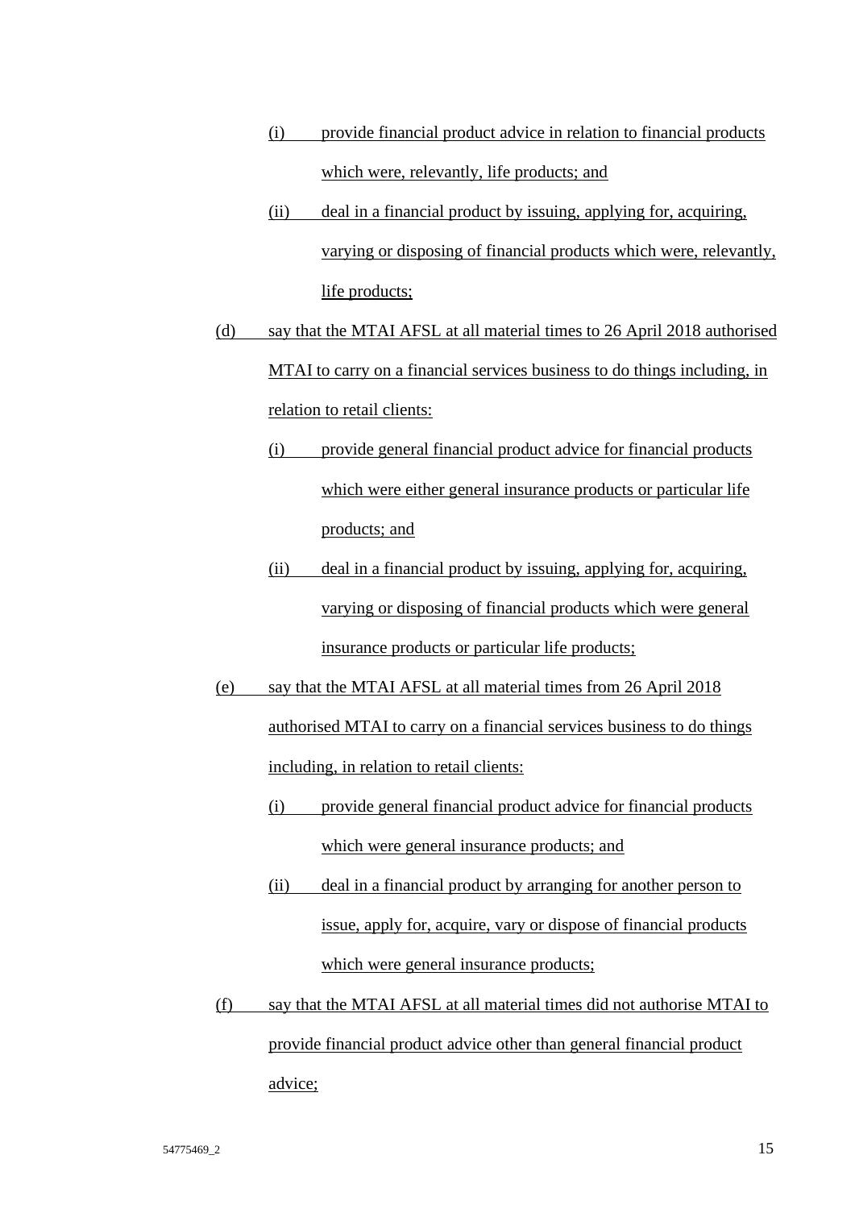- (i) provide financial product advice in relation to financial products which were, relevantly, life products; and
- (ii) deal in a financial product by issuing, applying for, acquiring, varying or disposing of financial products which were, relevantly, life products;

(d) say that the MTAI AFSL at all material times to 26 April 2018 authorised MTAI to carry on a financial services business to do things including, in relation to retail clients:

- (i) provide general financial product advice for financial products which were either general insurance products or particular life products; and
- (ii) deal in a financial product by issuing, applying for, acquiring, varying or disposing of financial products which were general insurance products or particular life products;

(e) say that the MTAI AFSL at all material times from 26 April 2018 authorised MTAI to carry on a financial services business to do things including, in relation to retail clients:

- (i) provide general financial product advice for financial products which were general insurance products; and
- (ii) deal in a financial product by arranging for another person to issue, apply for, acquire, vary or dispose of financial products which were general insurance products;

(f) say that the MTAI AFSL at all material times did not authorise MTAI to provide financial product advice other than general financial product advice;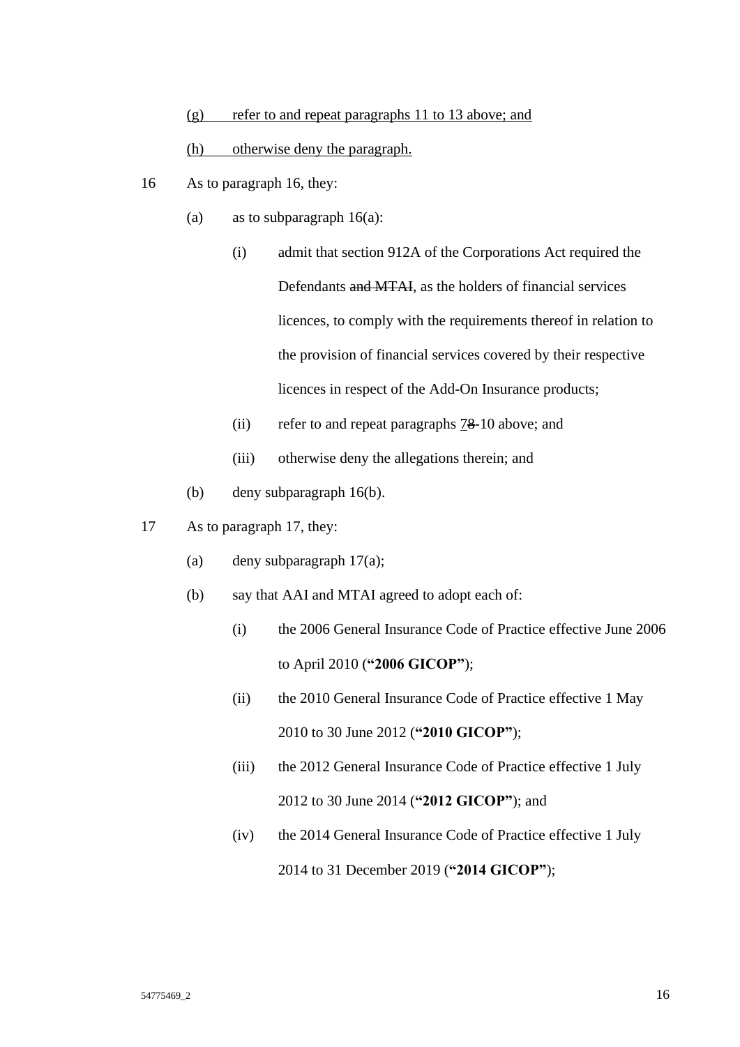(g) refer to and repeat paragraphs 11 to 13 above; and

(h) otherwise deny the paragraph.

16 As to paragraph 16, they:

(a) as to subparagraph 16(a):

(i) admit that section 912A of the Corporations Act required the Defendants ~~and MTAI~~, as the holders of financial services licences, to comply with the requirements thereof in relation to the provision of financial services covered by their respective licences in respect of the Add-On Insurance products;

(ii) refer to and repeat paragraphs 7~~8~~-10 above; and

(iii) otherwise deny the allegations therein; and

(b) deny subparagraph 16(b).

17 As to paragraph 17, they:

(a) deny subparagraph 17(a);

(b) say that AAI and MTAI agreed to adopt each of:

(i) the 2006 General Insurance Code of Practice effective June 2006 to April 2010 (**"2006 GICOP"**);

(ii) the 2010 General Insurance Code of Practice effective 1 May 2010 to 30 June 2012 (**"2010 GICOP"**);

(iii) the 2012 General Insurance Code of Practice effective 1 July 2012 to 30 June 2014 (**"2012 GICOP"**); and

(iv) the 2014 General Insurance Code of Practice effective 1 July 2014 to 31 December 2019 (**"2014 GICOP"**);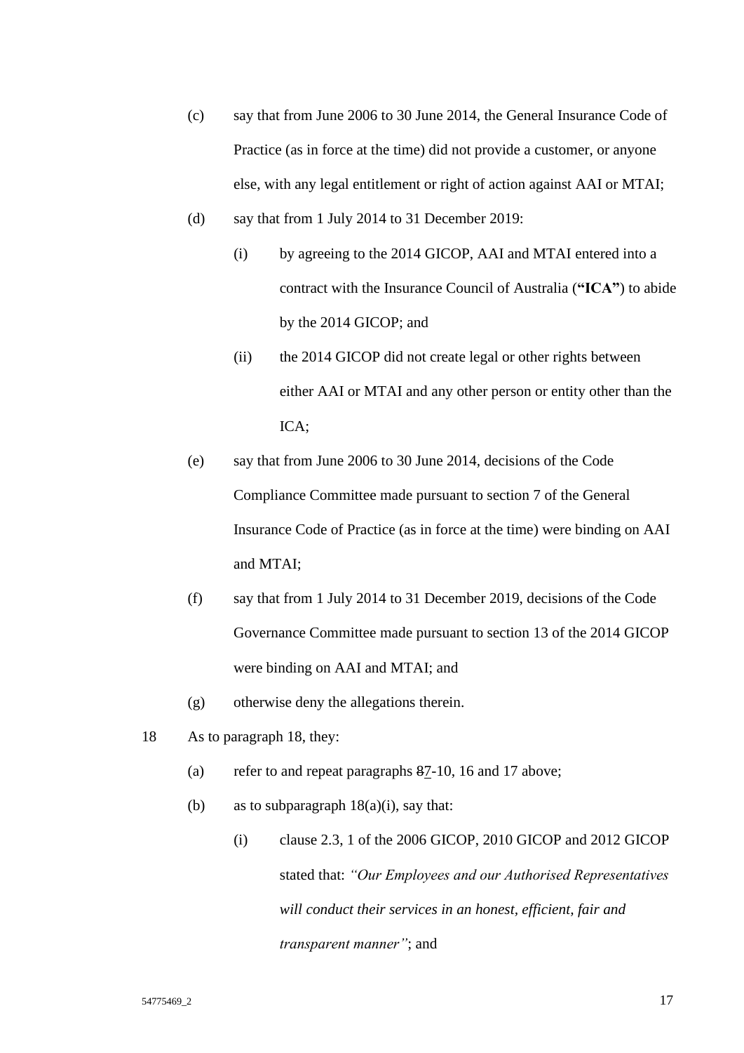(c) say that from June 2006 to 30 June 2014, the General Insurance Code of Practice (as in force at the time) did not provide a customer, or anyone else, with any legal entitlement or right of action against AAI or MTAI;

(d) say that from 1 July 2014 to 31 December 2019:

   (i) by agreeing to the 2014 GICOP, AAI and MTAI entered into a contract with the Insurance Council of Australia (**"ICA"**) to abide by the 2014 GICOP; and

   (ii) the 2014 GICOP did not create legal or other rights between either AAI or MTAI and any other person or entity other than the ICA;

(e) say that from June 2006 to 30 June 2014, decisions of the Code Compliance Committee made pursuant to section 7 of the General Insurance Code of Practice (as in force at the time) were binding on AAI and MTAI;

(f) say that from 1 July 2014 to 31 December 2019, decisions of the Code Governance Committee made pursuant to section 13 of the 2014 GICOP were binding on AAI and MTAI; and

(g) otherwise deny the allegations therein.

18 As to paragraph 18, they:

(a) refer to and repeat paragraphs ~~8~~7-10, 16 and 17 above;

(b) as to subparagraph 18(a)(i), say that:

   (i) clause 2.3, 1 of the 2006 GICOP, 2010 GICOP and 2012 GICOP stated that: *"Our Employees and our Authorised Representatives will conduct their services in an honest, efficient, fair and transparent manner"*; and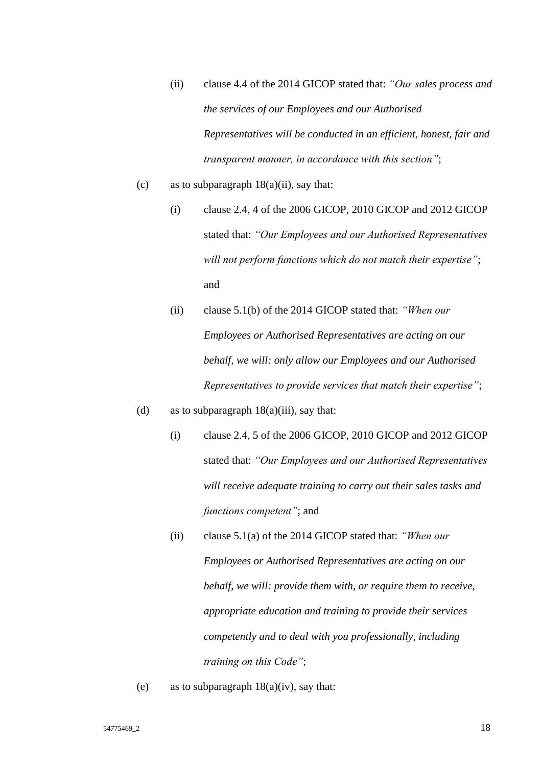(ii) clause 4.4 of the 2014 GICOP stated that: *"Our sales process and the services of our Employees and our Authorised Representatives will be conducted in an efficient, honest, fair and transparent manner, in accordance with this section"*;

(c) as to subparagraph 18(a)(ii), say that:

(i) clause 2.4, 4 of the 2006 GICOP, 2010 GICOP and 2012 GICOP stated that: *"Our Employees and our Authorised Representatives will not perform functions which do not match their expertise"*; and

(ii) clause 5.1(b) of the 2014 GICOP stated that: *"When our Employees or Authorised Representatives are acting on our behalf, we will: only allow our Employees and our Authorised Representatives to provide services that match their expertise"*;

(d) as to subparagraph 18(a)(iii), say that:

(i) clause 2.4, 5 of the 2006 GICOP, 2010 GICOP and 2012 GICOP stated that: *"Our Employees and our Authorised Representatives will receive adequate training to carry out their sales tasks and functions competent"*; and

(ii) clause 5.1(a) of the 2014 GICOP stated that: *"When our Employees or Authorised Representatives are acting on our behalf, we will: provide them with, or require them to receive, appropriate education and training to provide their services competently and to deal with you professionally, including training on this Code"*;

(e) as to subparagraph 18(a)(iv), say that: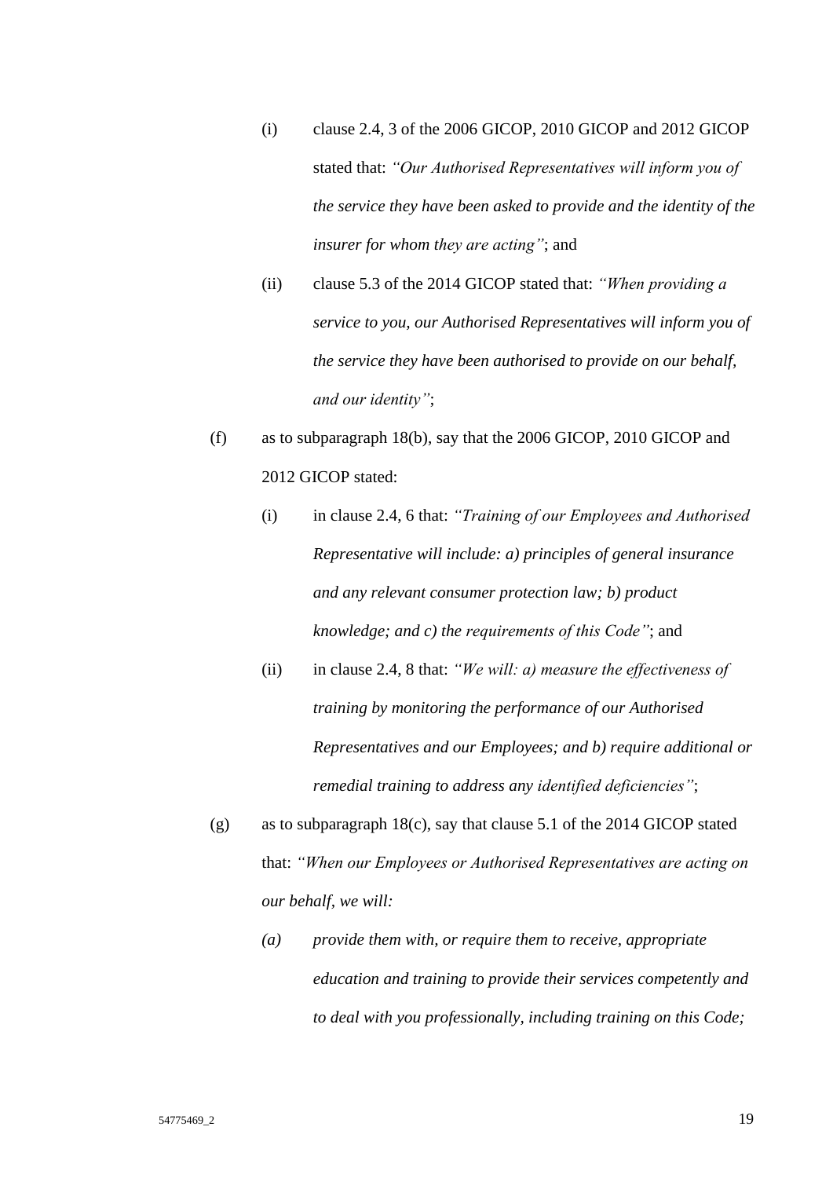(i) clause 2.4, 3 of the 2006 GICOP, 2010 GICOP and 2012 GICOP stated that: *"Our Authorised Representatives will inform you of the service they have been asked to provide and the identity of the insurer for whom they are acting"*; and

(ii) clause 5.3 of the 2014 GICOP stated that: *"When providing a service to you, our Authorised Representatives will inform you of the service they have been authorised to provide on our behalf, and our identity"*;

(f) as to subparagraph 18(b), say that the 2006 GICOP, 2010 GICOP and 2012 GICOP stated:

(i) in clause 2.4, 6 that: *"Training of our Employees and Authorised Representative will include: a) principles of general insurance and any relevant consumer protection law; b) product knowledge; and c) the requirements of this Code"*; and

(ii) in clause 2.4, 8 that: *"We will: a) measure the effectiveness of training by monitoring the performance of our Authorised Representatives and our Employees; and b) require additional or remedial training to address any identified deficiencies"*;

(g) as to subparagraph 18(c), say that clause 5.1 of the 2014 GICOP stated that: *"When our Employees or Authorised Representatives are acting on our behalf, we will:*

*(a) provide them with, or require them to receive, appropriate education and training to provide their services competently and to deal with you professionally, including training on this Code;*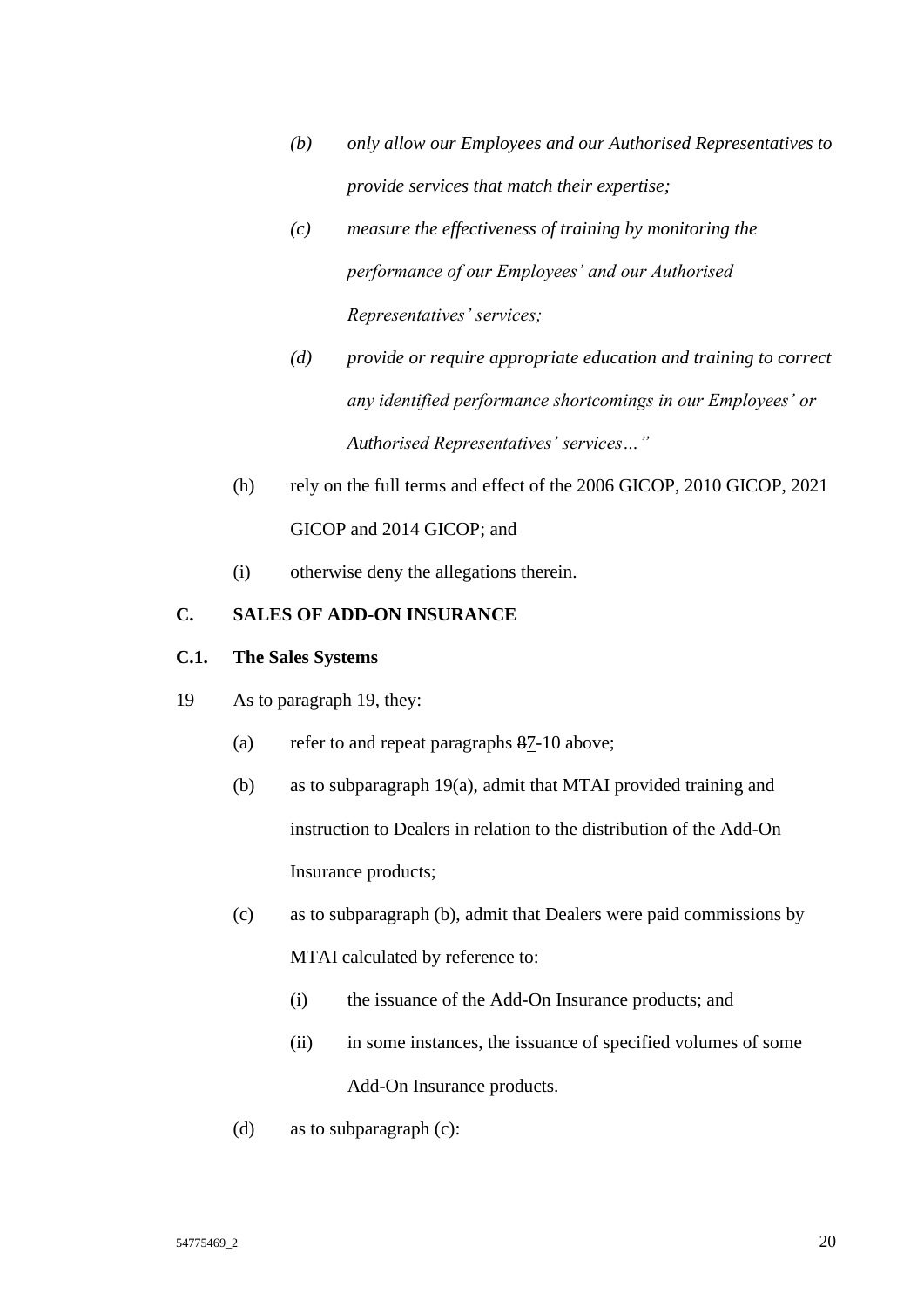> *(b) only allow our Employees and our Authorised Representatives to provide services that match their expertise;*
>
> *(c) measure the effectiveness of training by monitoring the performance of our Employees' and our Authorised Representatives' services;*
>
> *(d) provide or require appropriate education and training to correct any identified performance shortcomings in our Employees' or Authorised Representatives' services…"*

(h) rely on the full terms and effect of the 2006 GICOP, 2010 GICOP, 2021 GICOP and 2014 GICOP; and

(i) otherwise deny the allegations therein.

## C. SALES OF ADD-ON INSURANCE

### C.1. The Sales Systems

19 As to paragraph 19, they:

(a) refer to and repeat paragraphs ~~8~~7-10 above;

(b) as to subparagraph 19(a), admit that MTAI provided training and instruction to Dealers in relation to the distribution of the Add-On Insurance products;

(c) as to subparagraph (b), admit that Dealers were paid commissions by MTAI calculated by reference to:

- (i) the issuance of the Add-On Insurance products; and
- (ii) in some instances, the issuance of specified volumes of some Add-On Insurance products.

(d) as to subparagraph (c):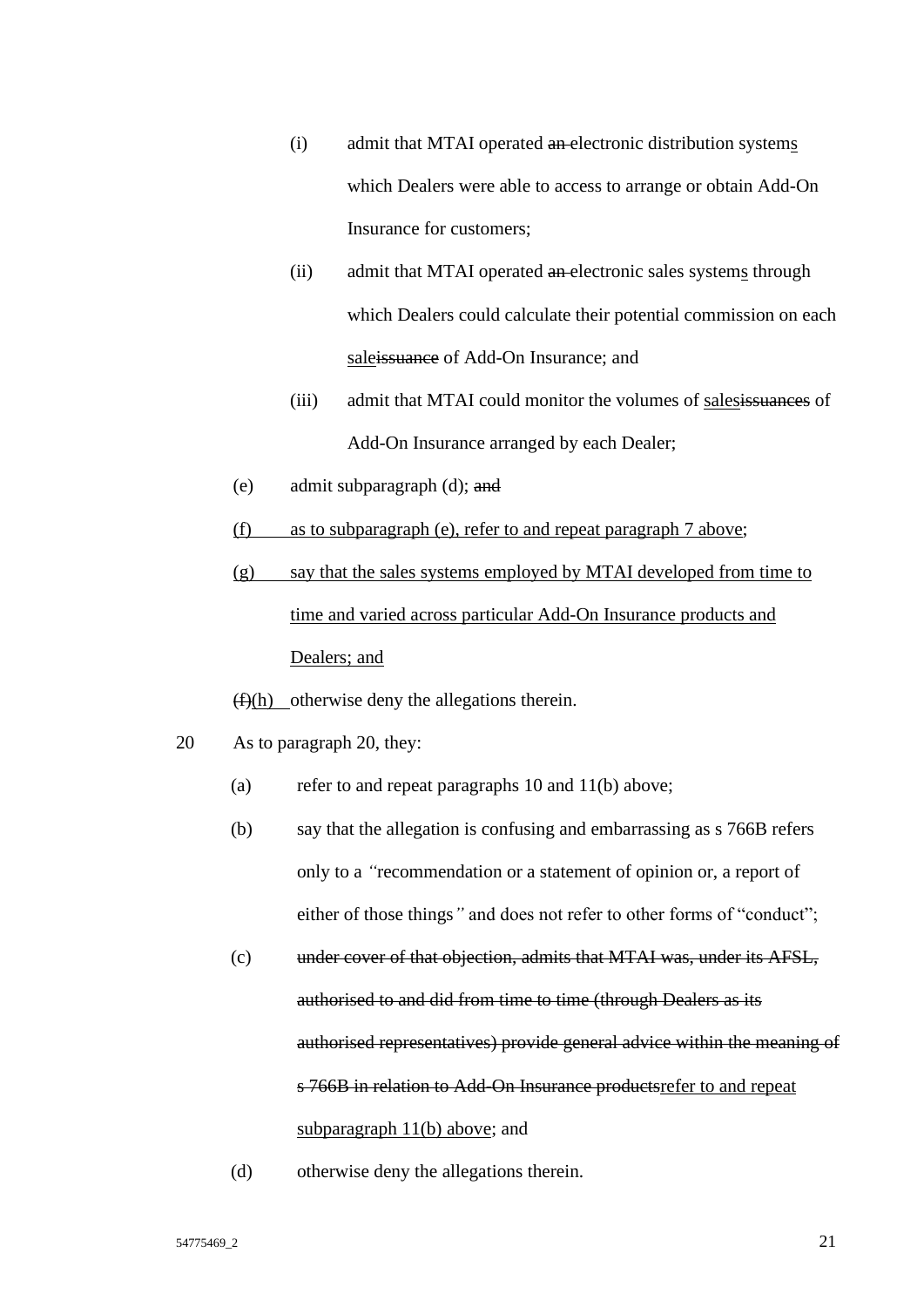(i) admit that MTAI operated ~~an~~ electronic distribution system<u>s</u> which Dealers were able to access to arrange or obtain Add-On Insurance for customers;

(ii) admit that MTAI operated ~~an~~ electronic sales system<u>s</u> through which Dealers could calculate their potential commission on each <u>sale</u>~~issuance~~ of Add-On Insurance; and

(iii) admit that MTAI could monitor the volumes of <u>sales</u>~~issuances~~ of Add-On Insurance arranged by each Dealer;

(e) admit subparagraph (d); ~~and~~

<u>(f) as to subparagraph (e), refer to and repeat paragraph 7 above</u>;

<u>(g) say that the sales systems employed by MTAI developed from time to time and varied across particular Add-On Insurance products and Dealers; and</u>

~~(f)~~<u>(h)</u> otherwise deny the allegations therein.

20 As to paragraph 20, they:

(a) refer to and repeat paragraphs 10 and 11(b) above;

(b) say that the allegation is confusing and embarrassing as s 766B refers only to a *"*recommendation or a statement of opinion or, a report of either of those things*"* and does not refer to other forms of "conduct";

(c) ~~under cover of that objection, admits that MTAI was, under its AFSL, authorised to and did from time to time (through Dealers as its authorised representatives) provide general advice within the meaning of s 766B in relation to Add-On Insurance products~~<u>refer to and repeat subparagraph 11(b) above</u>; and

(d) otherwise deny the allegations therein.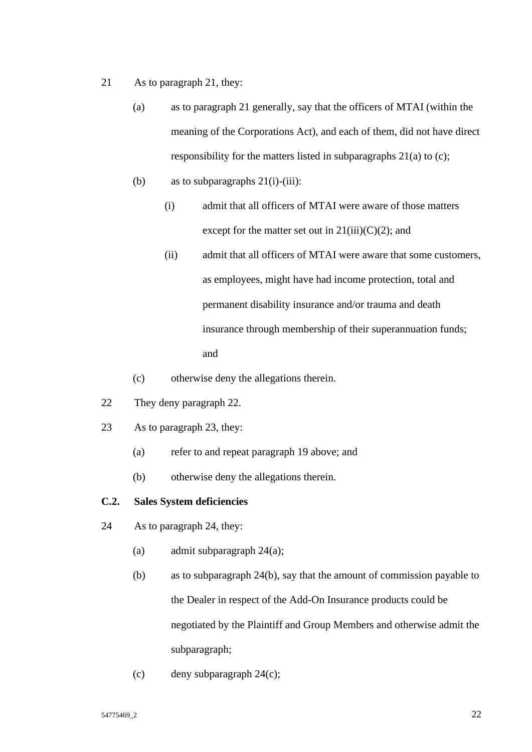21 As to paragraph 21, they:

(a) as to paragraph 21 generally, say that the officers of MTAI (within the meaning of the Corporations Act), and each of them, did not have direct responsibility for the matters listed in subparagraphs 21(a) to (c);

(b) as to subparagraphs 21(i)-(iii):

(i) admit that all officers of MTAI were aware of those matters except for the matter set out in 21(iii)(C)(2); and

(ii) admit that all officers of MTAI were aware that some customers, as employees, might have had income protection, total and permanent disability insurance and/or trauma and death insurance through membership of their superannuation funds; and

(c) otherwise deny the allegations therein.

22 They deny paragraph 22.

23 As to paragraph 23, they:

(a) refer to and repeat paragraph 19 above; and

(b) otherwise deny the allegations therein.

**C.2. Sales System deficiencies**

24 As to paragraph 24, they:

(a) admit subparagraph 24(a);

(b) as to subparagraph 24(b), say that the amount of commission payable to the Dealer in respect of the Add-On Insurance products could be negotiated by the Plaintiff and Group Members and otherwise admit the subparagraph;

(c) deny subparagraph 24(c);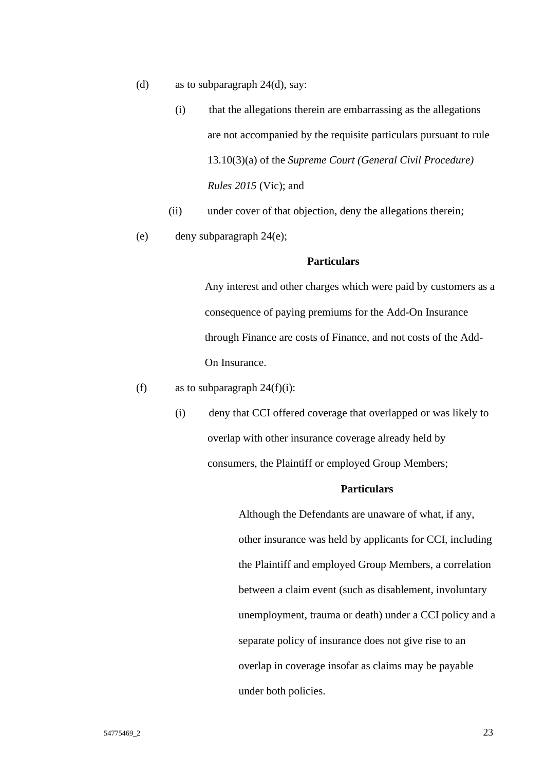(d) as to subparagraph 24(d), say:

  (i) that the allegations therein are embarrassing as the allegations are not accompanied by the requisite particulars pursuant to rule 13.10(3)(a) of the *Supreme Court (General Civil Procedure) Rules 2015* (Vic); and

  (ii) under cover of that objection, deny the allegations therein;

(e) deny subparagraph 24(e);

**Particulars**

Any interest and other charges which were paid by customers as a consequence of paying premiums for the Add-On Insurance through Finance are costs of Finance, and not costs of the Add-On Insurance.

(f) as to subparagraph 24(f)(i):

  (i) deny that CCI offered coverage that overlapped or was likely to overlap with other insurance coverage already held by consumers, the Plaintiff or employed Group Members;

**Particulars**

Although the Defendants are unaware of what, if any, other insurance was held by applicants for CCI, including the Plaintiff and employed Group Members, a correlation between a claim event (such as disablement, involuntary unemployment, trauma or death) under a CCI policy and a separate policy of insurance does not give rise to an overlap in coverage insofar as claims may be payable under both policies.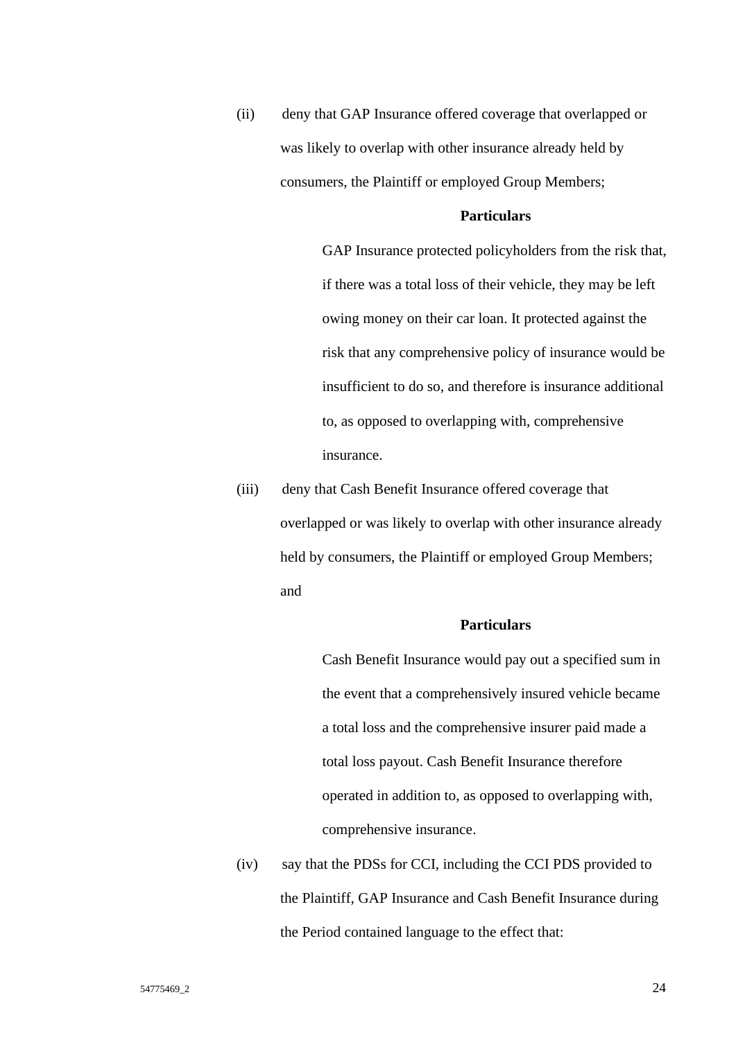(ii) deny that GAP Insurance offered coverage that overlapped or was likely to overlap with other insurance already held by consumers, the Plaintiff or employed Group Members;

**Particulars**

GAP Insurance protected policyholders from the risk that, if there was a total loss of their vehicle, they may be left owing money on their car loan. It protected against the risk that any comprehensive policy of insurance would be insufficient to do so, and therefore is insurance additional to, as opposed to overlapping with, comprehensive insurance.

(iii) deny that Cash Benefit Insurance offered coverage that overlapped or was likely to overlap with other insurance already held by consumers, the Plaintiff or employed Group Members; and

**Particulars**

Cash Benefit Insurance would pay out a specified sum in the event that a comprehensively insured vehicle became a total loss and the comprehensive insurer paid made a total loss payout. Cash Benefit Insurance therefore operated in addition to, as opposed to overlapping with, comprehensive insurance.

(iv) say that the PDSs for CCI, including the CCI PDS provided to the Plaintiff, GAP Insurance and Cash Benefit Insurance during the Period contained language to the effect that: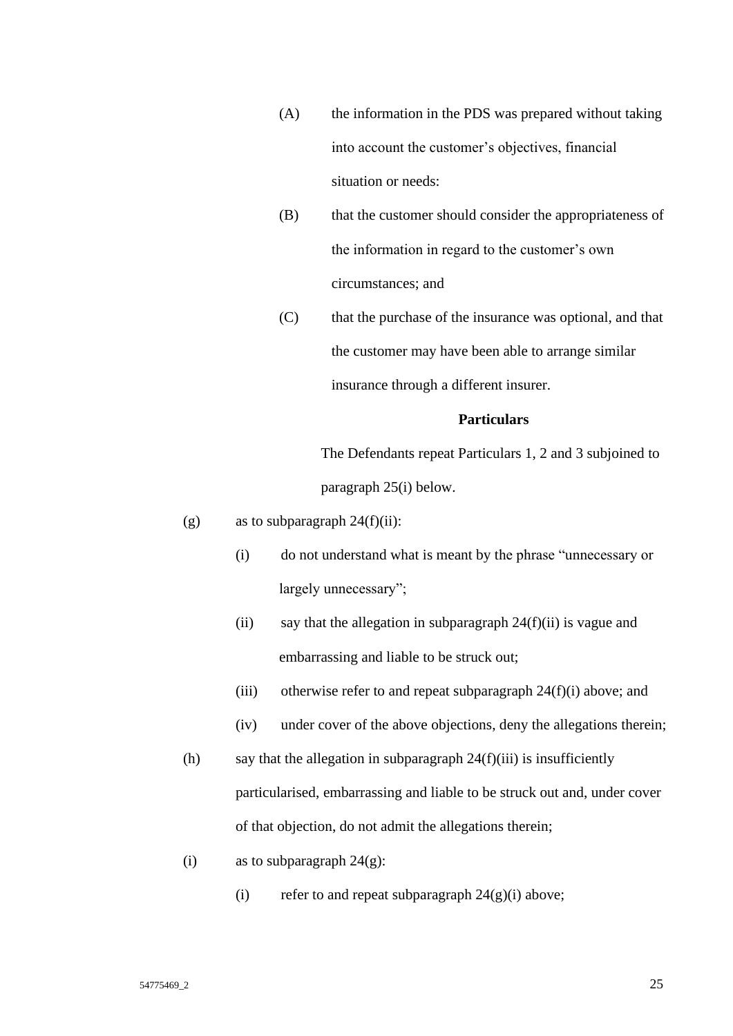(A) the information in the PDS was prepared without taking into account the customer's objectives, financial situation or needs:

(B) that the customer should consider the appropriateness of the information in regard to the customer's own circumstances; and

(C) that the purchase of the insurance was optional, and that the customer may have been able to arrange similar insurance through a different insurer.

**Particulars**

The Defendants repeat Particulars 1, 2 and 3 subjoined to paragraph 25(i) below.

(g) as to subparagraph 24(f)(ii):

(i) do not understand what is meant by the phrase "unnecessary or largely unnecessary";

(ii) say that the allegation in subparagraph 24(f)(ii) is vague and embarrassing and liable to be struck out;

(iii) otherwise refer to and repeat subparagraph 24(f)(i) above; and

(iv) under cover of the above objections, deny the allegations therein;

(h) say that the allegation in subparagraph 24(f)(iii) is insufficiently particularised, embarrassing and liable to be struck out and, under cover of that objection, do not admit the allegations therein;

(i) as to subparagraph 24(g):

(i) refer to and repeat subparagraph 24(g)(i) above;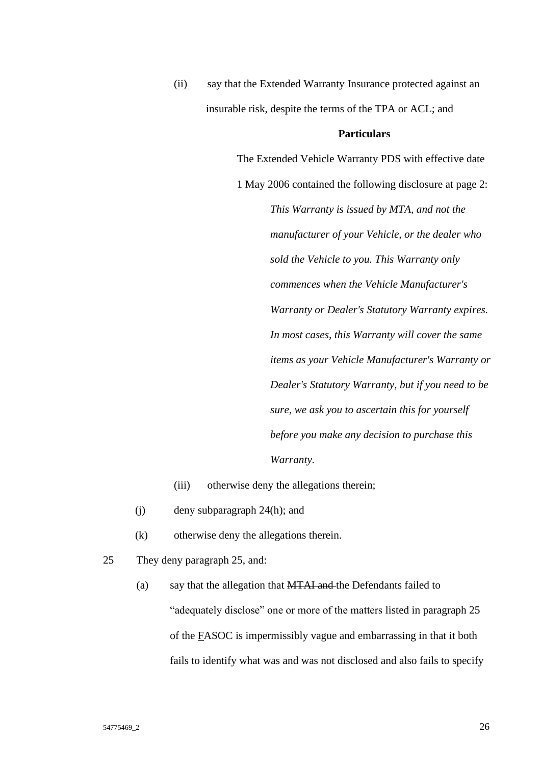(ii) say that the Extended Warranty Insurance protected against an insurable risk, despite the terms of the TPA or ACL; and

**Particulars**

The Extended Vehicle Warranty PDS with effective date 1 May 2006 contained the following disclosure at page 2:

> *This Warranty is issued by MTA, and not the manufacturer of your Vehicle, or the dealer who sold the Vehicle to you. This Warranty only commences when the Vehicle Manufacturer's Warranty or Dealer's Statutory Warranty expires. In most cases, this Warranty will cover the same items as your Vehicle Manufacturer's Warranty or Dealer's Statutory Warranty, but if you need to be sure, we ask you to ascertain this for yourself before you make any decision to purchase this Warranty.*

(iii) otherwise deny the allegations therein;

(j) deny subparagraph 24(h); and

(k) otherwise deny the allegations therein.

25 They deny paragraph 25, and:

(a) say that the allegation that ~~MTAI and~~ the Defendants failed to “adequately disclose” one or more of the matters listed in paragraph 25 of the <u>F</u>ASOC is impermissibly vague and embarrassing in that it both fails to identify what was and was not disclosed and also fails to specify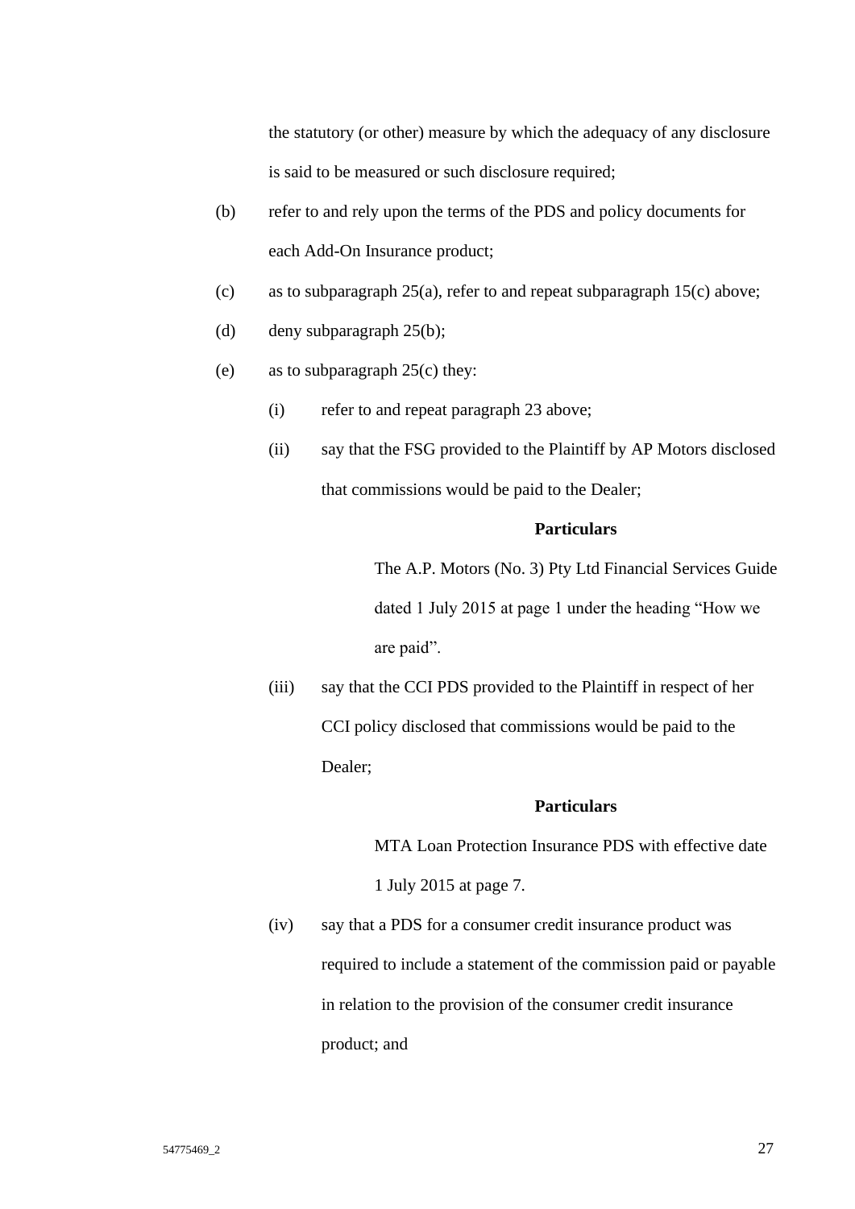the statutory (or other) measure by which the adequacy of any disclosure is said to be measured or such disclosure required;

(b) refer to and rely upon the terms of the PDS and policy documents for each Add-On Insurance product;

(c) as to subparagraph 25(a), refer to and repeat subparagraph 15(c) above;

(d) deny subparagraph 25(b);

(e) as to subparagraph 25(c) they:

 (i) refer to and repeat paragraph 23 above;

 (ii) say that the FSG provided to the Plaintiff by AP Motors disclosed that commissions would be paid to the Dealer;

 **Particulars**

 The A.P. Motors (No. 3) Pty Ltd Financial Services Guide dated 1 July 2015 at page 1 under the heading "How we are paid".

 (iii) say that the CCI PDS provided to the Plaintiff in respect of her CCI policy disclosed that commissions would be paid to the Dealer;

 **Particulars**

 MTA Loan Protection Insurance PDS with effective date 1 July 2015 at page 7.

 (iv) say that a PDS for a consumer credit insurance product was required to include a statement of the commission paid or payable in relation to the provision of the consumer credit insurance product; and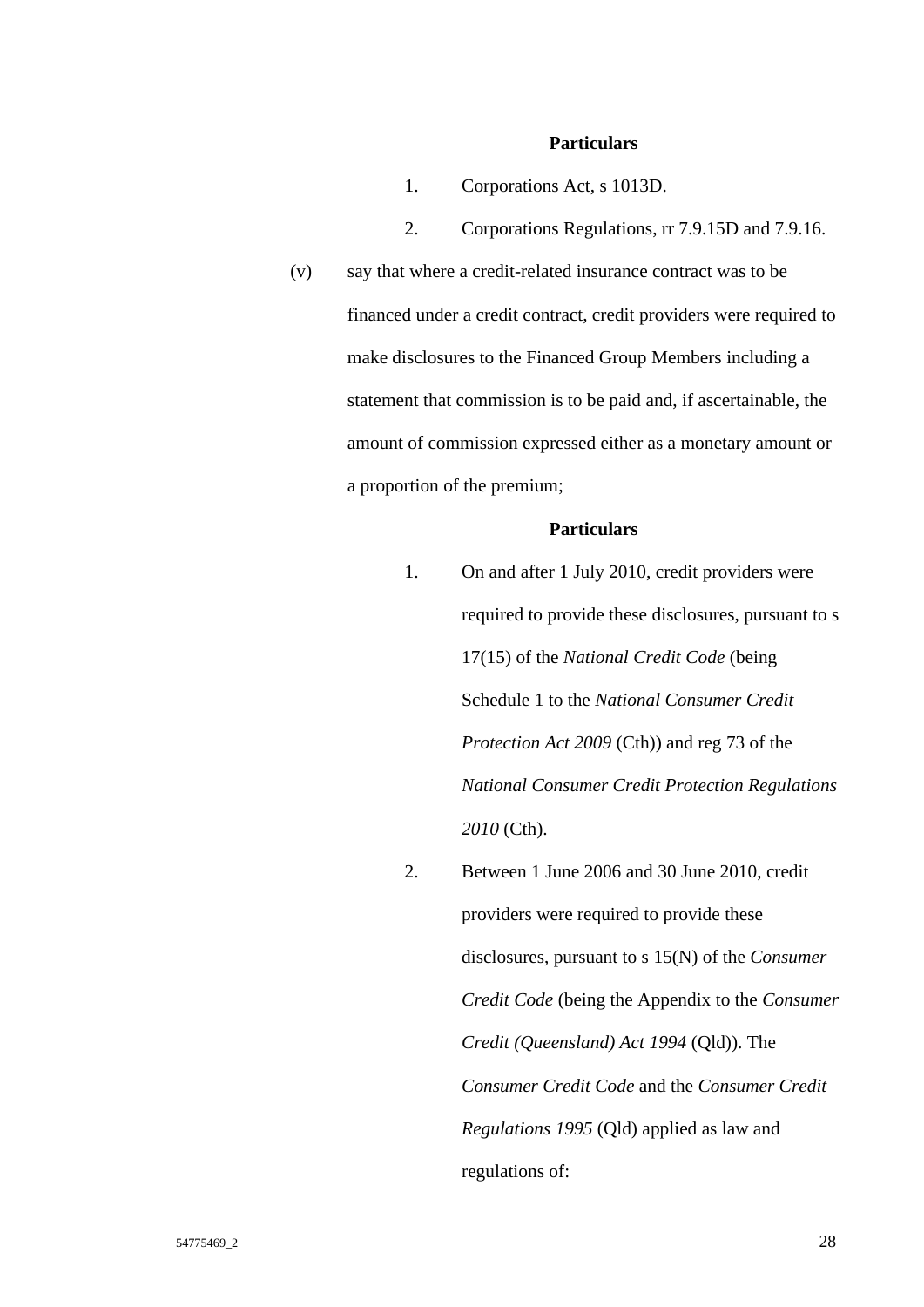**Particulars**

1. Corporations Act, s 1013D.
2. Corporations Regulations, rr 7.9.15D and 7.9.16.

(v) say that where a credit-related insurance contract was to be financed under a credit contract, credit providers were required to make disclosures to the Financed Group Members including a statement that commission is to be paid and, if ascertainable, the amount of commission expressed either as a monetary amount or a proportion of the premium;

**Particulars**

1. On and after 1 July 2010, credit providers were required to provide these disclosures, pursuant to s 17(15) of the *National Credit Code* (being Schedule 1 to the *National Consumer Credit Protection Act 2009* (Cth)) and reg 73 of the *National Consumer Credit Protection Regulations 2010* (Cth).
2. Between 1 June 2006 and 30 June 2010, credit providers were required to provide these disclosures, pursuant to s 15(N) of the *Consumer Credit Code* (being the Appendix to the *Consumer Credit (Queensland) Act 1994* (Qld)). The *Consumer Credit Code* and the *Consumer Credit Regulations 1995* (Qld) applied as law and regulations of:

54775469_2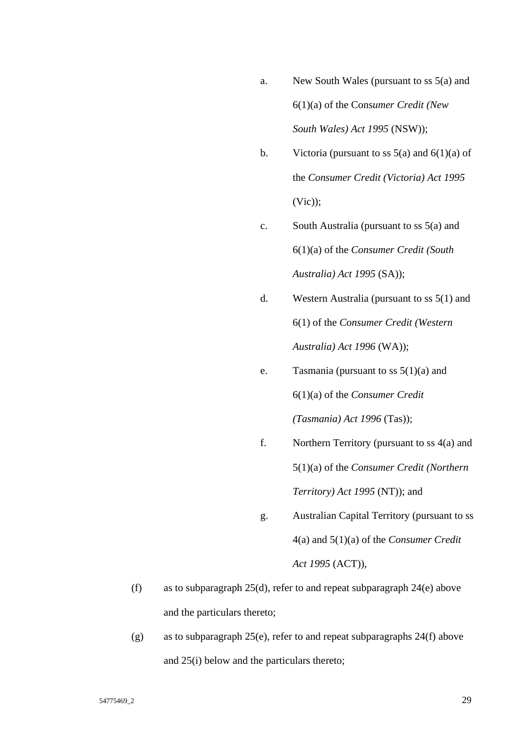a. New South Wales (pursuant to ss 5(a) and 6(1)(a) of the Cons*umer Credit (New South Wales) Act 1995* (NSW));

b. Victoria (pursuant to ss 5(a) and 6(1)(a) of the *Consumer Credit (Victoria) Act 1995* (Vic));

c. South Australia (pursuant to ss 5(a) and 6(1)(a) of the *Consumer Credit (South Australia) Act 1995* (SA));

d. Western Australia (pursuant to ss 5(1) and 6(1) of the *Consumer Credit (Western Australia) Act 1996* (WA));

e. Tasmania (pursuant to ss 5(1)(a) and 6(1)(a) of the *Consumer Credit (Tasmania) Act 1996* (Tas));

f. Northern Territory (pursuant to ss 4(a) and 5(1)(a) of the *Consumer Credit (Northern Territory) Act 1995* (NT)); and

g. Australian Capital Territory (pursuant to ss 4(a) and 5(1)(a) of the *Consumer Credit Act 1995* (ACT)),

(f) as to subparagraph 25(d), refer to and repeat subparagraph 24(e) above and the particulars thereto;

(g) as to subparagraph 25(e), refer to and repeat subparagraphs 24(f) above and 25(i) below and the particulars thereto;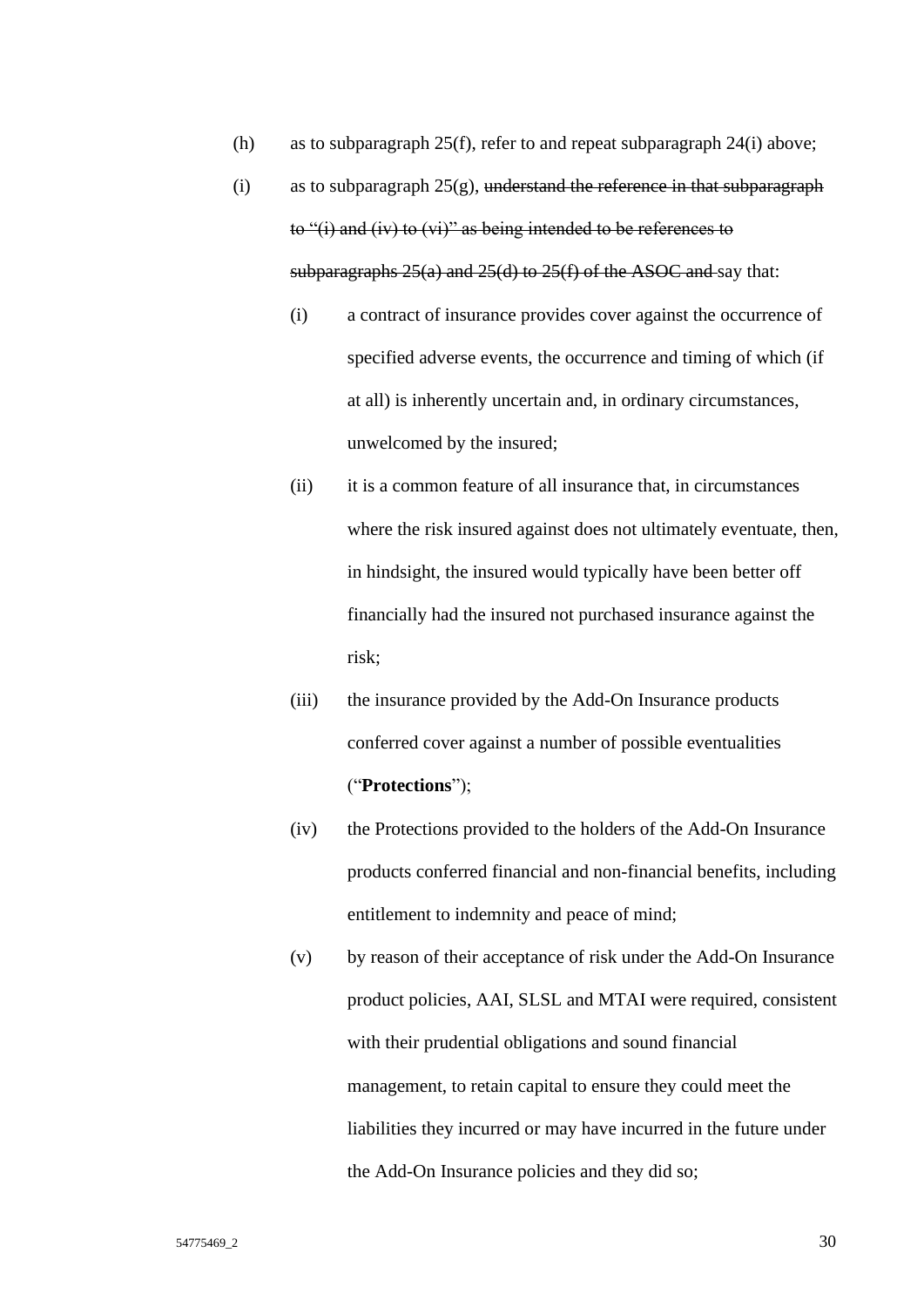(h) as to subparagraph 25(f), refer to and repeat subparagraph 24(i) above;

(i) as to subparagraph 25(g), ~~understand the reference in that subparagraph to "(i) and (iv) to (vi)" as being intended to be references to subparagraphs 25(a) and 25(d) to 25(f) of the ASOC and~~ say that:

   (i) a contract of insurance provides cover against the occurrence of specified adverse events, the occurrence and timing of which (if at all) is inherently uncertain and, in ordinary circumstances, unwelcomed by the insured;

   (ii) it is a common feature of all insurance that, in circumstances where the risk insured against does not ultimately eventuate, then, in hindsight, the insured would typically have been better off financially had the insured not purchased insurance against the risk;

   (iii) the insurance provided by the Add-On Insurance products conferred cover against a number of possible eventualities ("**Protections**");

   (iv) the Protections provided to the holders of the Add-On Insurance products conferred financial and non-financial benefits, including entitlement to indemnity and peace of mind;

   (v) by reason of their acceptance of risk under the Add-On Insurance product policies, AAI, SLSL and MTAI were required, consistent with their prudential obligations and sound financial management, to retain capital to ensure they could meet the liabilities they incurred or may have incurred in the future under the Add-On Insurance policies and they did so;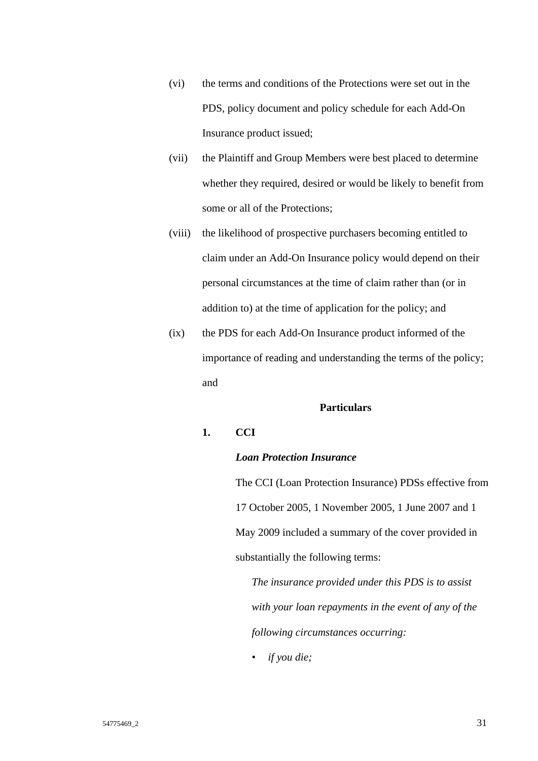(vi) the terms and conditions of the Protections were set out in the PDS, policy document and policy schedule for each Add-On Insurance product issued;

(vii) the Plaintiff and Group Members were best placed to determine whether they required, desired or would be likely to benefit from some or all of the Protections;

(viii) the likelihood of prospective purchasers becoming entitled to claim under an Add-On Insurance policy would depend on their personal circumstances at the time of claim rather than (or in addition to) at the time of application for the policy; and

(ix) the PDS for each Add-On Insurance product informed of the importance of reading and understanding the terms of the policy; and

**Particulars**

**1. CCI**

***Loan Protection Insurance***

The CCI (Loan Protection Insurance) PDSs effective from 17 October 2005, 1 November 2005, 1 June 2007 and 1 May 2009 included a summary of the cover provided in substantially the following terms:

> *The insurance provided under this PDS is to assist with your loan repayments in the event of any of the following circumstances occurring:*
>
> - *if you die;*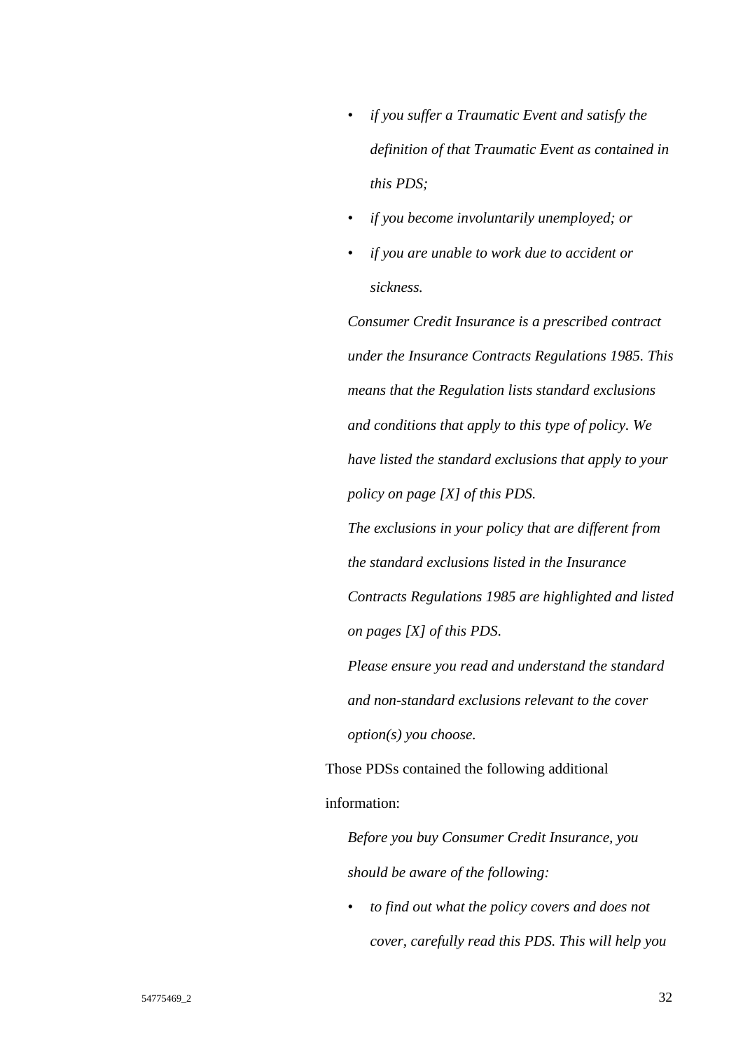> - *if you suffer a Traumatic Event and satisfy the definition of that Traumatic Event as contained in this PDS;*
> - *if you become involuntarily unemployed; or*
> - *if you are unable to work due to accident or sickness.*
>
> *Consumer Credit Insurance is a prescribed contract under the Insurance Contracts Regulations 1985. This means that the Regulation lists standard exclusions and conditions that apply to this type of policy. We have listed the standard exclusions that apply to your policy on page [X] of this PDS.*
>
> *The exclusions in your policy that are different from the standard exclusions listed in the Insurance Contracts Regulations 1985 are highlighted and listed on pages [X] of this PDS.*
>
> *Please ensure you read and understand the standard and non-standard exclusions relevant to the cover option(s) you choose.*

Those PDSs contained the following additional information:

> *Before you buy Consumer Credit Insurance, you should be aware of the following:*
>
> - *to find out what the policy covers and does not cover, carefully read this PDS. This will help you*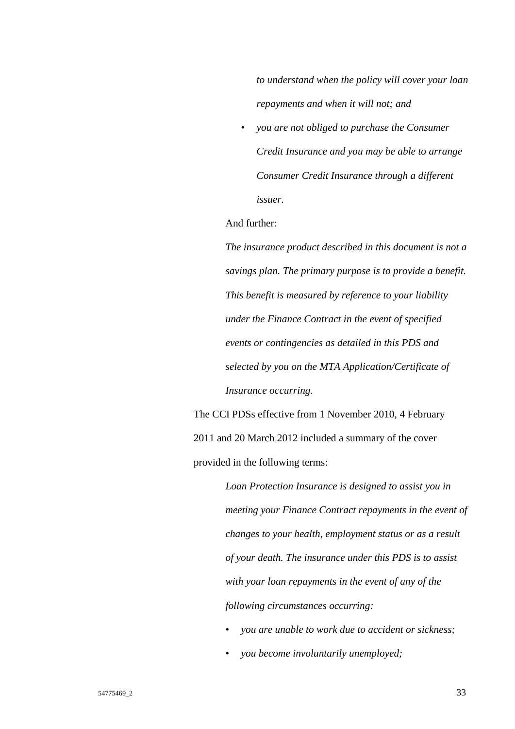> *to understand when the policy will cover your loan repayments and when it will not; and*
>
> - *you are not obliged to purchase the Consumer Credit Insurance and you may be able to arrange Consumer Credit Insurance through a different issuer.*

And further:

> *The insurance product described in this document is not a savings plan. The primary purpose is to provide a benefit. This benefit is measured by reference to your liability under the Finance Contract in the event of specified events or contingencies as detailed in this PDS and selected by you on the MTA Application/Certificate of Insurance occurring.*

The CCI PDSs effective from 1 November 2010, 4 February 2011 and 20 March 2012 included a summary of the cover provided in the following terms:

> *Loan Protection Insurance is designed to assist you in meeting your Finance Contract repayments in the event of changes to your health, employment status or as a result of your death. The insurance under this PDS is to assist with your loan repayments in the event of any of the following circumstances occurring:*
>
> - *you are unable to work due to accident or sickness;*
> - *you become involuntarily unemployed;*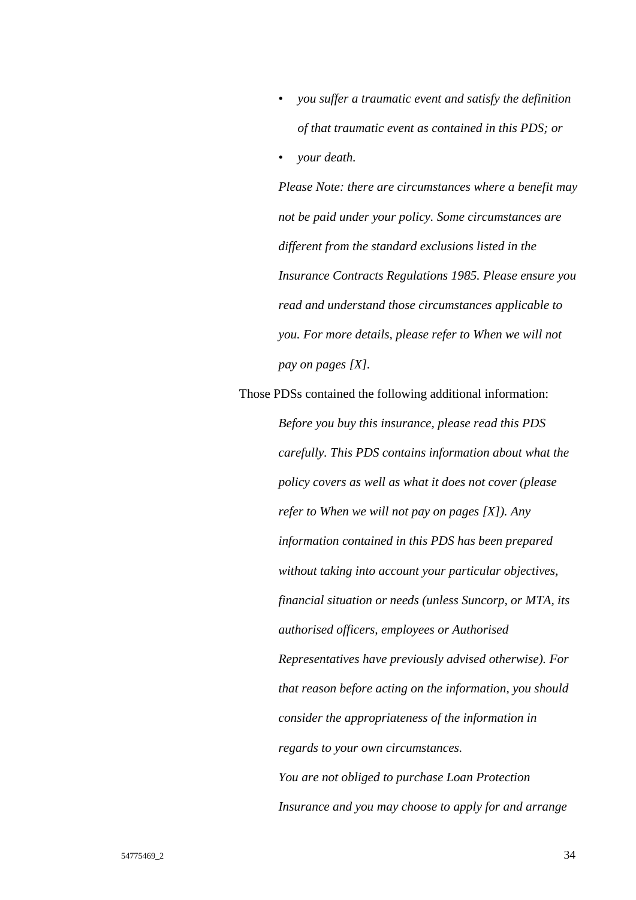> - *you suffer a traumatic event and satisfy the definition of that traumatic event as contained in this PDS; or*
> - *your death.*
>
> *Please Note: there are circumstances where a benefit may not be paid under your policy. Some circumstances are different from the standard exclusions listed in the Insurance Contracts Regulations 1985. Please ensure you read and understand those circumstances applicable to you. For more details, please refer to When we will not pay on pages [X].*

Those PDSs contained the following additional information:

> *Before you buy this insurance, please read this PDS carefully. This PDS contains information about what the policy covers as well as what it does not cover (please refer to When we will not pay on pages [X]). Any information contained in this PDS has been prepared without taking into account your particular objectives, financial situation or needs (unless Suncorp, or MTA, its authorised officers, employees or Authorised Representatives have previously advised otherwise). For that reason before acting on the information, you should consider the appropriateness of the information in regards to your own circumstances.*
>
> *You are not obliged to purchase Loan Protection Insurance and you may choose to apply for and arrange*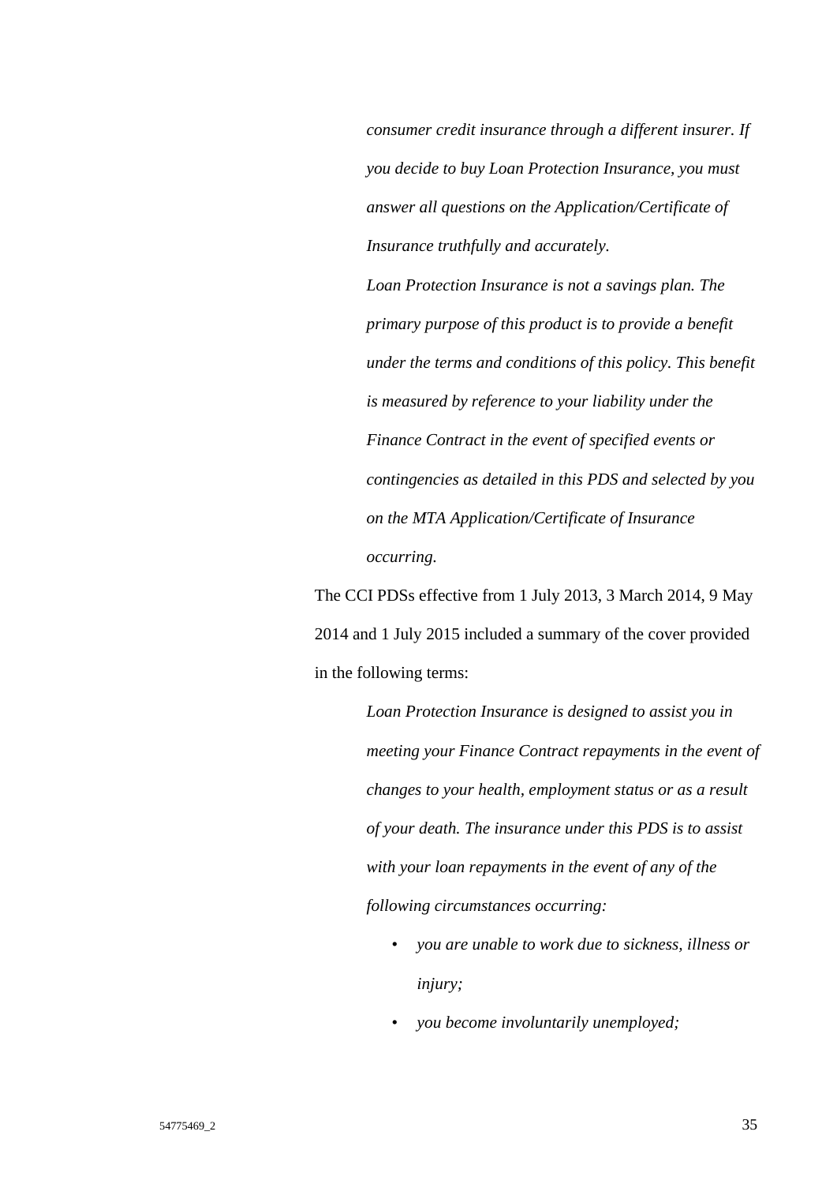> *consumer credit insurance through a different insurer. If you decide to buy Loan Protection Insurance, you must answer all questions on the Application/Certificate of Insurance truthfully and accurately.*
>
> *Loan Protection Insurance is not a savings plan. The primary purpose of this product is to provide a benefit under the terms and conditions of this policy. This benefit is measured by reference to your liability under the Finance Contract in the event of specified events or contingencies as detailed in this PDS and selected by you on the MTA Application/Certificate of Insurance occurring.*

The CCI PDSs effective from 1 July 2013, 3 March 2014, 9 May 2014 and 1 July 2015 included a summary of the cover provided in the following terms:

> *Loan Protection Insurance is designed to assist you in meeting your Finance Contract repayments in the event of changes to your health, employment status or as a result of your death. The insurance under this PDS is to assist with your loan repayments in the event of any of the following circumstances occurring:*
>
> - *you are unable to work due to sickness, illness or injury;*
> - *you become involuntarily unemployed;*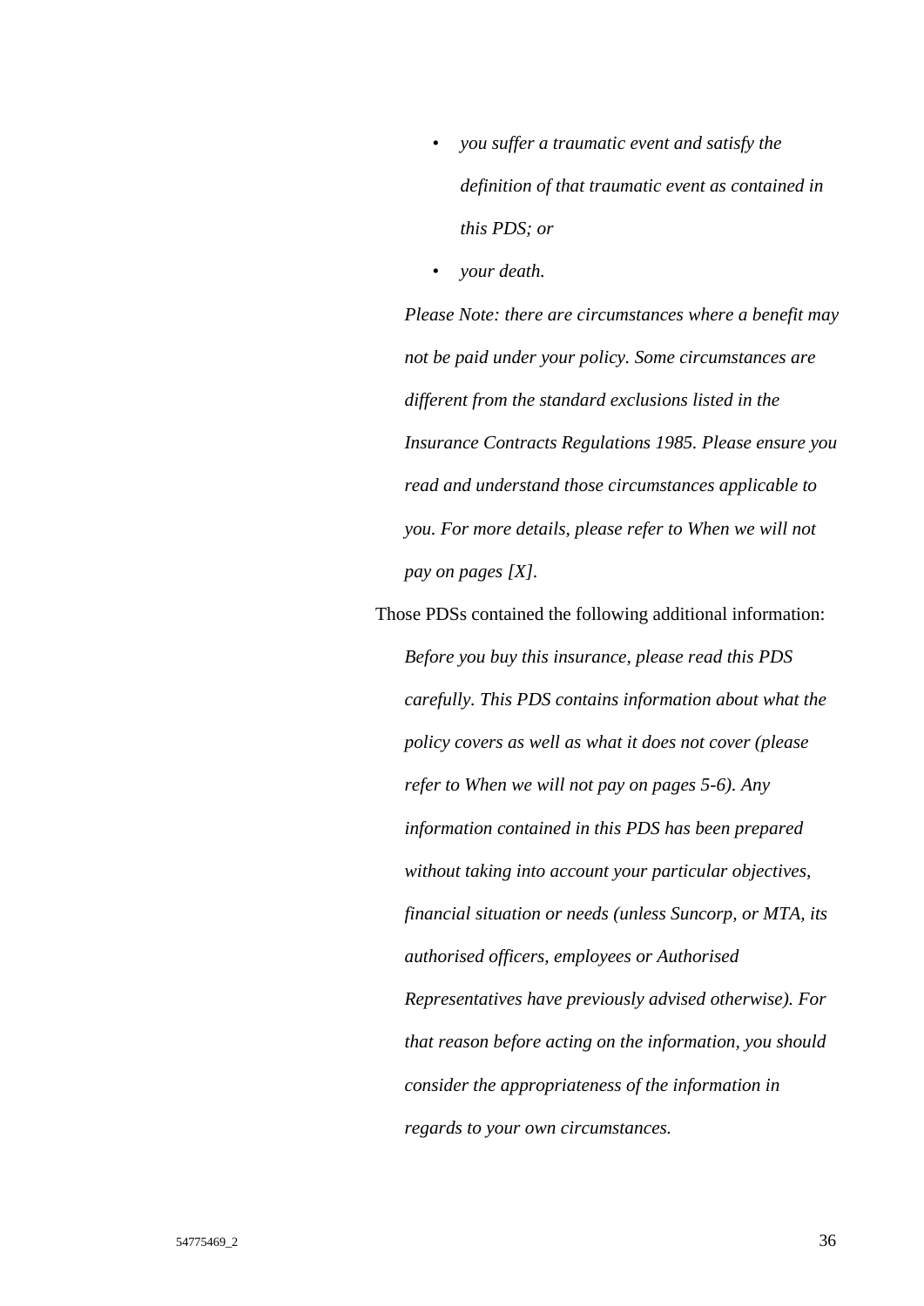- *you suffer a traumatic event and satisfy the definition of that traumatic event as contained in this PDS; or*
- *your death.*

> *Please Note: there are circumstances where a benefit may not be paid under your policy. Some circumstances are different from the standard exclusions listed in the Insurance Contracts Regulations 1985. Please ensure you read and understand those circumstances applicable to you. For more details, please refer to When we will not pay on pages [X].*

Those PDSs contained the following additional information:

> *Before you buy this insurance, please read this PDS carefully. This PDS contains information about what the policy covers as well as what it does not cover (please refer to When we will not pay on pages 5-6). Any information contained in this PDS has been prepared without taking into account your particular objectives, financial situation or needs (unless Suncorp, or MTA, its authorised officers, employees or Authorised Representatives have previously advised otherwise). For that reason before acting on the information, you should consider the appropriateness of the information in regards to your own circumstances.*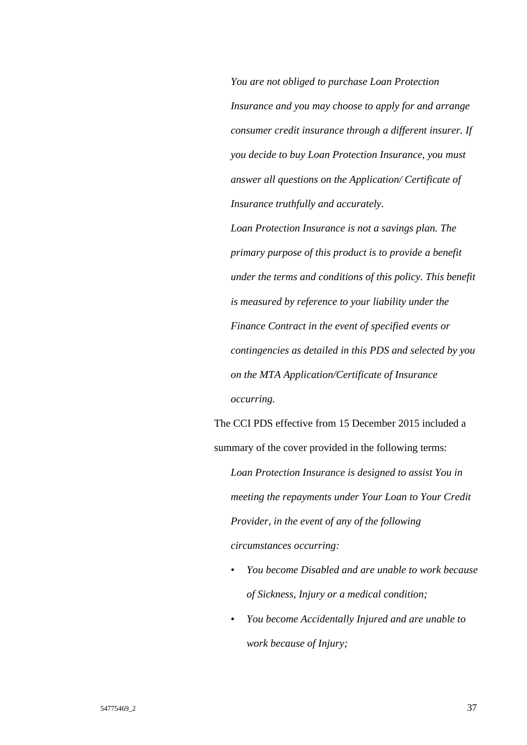> *You are not obliged to purchase Loan Protection Insurance and you may choose to apply for and arrange consumer credit insurance through a different insurer. If you decide to buy Loan Protection Insurance, you must answer all questions on the Application/ Certificate of Insurance truthfully and accurately.*
>
> *Loan Protection Insurance is not a savings plan. The primary purpose of this product is to provide a benefit under the terms and conditions of this policy. This benefit is measured by reference to your liability under the Finance Contract in the event of specified events or contingencies as detailed in this PDS and selected by you on the MTA Application/Certificate of Insurance occurring.*

The CCI PDS effective from 15 December 2015 included a summary of the cover provided in the following terms:

> *Loan Protection Insurance is designed to assist You in meeting the repayments under Your Loan to Your Credit Provider, in the event of any of the following circumstances occurring:*
>
> - *You become Disabled and are unable to work because of Sickness, Injury or a medical condition;*
> - *You become Accidentally Injured and are unable to work because of Injury;*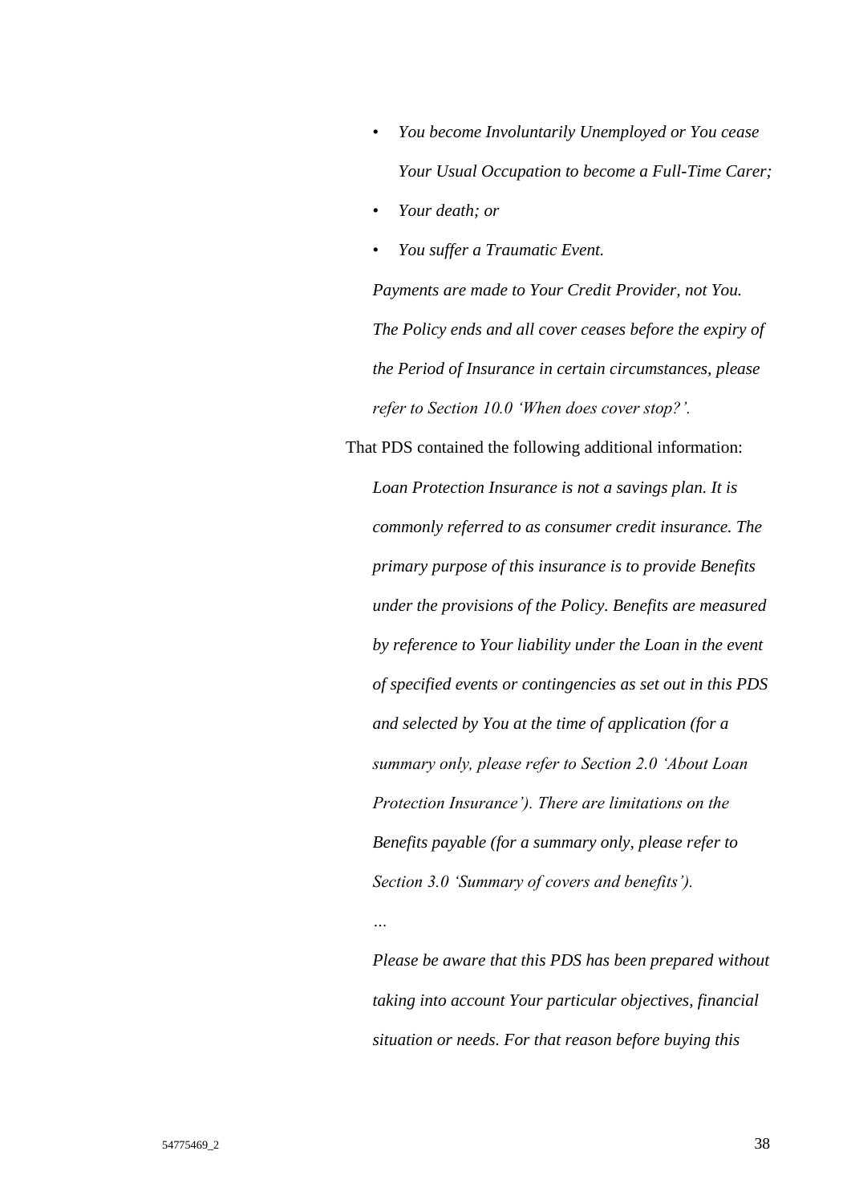- *You become Involuntarily Unemployed or You cease Your Usual Occupation to become a Full-Time Carer;*
- *Your death; or*
- *You suffer a Traumatic Event.*

*Payments are made to Your Credit Provider, not You. The Policy ends and all cover ceases before the expiry of the Period of Insurance in certain circumstances, please refer to Section 10.0 'When does cover stop?'.*

That PDS contained the following additional information:

> *Loan Protection Insurance is not a savings plan. It is commonly referred to as consumer credit insurance. The primary purpose of this insurance is to provide Benefits under the provisions of the Policy. Benefits are measured by reference to Your liability under the Loan in the event of specified events or contingencies as set out in this PDS and selected by You at the time of application (for a summary only, please refer to Section 2.0 'About Loan Protection Insurance'). There are limitations on the Benefits payable (for a summary only, please refer to Section 3.0 'Summary of covers and benefits').*
>
> *…*
>
> *Please be aware that this PDS has been prepared without taking into account Your particular objectives, financial situation or needs. For that reason before buying this*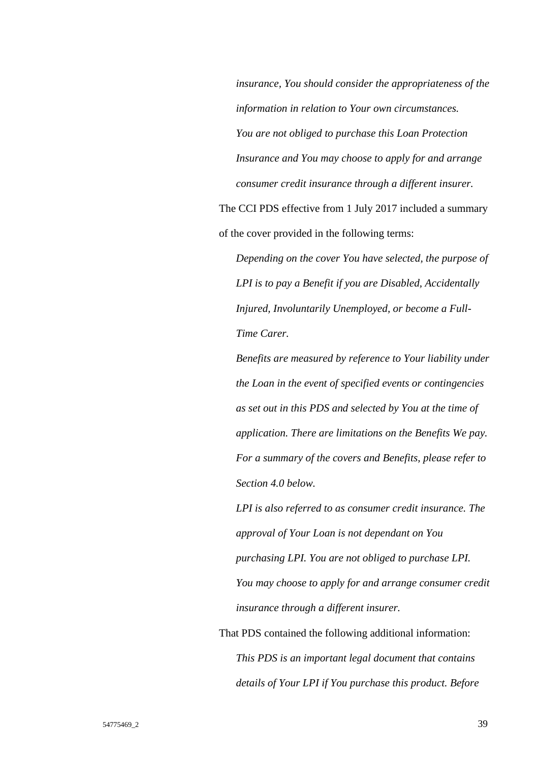> *insurance, You should consider the appropriateness of the information in relation to Your own circumstances.*
>
> *You are not obliged to purchase this Loan Protection Insurance and You may choose to apply for and arrange consumer credit insurance through a different insurer.*

The CCI PDS effective from 1 July 2017 included a summary of the cover provided in the following terms:

> *Depending on the cover You have selected, the purpose of LPI is to pay a Benefit if you are Disabled, Accidentally Injured, Involuntarily Unemployed, or become a Full-Time Carer.*
>
> *Benefits are measured by reference to Your liability under the Loan in the event of specified events or contingencies as set out in this PDS and selected by You at the time of application. There are limitations on the Benefits We pay. For a summary of the covers and Benefits, please refer to Section 4.0 below.*
>
> *LPI is also referred to as consumer credit insurance. The approval of Your Loan is not dependant on You purchasing LPI. You are not obliged to purchase LPI. You may choose to apply for and arrange consumer credit insurance through a different insurer.*

That PDS contained the following additional information:

> *This PDS is an important legal document that contains details of Your LPI if You purchase this product. Before*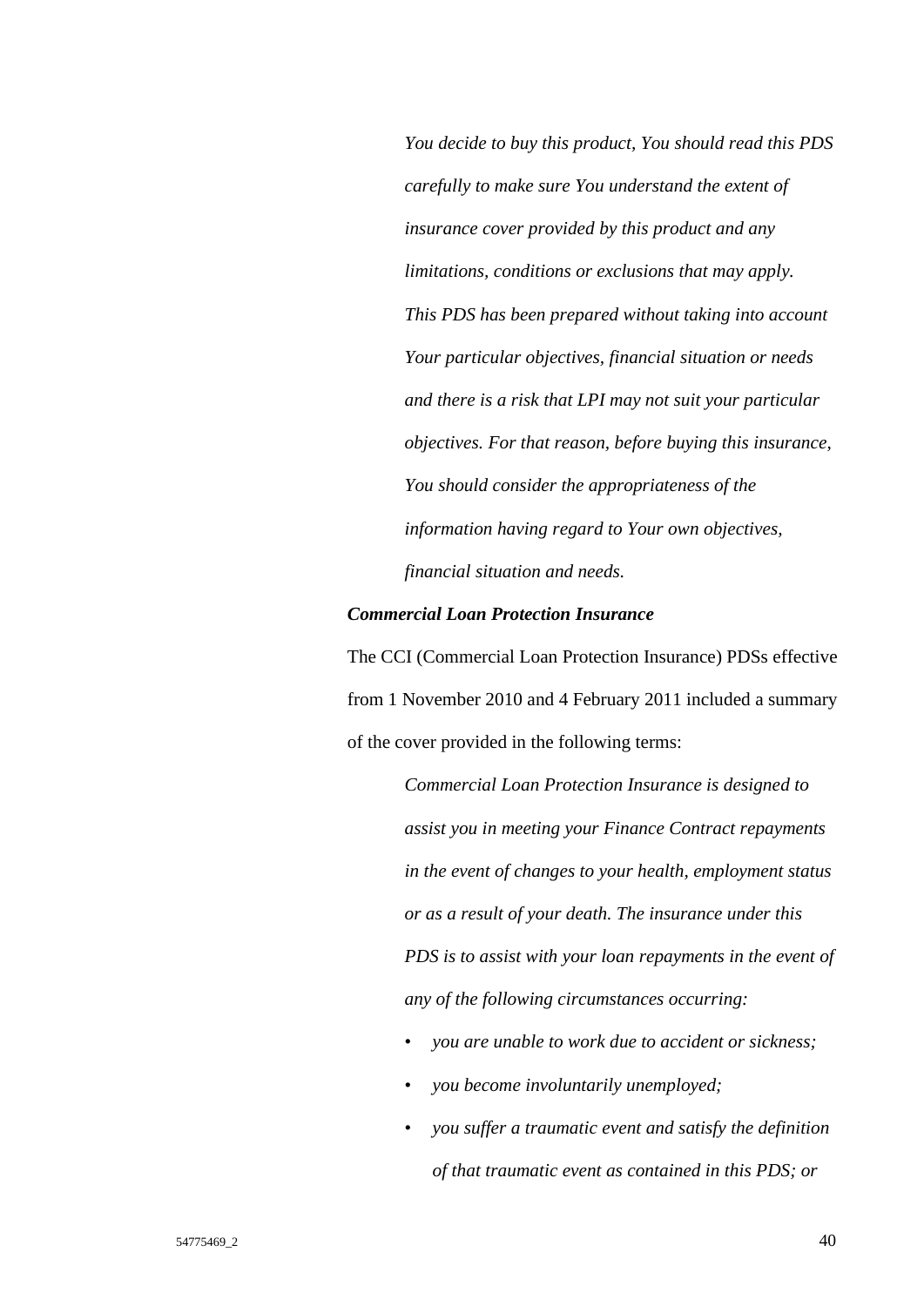> *You decide to buy this product, You should read this PDS carefully to make sure You understand the extent of insurance cover provided by this product and any limitations, conditions or exclusions that may apply. This PDS has been prepared without taking into account Your particular objectives, financial situation or needs and there is a risk that LPI may not suit your particular objectives. For that reason, before buying this insurance, You should consider the appropriateness of the information having regard to Your own objectives, financial situation and needs.*

***Commercial Loan Protection Insurance***

The CCI (Commercial Loan Protection Insurance) PDSs effective from 1 November 2010 and 4 February 2011 included a summary of the cover provided in the following terms:

> *Commercial Loan Protection Insurance is designed to assist you in meeting your Finance Contract repayments in the event of changes to your health, employment status or as a result of your death. The insurance under this PDS is to assist with your loan repayments in the event of any of the following circumstances occurring:*
>
> - *you are unable to work due to accident or sickness;*
> - *you become involuntarily unemployed;*
> - *you suffer a traumatic event and satisfy the definition of that traumatic event as contained in this PDS; or*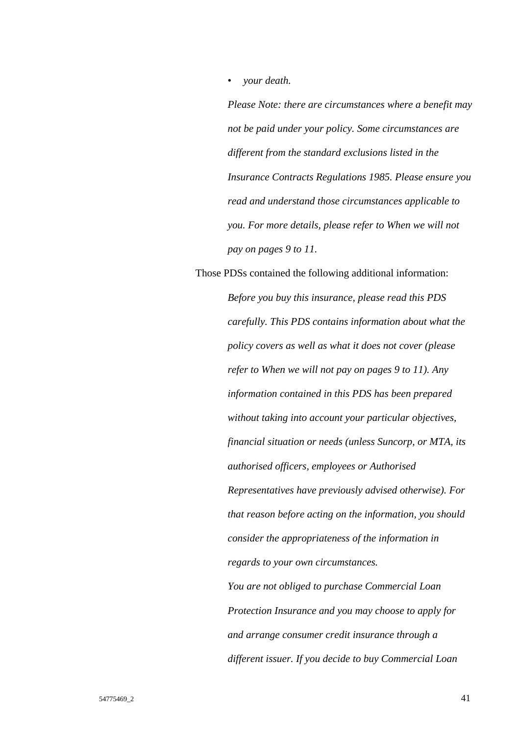- *your death.*

> *Please Note: there are circumstances where a benefit may not be paid under your policy. Some circumstances are different from the standard exclusions listed in the Insurance Contracts Regulations 1985. Please ensure you read and understand those circumstances applicable to you. For more details, please refer to When we will not pay on pages 9 to 11.*

Those PDSs contained the following additional information:

> *Before you buy this insurance, please read this PDS carefully. This PDS contains information about what the policy covers as well as what it does not cover (please refer to When we will not pay on pages 9 to 11). Any information contained in this PDS has been prepared without taking into account your particular objectives, financial situation or needs (unless Suncorp, or MTA, its authorised officers, employees or Authorised Representatives have previously advised otherwise). For that reason before acting on the information, you should consider the appropriateness of the information in regards to your own circumstances.*
>
> *You are not obliged to purchase Commercial Loan Protection Insurance and you may choose to apply for and arrange consumer credit insurance through a different issuer. If you decide to buy Commercial Loan*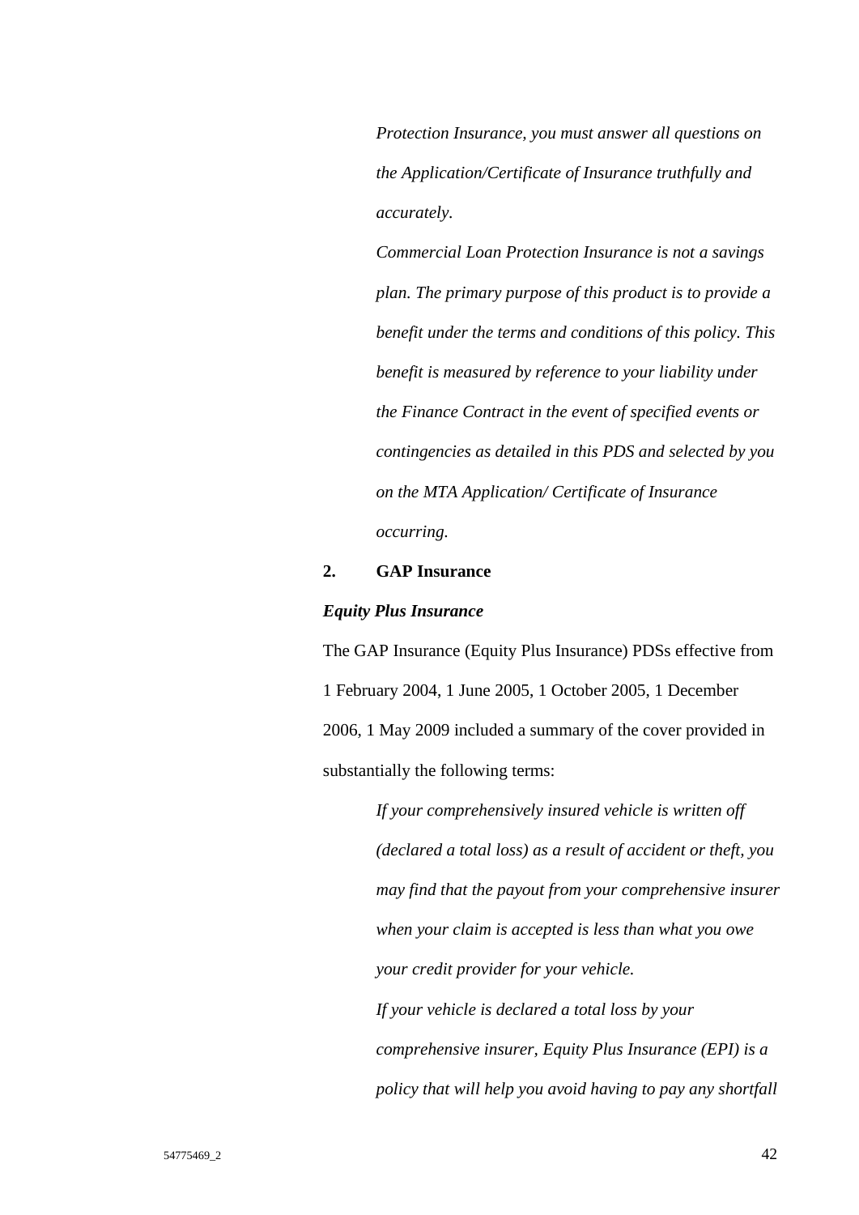*Protection Insurance, you must answer all questions on the Application/Certificate of Insurance truthfully and accurately.*

*Commercial Loan Protection Insurance is not a savings plan. The primary purpose of this product is to provide a benefit under the terms and conditions of this policy. This benefit is measured by reference to your liability under the Finance Contract in the event of specified events or contingencies as detailed in this PDS and selected by you on the MTA Application/ Certificate of Insurance occurring.*

**2. GAP Insurance**

***Equity Plus Insurance***

The GAP Insurance (Equity Plus Insurance) PDSs effective from 1 February 2004, 1 June 2005, 1 October 2005, 1 December 2006, 1 May 2009 included a summary of the cover provided in substantially the following terms:

*If your comprehensively insured vehicle is written off (declared a total loss) as a result of accident or theft, you may find that the payout from your comprehensive insurer when your claim is accepted is less than what you owe your credit provider for your vehicle.*

*If your vehicle is declared a total loss by your comprehensive insurer, Equity Plus Insurance (EPI) is a policy that will help you avoid having to pay any shortfall*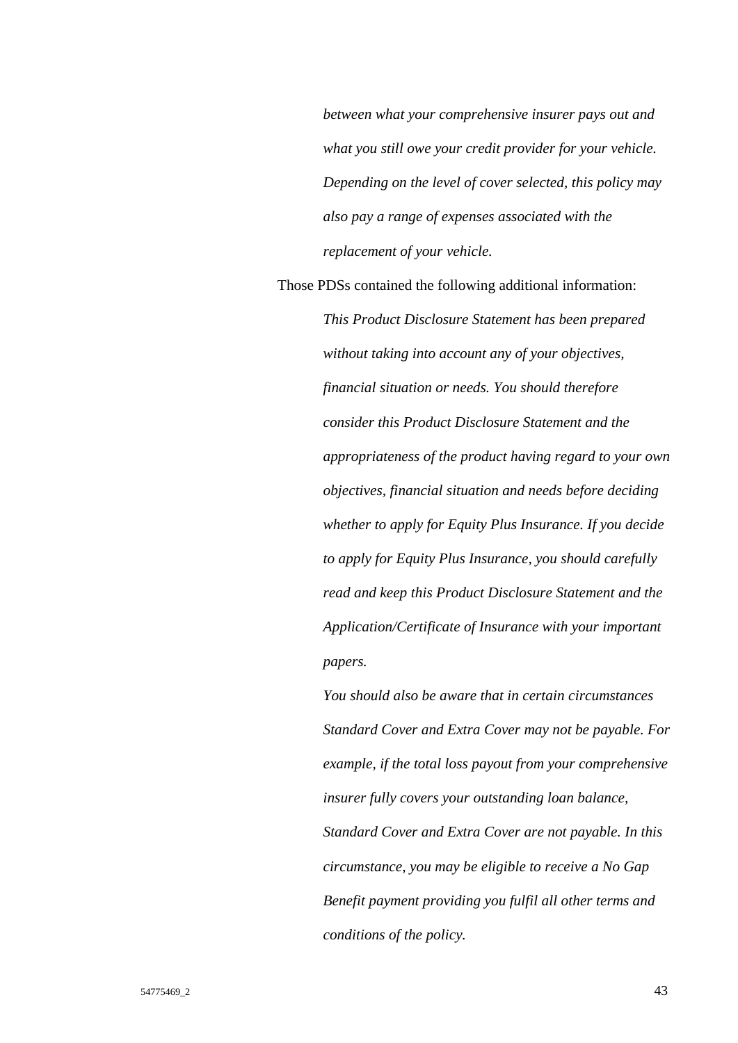> *between what your comprehensive insurer pays out and what you still owe your credit provider for your vehicle. Depending on the level of cover selected, this policy may also pay a range of expenses associated with the replacement of your vehicle.*

Those PDSs contained the following additional information:

> *This Product Disclosure Statement has been prepared without taking into account any of your objectives, financial situation or needs. You should therefore consider this Product Disclosure Statement and the appropriateness of the product having regard to your own objectives, financial situation and needs before deciding whether to apply for Equity Plus Insurance. If you decide to apply for Equity Plus Insurance, you should carefully read and keep this Product Disclosure Statement and the Application/Certificate of Insurance with your important papers.*
>
> *You should also be aware that in certain circumstances Standard Cover and Extra Cover may not be payable. For example, if the total loss payout from your comprehensive insurer fully covers your outstanding loan balance, Standard Cover and Extra Cover are not payable. In this circumstance, you may be eligible to receive a No Gap Benefit payment providing you fulfil all other terms and conditions of the policy.*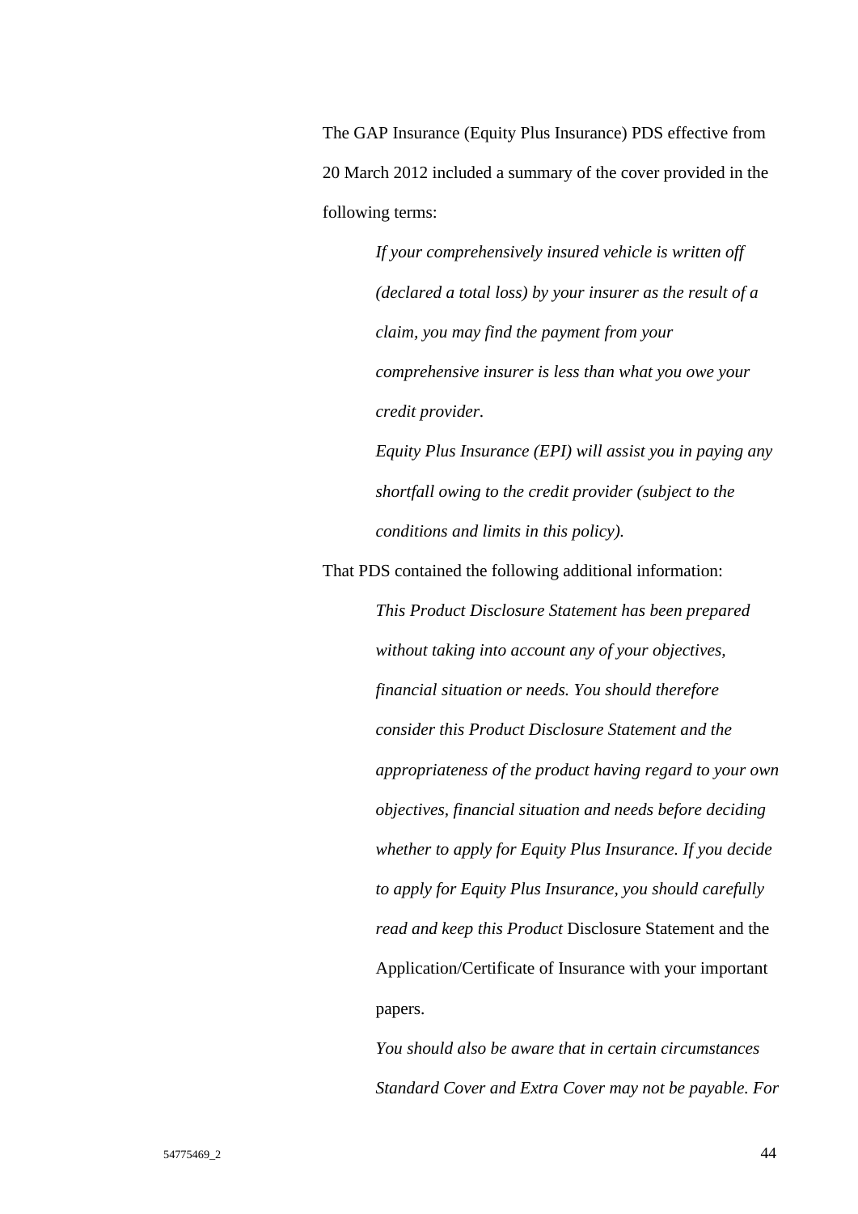The GAP Insurance (Equity Plus Insurance) PDS effective from 20 March 2012 included a summary of the cover provided in the following terms:

> *If your comprehensively insured vehicle is written off (declared a total loss) by your insurer as the result of a claim, you may find the payment from your comprehensive insurer is less than what you owe your credit provider.*
>
> *Equity Plus Insurance (EPI) will assist you in paying any shortfall owing to the credit provider (subject to the conditions and limits in this policy).*

That PDS contained the following additional information:

> *This Product Disclosure Statement has been prepared without taking into account any of your objectives, financial situation or needs. You should therefore consider this Product Disclosure Statement and the appropriateness of the product having regard to your own objectives, financial situation and needs before deciding whether to apply for Equity Plus Insurance. If you decide to apply for Equity Plus Insurance, you should carefully read and keep this Product* Disclosure Statement and the Application/Certificate of Insurance with your important papers.
>
> *You should also be aware that in certain circumstances Standard Cover and Extra Cover may not be payable. For*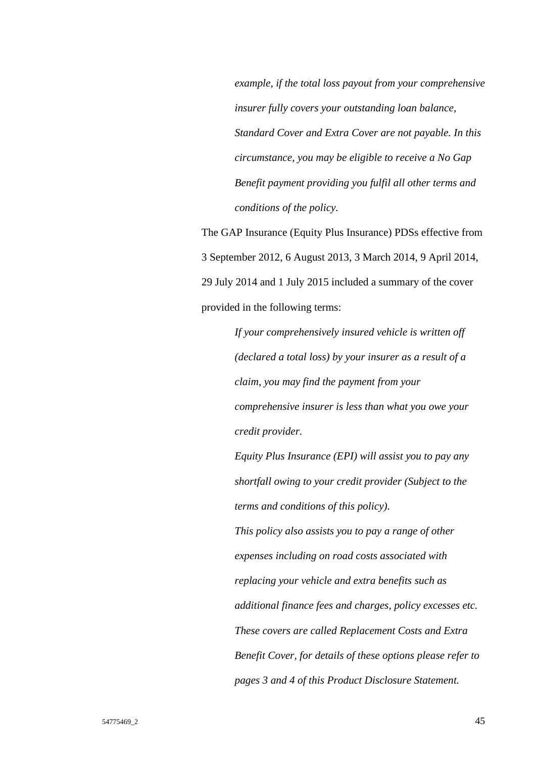> *example, if the total loss payout from your comprehensive insurer fully covers your outstanding loan balance, Standard Cover and Extra Cover are not payable. In this circumstance, you may be eligible to receive a No Gap Benefit payment providing you fulfil all other terms and conditions of the policy.*

The GAP Insurance (Equity Plus Insurance) PDSs effective from 3 September 2012, 6 August 2013, 3 March 2014, 9 April 2014, 29 July 2014 and 1 July 2015 included a summary of the cover provided in the following terms:

> *If your comprehensively insured vehicle is written off (declared a total loss) by your insurer as a result of a claim, you may find the payment from your comprehensive insurer is less than what you owe your credit provider.*
>
> *Equity Plus Insurance (EPI) will assist you to pay any shortfall owing to your credit provider (Subject to the terms and conditions of this policy).*
>
> *This policy also assists you to pay a range of other expenses including on road costs associated with replacing your vehicle and extra benefits such as additional finance fees and charges, policy excesses etc. These covers are called Replacement Costs and Extra Benefit Cover, for details of these options please refer to pages 3 and 4 of this Product Disclosure Statement.*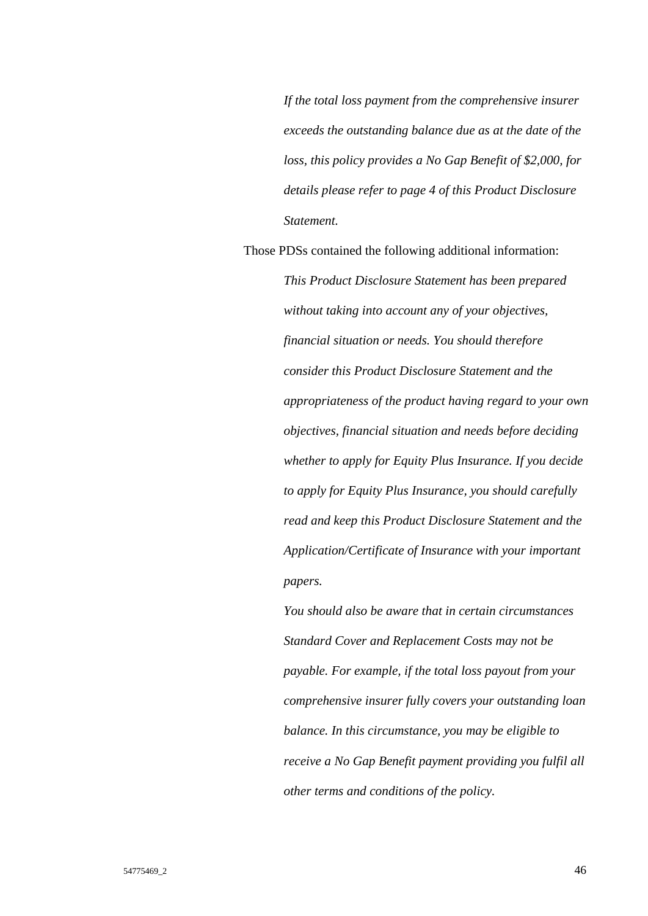> *If the total loss payment from the comprehensive insurer exceeds the outstanding balance due as at the date of the loss, this policy provides a No Gap Benefit of $2,000, for details please refer to page 4 of this Product Disclosure Statement.*

Those PDSs contained the following additional information:

> *This Product Disclosure Statement has been prepared without taking into account any of your objectives, financial situation or needs. You should therefore consider this Product Disclosure Statement and the appropriateness of the product having regard to your own objectives, financial situation and needs before deciding whether to apply for Equity Plus Insurance. If you decide to apply for Equity Plus Insurance, you should carefully read and keep this Product Disclosure Statement and the Application/Certificate of Insurance with your important papers.*
>
> *You should also be aware that in certain circumstances Standard Cover and Replacement Costs may not be payable. For example, if the total loss payout from your comprehensive insurer fully covers your outstanding loan balance. In this circumstance, you may be eligible to receive a No Gap Benefit payment providing you fulfil all other terms and conditions of the policy.*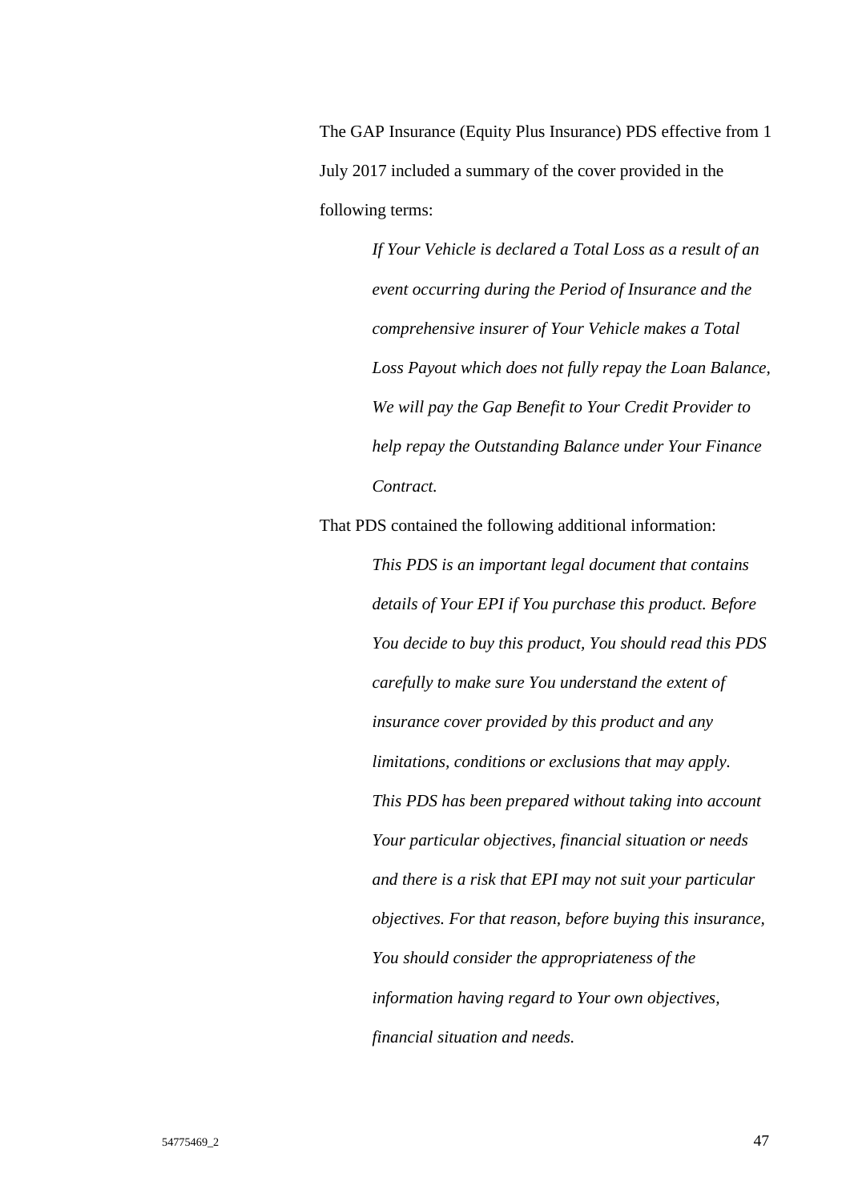The GAP Insurance (Equity Plus Insurance) PDS effective from 1 July 2017 included a summary of the cover provided in the following terms:

> *If Your Vehicle is declared a Total Loss as a result of an event occurring during the Period of Insurance and the comprehensive insurer of Your Vehicle makes a Total Loss Payout which does not fully repay the Loan Balance, We will pay the Gap Benefit to Your Credit Provider to help repay the Outstanding Balance under Your Finance Contract.*

That PDS contained the following additional information:

> *This PDS is an important legal document that contains details of Your EPI if You purchase this product. Before You decide to buy this product, You should read this PDS carefully to make sure You understand the extent of insurance cover provided by this product and any limitations, conditions or exclusions that may apply. This PDS has been prepared without taking into account Your particular objectives, financial situation or needs and there is a risk that EPI may not suit your particular objectives. For that reason, before buying this insurance, You should consider the appropriateness of the information having regard to Your own objectives, financial situation and needs.*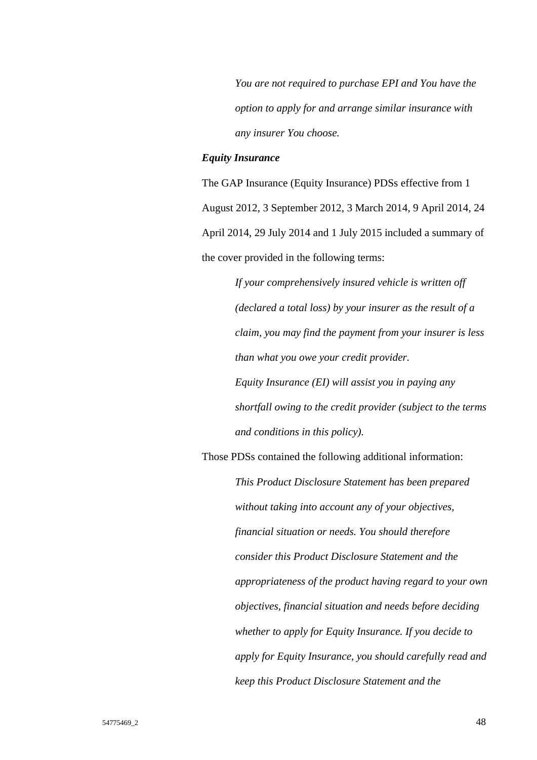> *You are not required to purchase EPI and You have the option to apply for and arrange similar insurance with any insurer You choose.*

***Equity Insurance***

The GAP Insurance (Equity Insurance) PDSs effective from 1 August 2012, 3 September 2012, 3 March 2014, 9 April 2014, 24 April 2014, 29 July 2014 and 1 July 2015 included a summary of the cover provided in the following terms:

> *If your comprehensively insured vehicle is written off (declared a total loss) by your insurer as the result of a claim, you may find the payment from your insurer is less than what you owe your credit provider.*
>
> *Equity Insurance (EI) will assist you in paying any shortfall owing to the credit provider (subject to the terms and conditions in this policy).*

Those PDSs contained the following additional information:

> *This Product Disclosure Statement has been prepared without taking into account any of your objectives, financial situation or needs. You should therefore consider this Product Disclosure Statement and the appropriateness of the product having regard to your own objectives, financial situation and needs before deciding whether to apply for Equity Insurance. If you decide to apply for Equity Insurance, you should carefully read and keep this Product Disclosure Statement and the*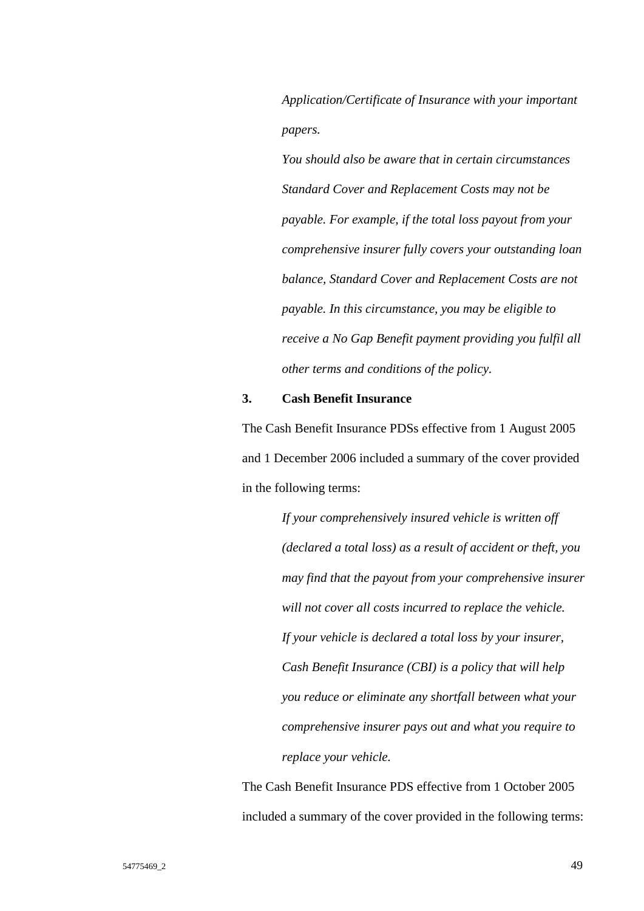> *Application/Certificate of Insurance with your important papers.*
>
> *You should also be aware that in certain circumstances Standard Cover and Replacement Costs may not be payable. For example, if the total loss payout from your comprehensive insurer fully covers your outstanding loan balance, Standard Cover and Replacement Costs are not payable. In this circumstance, you may be eligible to receive a No Gap Benefit payment providing you fulfil all other terms and conditions of the policy.*

**3. Cash Benefit Insurance**

The Cash Benefit Insurance PDSs effective from 1 August 2005 and 1 December 2006 included a summary of the cover provided in the following terms:

> *If your comprehensively insured vehicle is written off (declared a total loss) as a result of accident or theft, you may find that the payout from your comprehensive insurer will not cover all costs incurred to replace the vehicle. If your vehicle is declared a total loss by your insurer, Cash Benefit Insurance (CBI) is a policy that will help you reduce or eliminate any shortfall between what your comprehensive insurer pays out and what you require to replace your vehicle.*

The Cash Benefit Insurance PDS effective from 1 October 2005 included a summary of the cover provided in the following terms: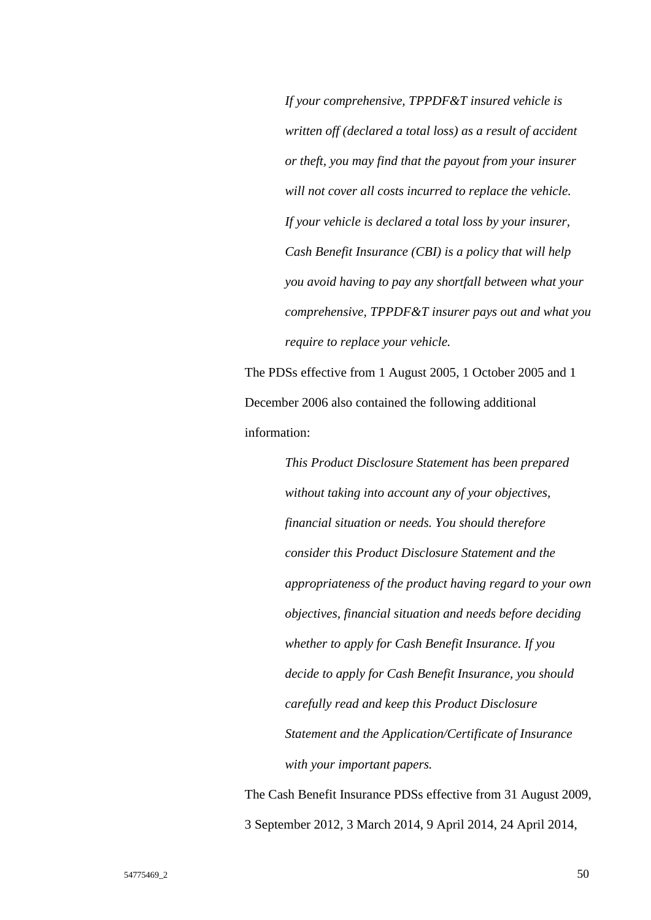> *If your comprehensive, TPPDF&T insured vehicle is written off (declared a total loss) as a result of accident or theft, you may find that the payout from your insurer will not cover all costs incurred to replace the vehicle. If your vehicle is declared a total loss by your insurer, Cash Benefit Insurance (CBI) is a policy that will help you avoid having to pay any shortfall between what your comprehensive, TPPDF&T insurer pays out and what you require to replace your vehicle.*

The PDSs effective from 1 August 2005, 1 October 2005 and 1 December 2006 also contained the following additional information:

> *This Product Disclosure Statement has been prepared without taking into account any of your objectives, financial situation or needs. You should therefore consider this Product Disclosure Statement and the appropriateness of the product having regard to your own objectives, financial situation and needs before deciding whether to apply for Cash Benefit Insurance. If you decide to apply for Cash Benefit Insurance, you should carefully read and keep this Product Disclosure Statement and the Application/Certificate of Insurance with your important papers.*

The Cash Benefit Insurance PDSs effective from 31 August 2009, 3 September 2012, 3 March 2014, 9 April 2014, 24 April 2014,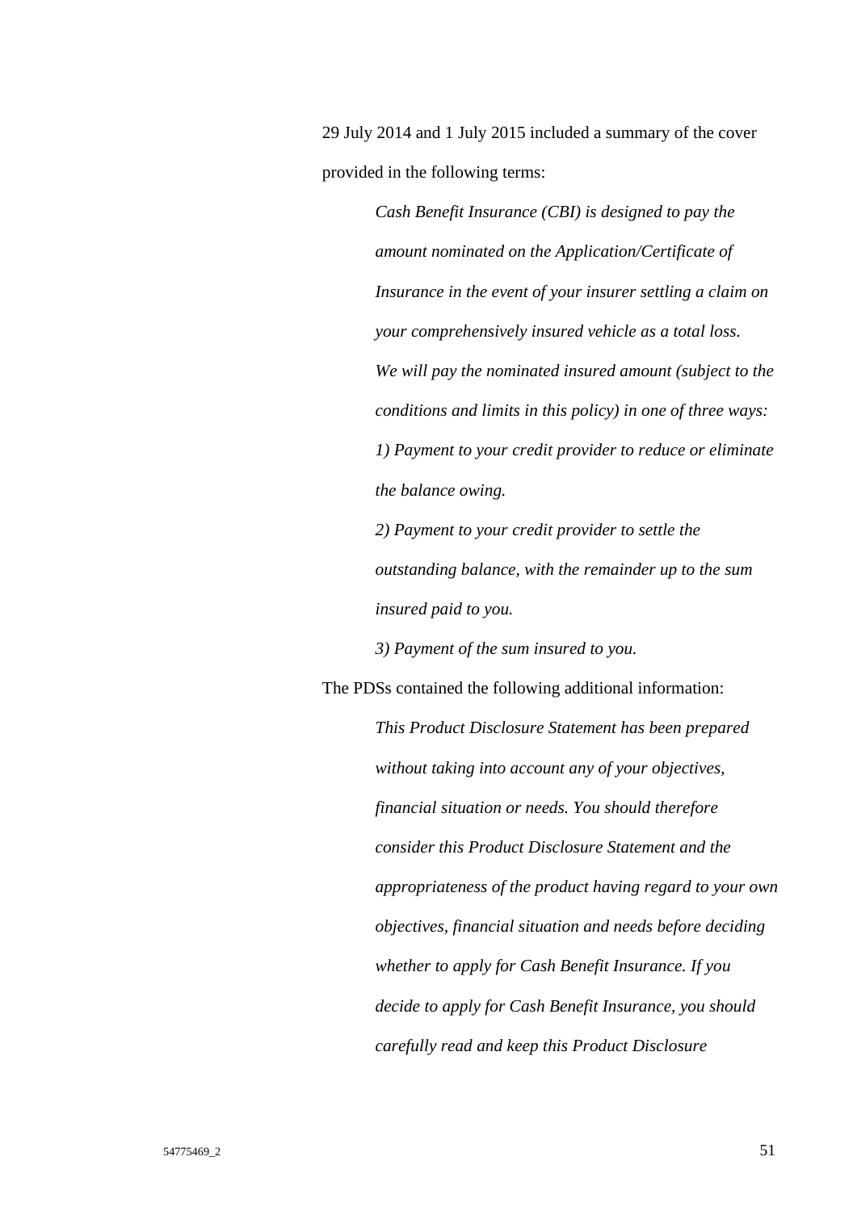29 July 2014 and 1 July 2015 included a summary of the cover provided in the following terms:

> *Cash Benefit Insurance (CBI) is designed to pay the amount nominated on the Application/Certificate of Insurance in the event of your insurer settling a claim on your comprehensively insured vehicle as a total loss.*
>
> *We will pay the nominated insured amount (subject to the conditions and limits in this policy) in one of three ways:*
>
> *1) Payment to your credit provider to reduce or eliminate the balance owing.*
>
> *2) Payment to your credit provider to settle the outstanding balance, with the remainder up to the sum insured paid to you.*
>
> *3) Payment of the sum insured to you.*

The PDSs contained the following additional information:

> *This Product Disclosure Statement has been prepared without taking into account any of your objectives, financial situation or needs. You should therefore consider this Product Disclosure Statement and the appropriateness of the product having regard to your own objectives, financial situation and needs before deciding whether to apply for Cash Benefit Insurance. If you decide to apply for Cash Benefit Insurance, you should carefully read and keep this Product Disclosure*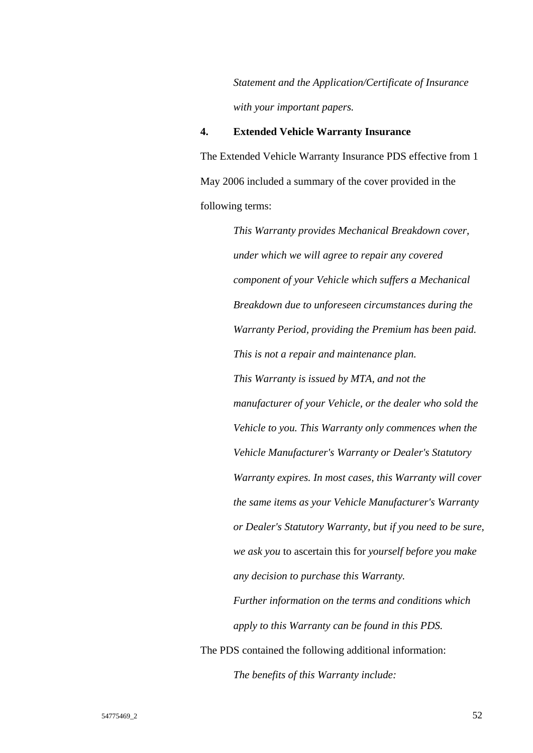*Statement and the Application/Certificate of Insurance with your important papers.*

**4. Extended Vehicle Warranty Insurance**

The Extended Vehicle Warranty Insurance PDS effective from 1 May 2006 included a summary of the cover provided in the following terms:

> *This Warranty provides Mechanical Breakdown cover, under which we will agree to repair any covered component of your Vehicle which suffers a Mechanical Breakdown due to unforeseen circumstances during the Warranty Period, providing the Premium has been paid. This is not a repair and maintenance plan.*
>
> *This Warranty is issued by MTA, and not the manufacturer of your Vehicle, or the dealer who sold the Vehicle to you. This Warranty only commences when the Vehicle Manufacturer's Warranty or Dealer's Statutory Warranty expires. In most cases, this Warranty will cover the same items as your Vehicle Manufacturer's Warranty or Dealer's Statutory Warranty, but if you need to be sure, we ask you* to ascertain this for *yourself before you make any decision to purchase this Warranty.*
>
> *Further information on the terms and conditions which apply to this Warranty can be found in this PDS.*

The PDS contained the following additional information:

> *The benefits of this Warranty include:*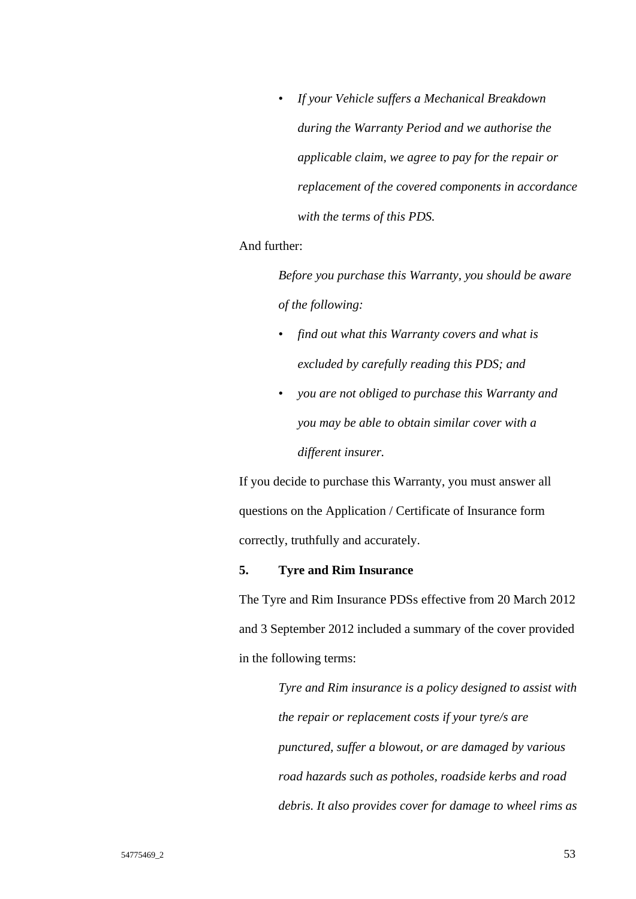> - *If your Vehicle suffers a Mechanical Breakdown during the Warranty Period and we authorise the applicable claim, we agree to pay for the repair or replacement of the covered components in accordance with the terms of this PDS.*

And further:

> *Before you purchase this Warranty, you should be aware of the following:*
>
> - *find out what this Warranty covers and what is excluded by carefully reading this PDS; and*
> - *you are not obliged to purchase this Warranty and you may be able to obtain similar cover with a different insurer.*

If you decide to purchase this Warranty, you must answer all questions on the Application / Certificate of Insurance form correctly, truthfully and accurately.

**5. Tyre and Rim Insurance**

The Tyre and Rim Insurance PDSs effective from 20 March 2012 and 3 September 2012 included a summary of the cover provided in the following terms:

> *Tyre and Rim insurance is a policy designed to assist with the repair or replacement costs if your tyre/s are punctured, suffer a blowout, or are damaged by various road hazards such as potholes, roadside kerbs and road debris. It also provides cover for damage to wheel rims as*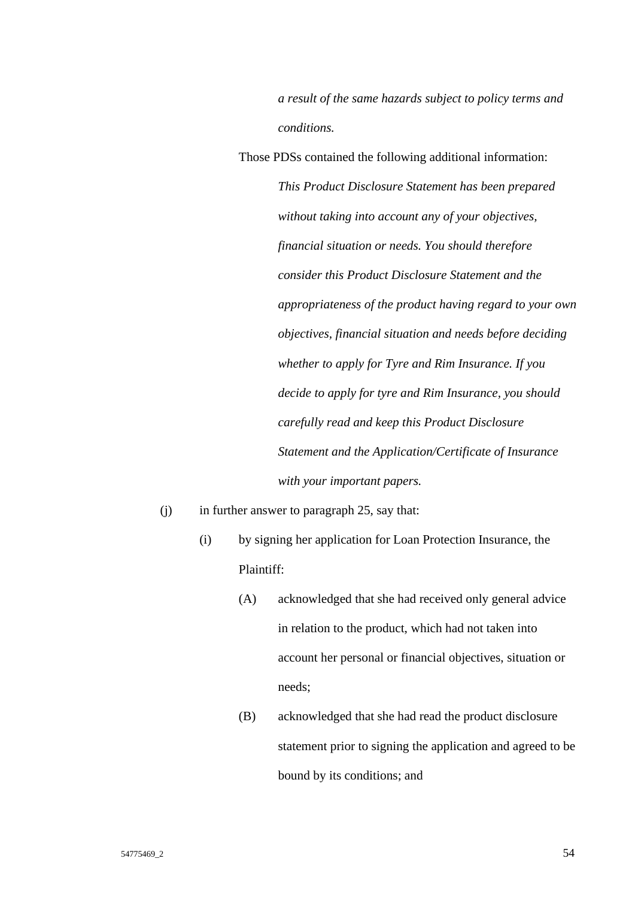> *a result of the same hazards subject to policy terms and conditions.*

Those PDSs contained the following additional information:

> *This Product Disclosure Statement has been prepared without taking into account any of your objectives, financial situation or needs. You should therefore consider this Product Disclosure Statement and the appropriateness of the product having regard to your own objectives, financial situation and needs before deciding whether to apply for Tyre and Rim Insurance. If you decide to apply for tyre and Rim Insurance, you should carefully read and keep this Product Disclosure Statement and the Application/Certificate of Insurance with your important papers.*

(j) in further answer to paragraph 25, say that:

  (i) by signing her application for Loan Protection Insurance, the Plaintiff:

    (A) acknowledged that she had received only general advice in relation to the product, which had not taken into account her personal or financial objectives, situation or needs;

    (B) acknowledged that she had read the product disclosure statement prior to signing the application and agreed to be bound by its conditions; and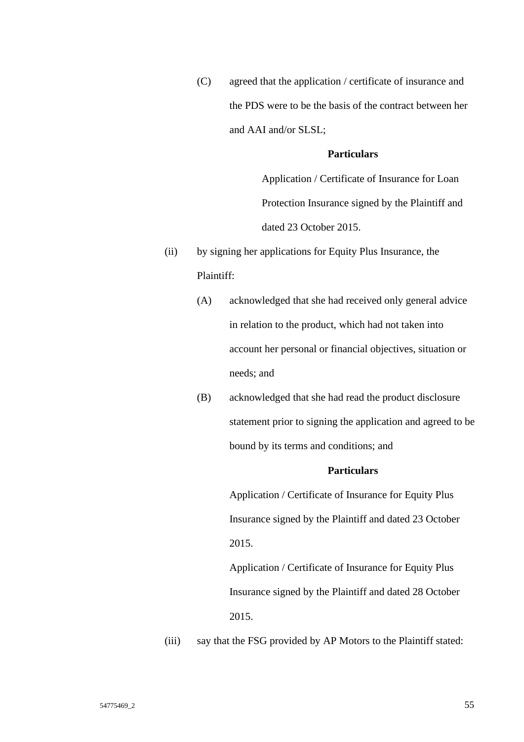(C) agreed that the application / certificate of insurance and the PDS were to be the basis of the contract between her and AAI and/or SLSL;

**Particulars**

Application / Certificate of Insurance for Loan Protection Insurance signed by the Plaintiff and dated 23 October 2015.

(ii) by signing her applications for Equity Plus Insurance, the Plaintiff:

(A) acknowledged that she had received only general advice in relation to the product, which had not taken into account her personal or financial objectives, situation or needs; and

(B) acknowledged that she had read the product disclosure statement prior to signing the application and agreed to be bound by its terms and conditions; and

**Particulars**

Application / Certificate of Insurance for Equity Plus Insurance signed by the Plaintiff and dated 23 October 2015.

Application / Certificate of Insurance for Equity Plus Insurance signed by the Plaintiff and dated 28 October 2015.

(iii) say that the FSG provided by AP Motors to the Plaintiff stated: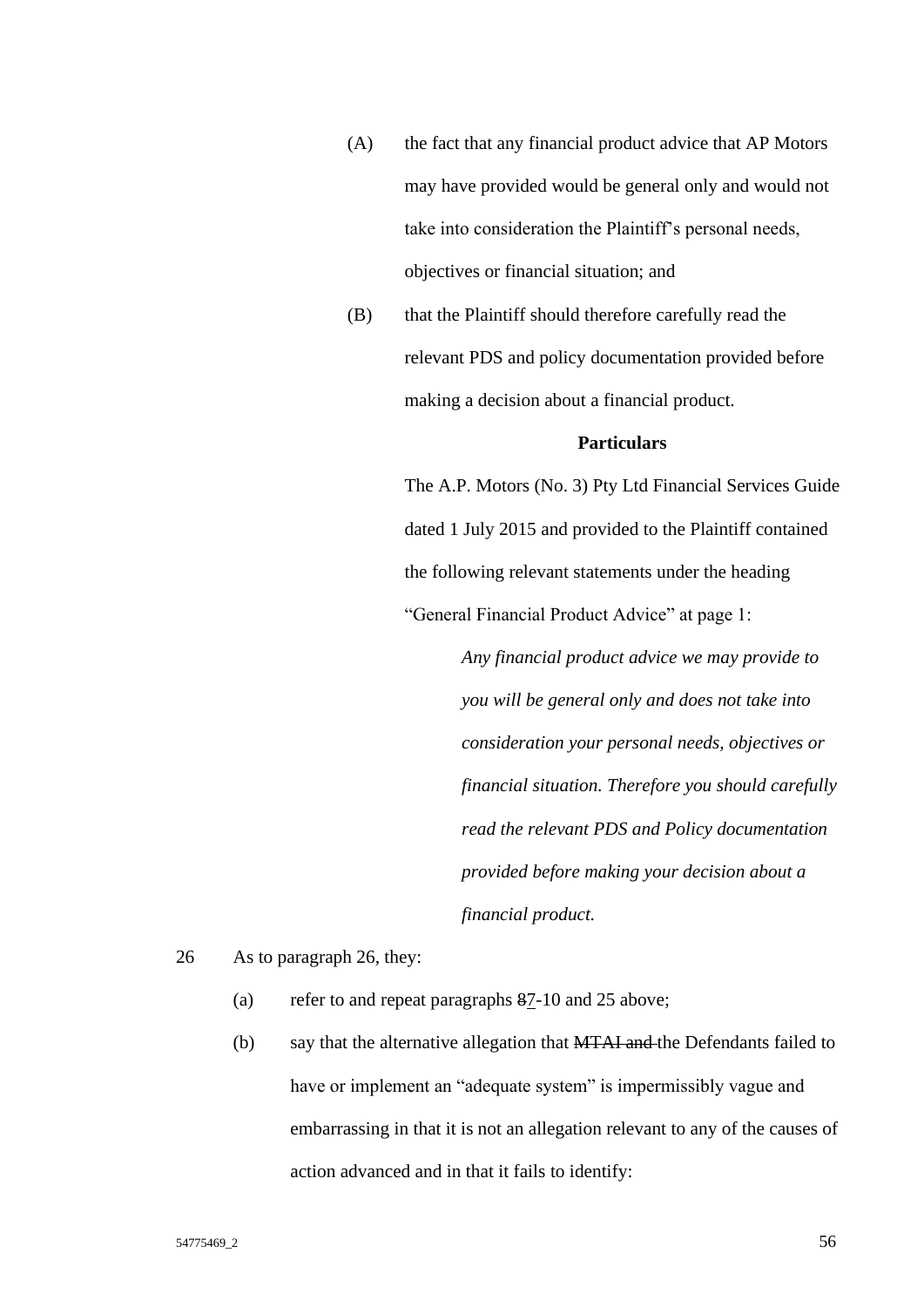(A) the fact that any financial product advice that AP Motors may have provided would be general only and would not take into consideration the Plaintiff's personal needs, objectives or financial situation; and

(B) that the Plaintiff should therefore carefully read the relevant PDS and policy documentation provided before making a decision about a financial product.

**Particulars**

The A.P. Motors (No. 3) Pty Ltd Financial Services Guide dated 1 July 2015 and provided to the Plaintiff contained the following relevant statements under the heading "General Financial Product Advice" at page 1:

> *Any financial product advice we may provide to you will be general only and does not take into consideration your personal needs, objectives or financial situation. Therefore you should carefully read the relevant PDS and Policy documentation provided before making your decision about a financial product.*

26 As to paragraph 26, they:

(a) refer to and repeat paragraphs ~~8~~7-10 and 25 above;

(b) say that the alternative allegation that ~~MTAI and~~ the Defendants failed to have or implement an "adequate system" is impermissibly vague and embarrassing in that it is not an allegation relevant to any of the causes of action advanced and in that it fails to identify: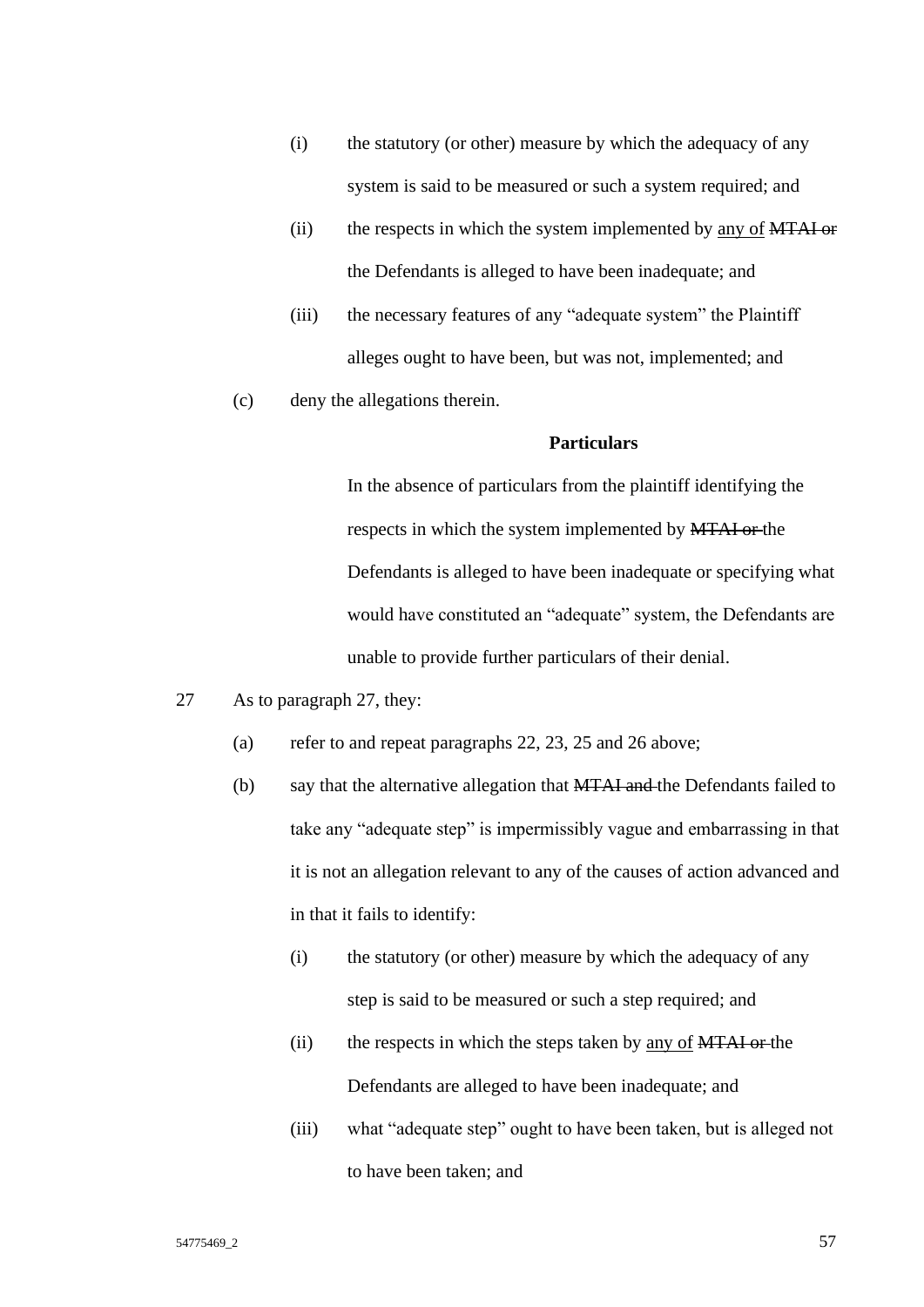(i) the statutory (or other) measure by which the adequacy of any system is said to be measured or such a system required; and

(ii) the respects in which the system implemented by <u>any of</u> ~~MTAI or~~ the Defendants is alleged to have been inadequate; and

(iii) the necessary features of any "adequate system" the Plaintiff alleges ought to have been, but was not, implemented; and

(c) deny the allegations therein.

**Particulars**

In the absence of particulars from the plaintiff identifying the respects in which the system implemented by ~~MTAI or~~ the Defendants is alleged to have been inadequate or specifying what would have constituted an "adequate" system, the Defendants are unable to provide further particulars of their denial.

27 As to paragraph 27, they:

(a) refer to and repeat paragraphs 22, 23, 25 and 26 above;

(b) say that the alternative allegation that ~~MTAI and~~ the Defendants failed to take any "adequate step" is impermissibly vague and embarrassing in that it is not an allegation relevant to any of the causes of action advanced and in that it fails to identify:

(i) the statutory (or other) measure by which the adequacy of any step is said to be measured or such a step required; and

(ii) the respects in which the steps taken by <u>any of</u> ~~MTAI or~~ the Defendants are alleged to have been inadequate; and

(iii) what "adequate step" ought to have been taken, but is alleged not to have been taken; and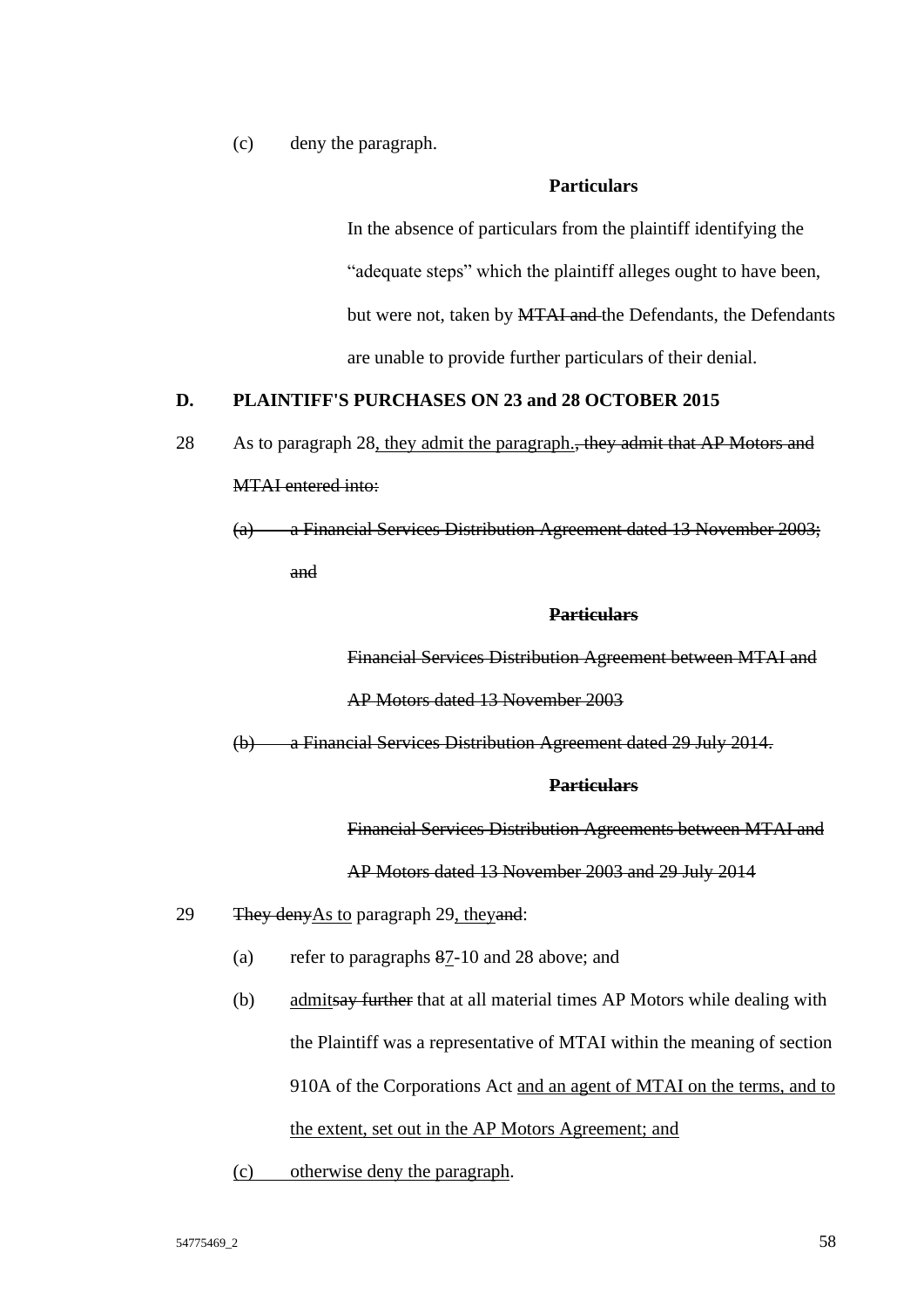(c) deny the paragraph.

**Particulars**

In the absence of particulars from the plaintiff identifying the "adequate steps" which the plaintiff alleges ought to have been, but were not, taken by ~~MTAI and~~ the Defendants, the Defendants are unable to provide further particulars of their denial.

## D. PLAINTIFF'S PURCHASES ON 23 and 28 OCTOBER 2015

28 As to paragraph 28<u>, they admit the paragraph.</u>~~, they admit that AP Motors and MTAI entered into:~~

~~(a) a Financial Services Distribution Agreement dated 13 November 2003; and~~

~~**Particulars**~~

~~Financial Services Distribution Agreement between MTAI and AP Motors dated 13 November 2003~~

~~(b) a Financial Services Distribution Agreement dated 29 July 2014.~~

~~**Particulars**~~

~~Financial Services Distribution Agreements between MTAI and AP Motors dated 13 November 2003 and 29 July 2014~~

29 ~~They deny~~<u>As to</u> paragraph 29<u>, they</u>~~and~~:

(a) refer to paragraphs ~~8~~<u>7</u>-10 and 28 above; and

(b) <u>admit</u>~~say further~~ that at all material times AP Motors while dealing with the Plaintiff was a representative of MTAI within the meaning of section 910A of the Corporations Act <u>and an agent of MTAI on the terms, and to the extent, set out in the AP Motors Agreement; and</u>

<u>(c) otherwise deny the paragraph</u>.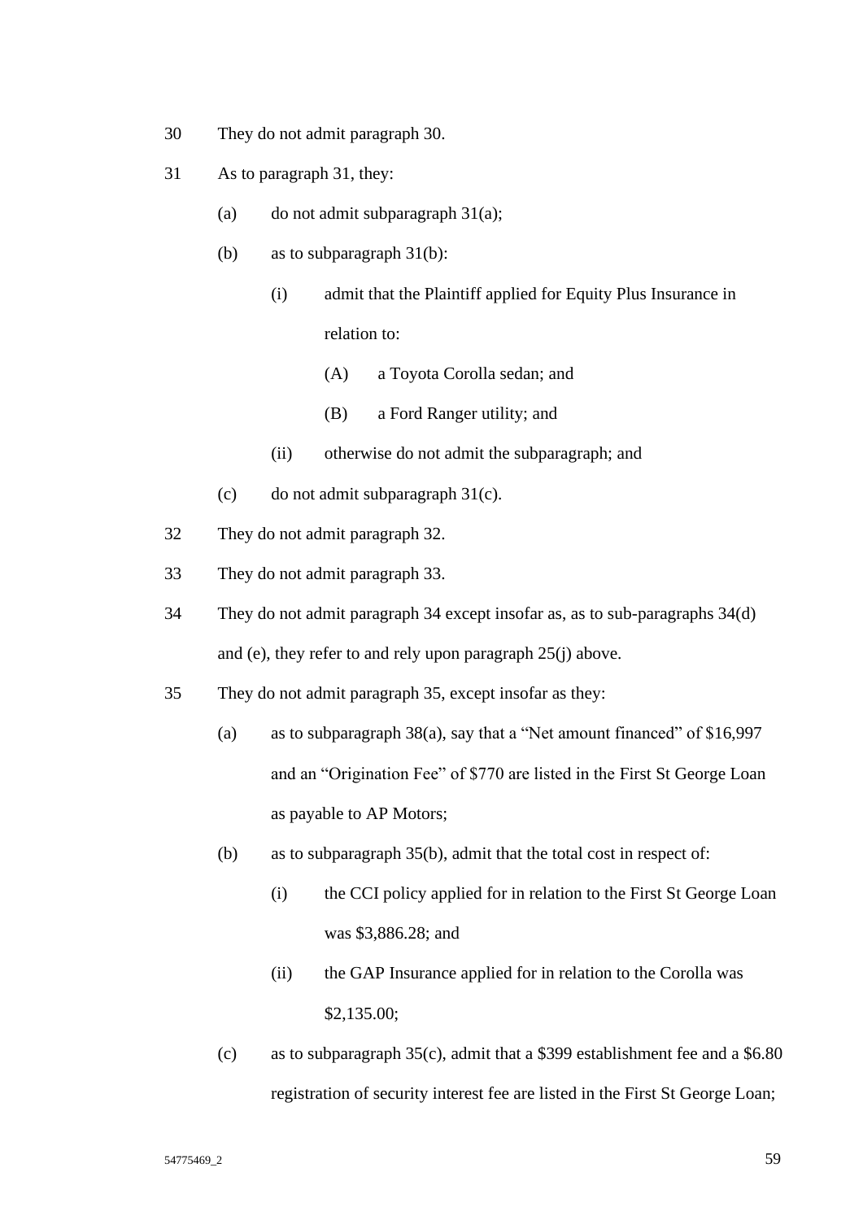30 They do not admit paragraph 30.

31 As to paragraph 31, they:

- (a) do not admit subparagraph 31(a);
- (b) as to subparagraph 31(b):
  - (i) admit that the Plaintiff applied for Equity Plus Insurance in relation to:
    - (A) a Toyota Corolla sedan; and
    - (B) a Ford Ranger utility; and
  - (ii) otherwise do not admit the subparagraph; and
- (c) do not admit subparagraph 31(c).

32 They do not admit paragraph 32.

33 They do not admit paragraph 33.

34 They do not admit paragraph 34 except insofar as, as to sub-paragraphs 34(d) and (e), they refer to and rely upon paragraph 25(j) above.

35 They do not admit paragraph 35, except insofar as they:

- (a) as to subparagraph 38(a), say that a “Net amount financed” of $16,997 and an “Origination Fee” of $770 are listed in the First St George Loan as payable to AP Motors;
- (b) as to subparagraph 35(b), admit that the total cost in respect of:
  - (i) the CCI policy applied for in relation to the First St George Loan was $3,886.28; and
  - (ii) the GAP Insurance applied for in relation to the Corolla was $2,135.00;
- (c) as to subparagraph 35(c), admit that a $399 establishment fee and a $6.80 registration of security interest fee are listed in the First St George Loan;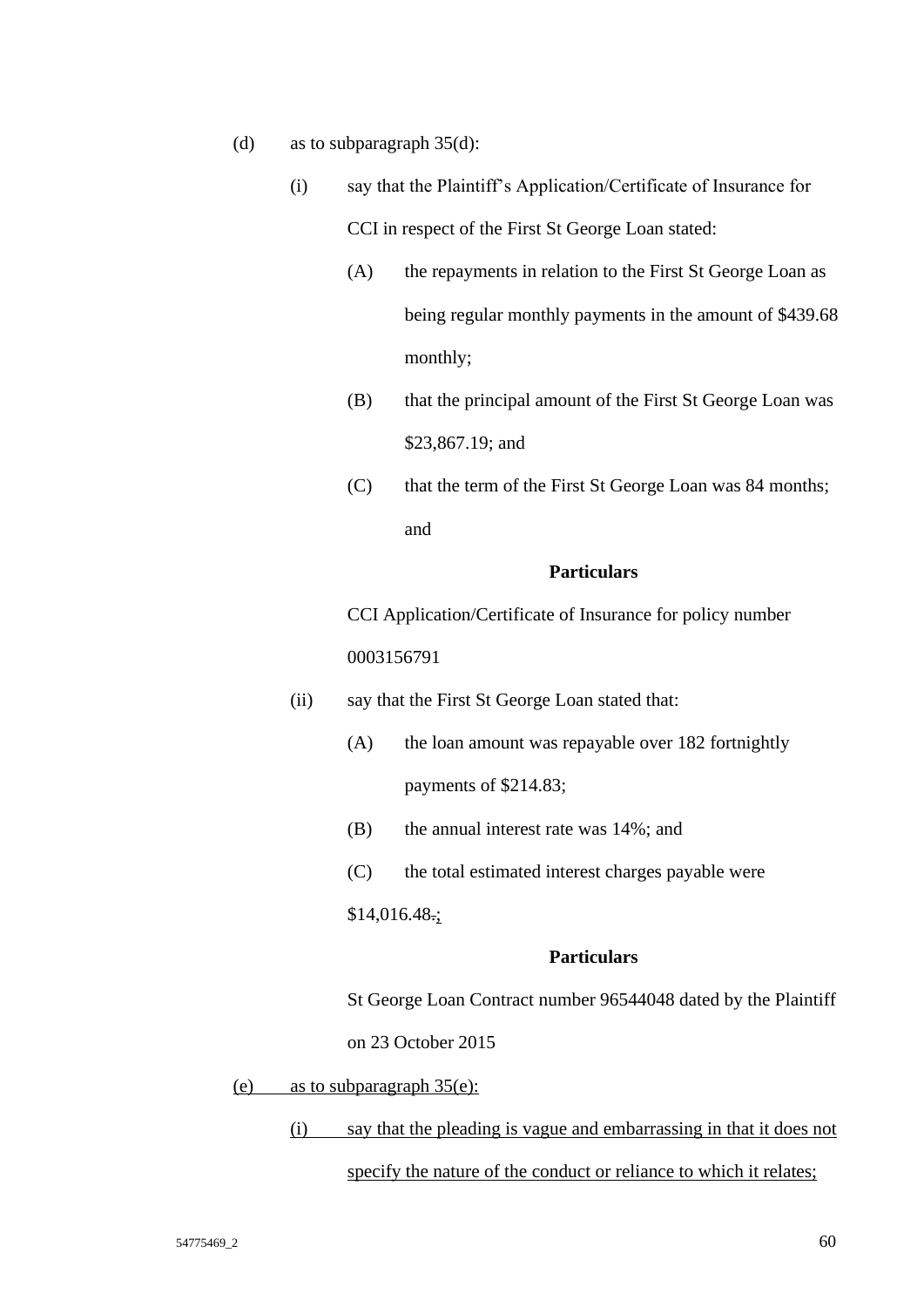(d) as to subparagraph 35(d):

(i) say that the Plaintiff's Application/Certificate of Insurance for CCI in respect of the First St George Loan stated:

(A) the repayments in relation to the First St George Loan as being regular monthly payments in the amount of $439.68 monthly;

(B) that the principal amount of the First St George Loan was $23,867.19; and

(C) that the term of the First St George Loan was 84 months; and

**Particulars**

CCI Application/Certificate of Insurance for policy number 0003156791

(ii) say that the First St George Loan stated that:

(A) the loan amount was repayable over 182 fortnightly payments of $214.83;

(B) the annual interest rate was 14%; and

(C) the total estimated interest charges payable were $14,016.48~~.~~;

**Particulars**

St George Loan Contract number 96544048 dated by the Plaintiff on 23 October 2015

<u>(e) as to subparagraph 35(e):</u>

<u>(i) say that the pleading is vague and embarrassing in that it does not specify the nature of the conduct or reliance to which it relates;</u>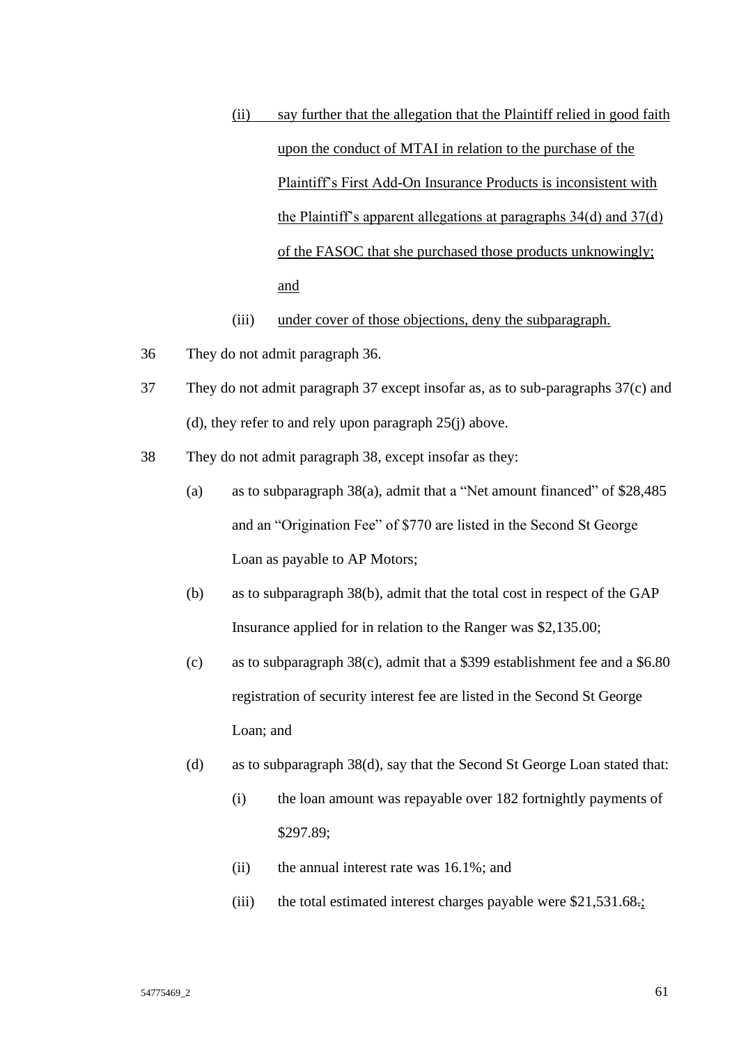(ii) say further that the allegation that the Plaintiff relied in good faith upon the conduct of MTAI in relation to the purchase of the Plaintiff's First Add-On Insurance Products is inconsistent with the Plaintiff's apparent allegations at paragraphs 34(d) and 37(d) of the FASOC that she purchased those products unknowingly; and

(iii) under cover of those objections, deny the subparagraph.

36 They do not admit paragraph 36.

37 They do not admit paragraph 37 except insofar as, as to sub-paragraphs 37(c) and (d), they refer to and rely upon paragraph 25(j) above.

38 They do not admit paragraph 38, except insofar as they:

(a) as to subparagraph 38(a), admit that a "Net amount financed" of $28,485 and an "Origination Fee" of $770 are listed in the Second St George Loan as payable to AP Motors;

(b) as to subparagraph 38(b), admit that the total cost in respect of the GAP Insurance applied for in relation to the Ranger was $2,135.00;

(c) as to subparagraph 38(c), admit that a $399 establishment fee and a $6.80 registration of security interest fee are listed in the Second St George Loan; and

(d) as to subparagraph 38(d), say that the Second St George Loan stated that:

(i) the loan amount was repayable over 182 fortnightly payments of $297.89;

(ii) the annual interest rate was 16.1%; and

(iii) the total estimated interest charges payable were $21,531.68.;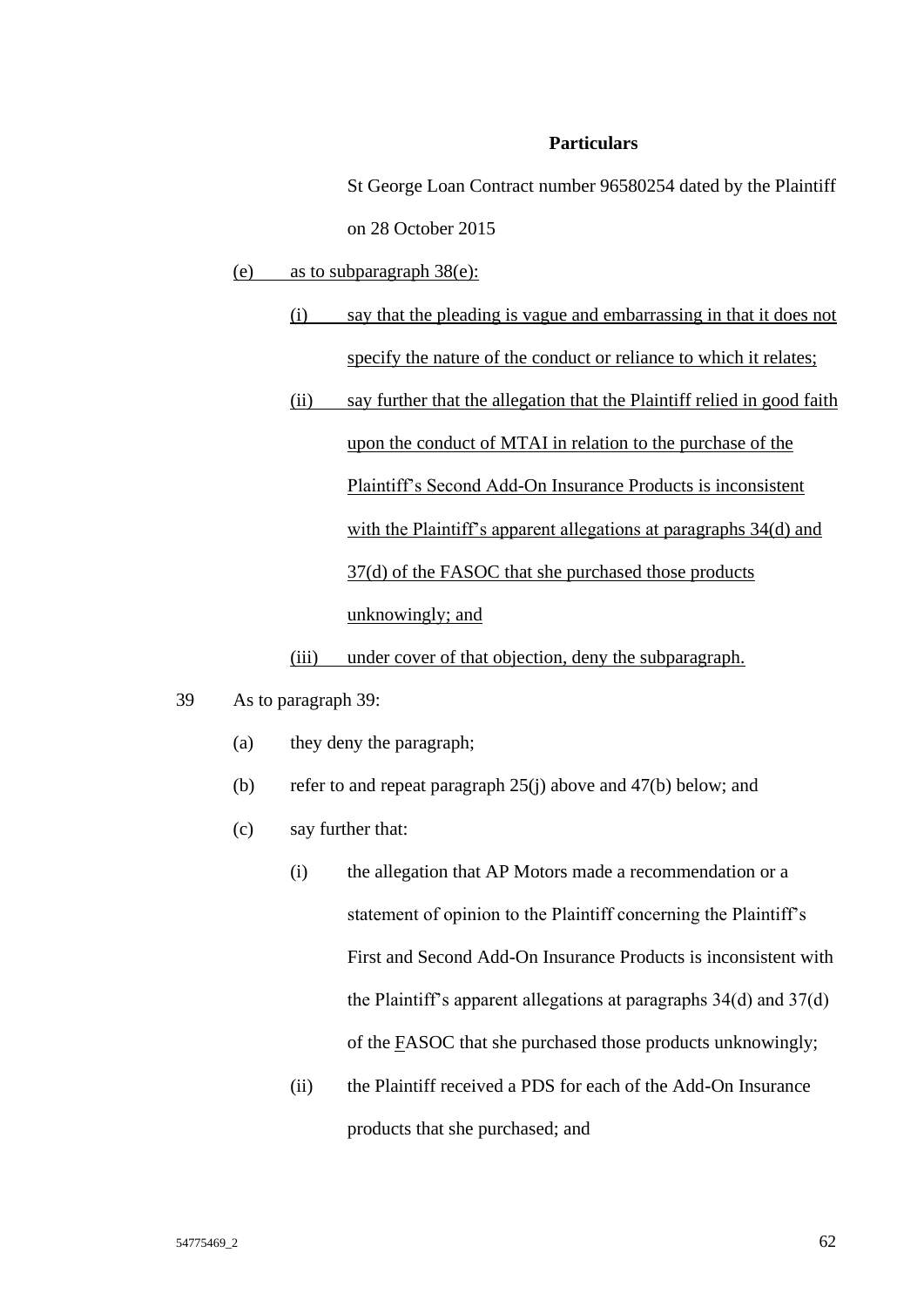**Particulars**

St George Loan Contract number 96580254 dated by the Plaintiff on 28 October 2015

(e) as to subparagraph 38(e):

(i) say that the pleading is vague and embarrassing in that it does not specify the nature of the conduct or reliance to which it relates;

(ii) say further that the allegation that the Plaintiff relied in good faith upon the conduct of MTAI in relation to the purchase of the Plaintiff's Second Add-On Insurance Products is inconsistent with the Plaintiff's apparent allegations at paragraphs 34(d) and 37(d) of the FASOC that she purchased those products unknowingly; and

(iii) under cover of that objection, deny the subparagraph.

39 As to paragraph 39:

(a) they deny the paragraph;

(b) refer to and repeat paragraph 25(j) above and 47(b) below; and

(c) say further that:

(i) the allegation that AP Motors made a recommendation or a statement of opinion to the Plaintiff concerning the Plaintiff's First and Second Add-On Insurance Products is inconsistent with the Plaintiff's apparent allegations at paragraphs 34(d) and 37(d) of the FASOC that she purchased those products unknowingly;

(ii) the Plaintiff received a PDS for each of the Add-On Insurance products that she purchased; and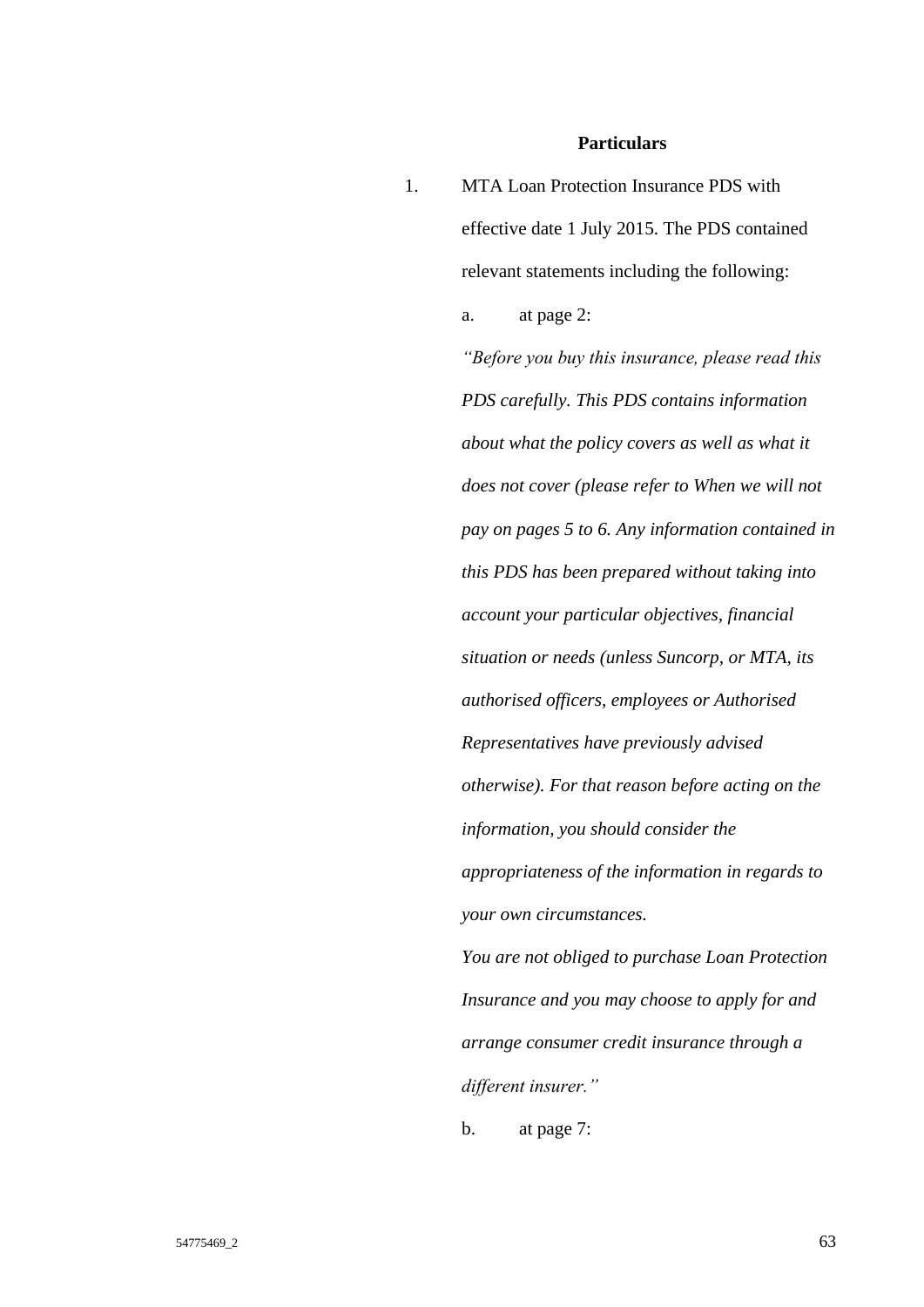**Particulars**

1. MTA Loan Protection Insurance PDS with effective date 1 July 2015. The PDS contained relevant statements including the following:

   a. at page 2:

   *"Before you buy this insurance, please read this PDS carefully. This PDS contains information about what the policy covers as well as what it does not cover (please refer to When we will not pay on pages 5 to 6. Any information contained in this PDS has been prepared without taking into account your particular objectives, financial situation or needs (unless Suncorp, or MTA, its authorised officers, employees or Authorised Representatives have previously advised otherwise). For that reason before acting on the information, you should consider the appropriateness of the information in regards to your own circumstances.*

   *You are not obliged to purchase Loan Protection Insurance and you may choose to apply for and arrange consumer credit insurance through a different insurer."*

   b. at page 7: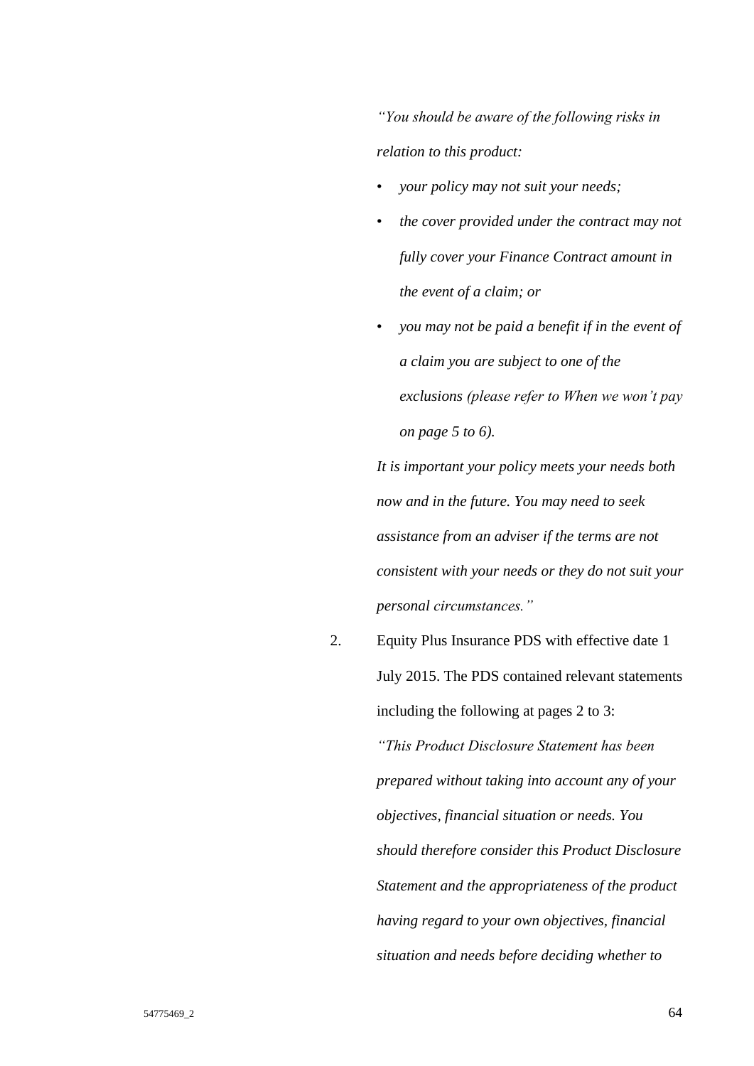*"You should be aware of the following risks in relation to this product:*

- *your policy may not suit your needs;*
- *the cover provided under the contract may not fully cover your Finance Contract amount in the event of a claim; or*
- *you may not be paid a benefit if in the event of a claim you are subject to one of the exclusions (please refer to When we won't pay on page 5 to 6).*

*It is important your policy meets your needs both now and in the future. You may need to seek assistance from an adviser if the terms are not consistent with your needs or they do not suit your personal circumstances."*

2. Equity Plus Insurance PDS with effective date 1 July 2015. The PDS contained relevant statements including the following at pages 2 to 3:

   *"This Product Disclosure Statement has been prepared without taking into account any of your objectives, financial situation or needs. You should therefore consider this Product Disclosure Statement and the appropriateness of the product having regard to your own objectives, financial situation and needs before deciding whether to*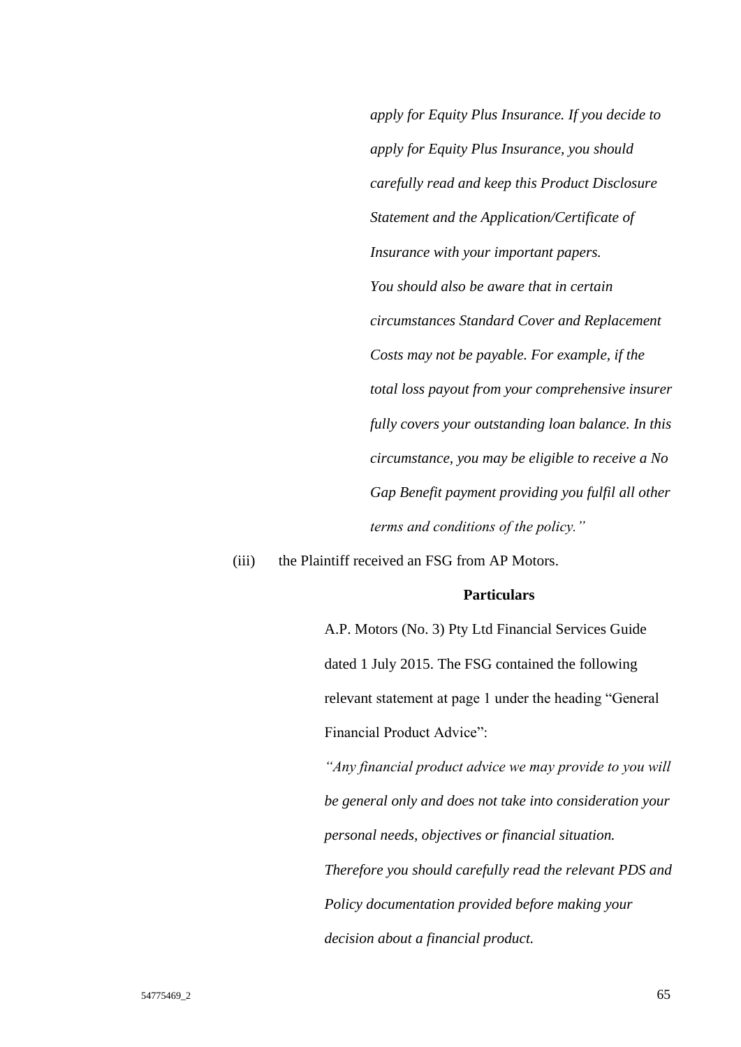*apply for Equity Plus Insurance. If you decide to apply for Equity Plus Insurance, you should carefully read and keep this Product Disclosure Statement and the Application/Certificate of Insurance with your important papers.*

*You should also be aware that in certain circumstances Standard Cover and Replacement Costs may not be payable. For example, if the total loss payout from your comprehensive insurer fully covers your outstanding loan balance. In this circumstance, you may be eligible to receive a No Gap Benefit payment providing you fulfil all other terms and conditions of the policy."*

(iii) the Plaintiff received an FSG from AP Motors.

**Particulars**

A.P. Motors (No. 3) Pty Ltd Financial Services Guide dated 1 July 2015. The FSG contained the following relevant statement at page 1 under the heading "General Financial Product Advice":

*"Any financial product advice we may provide to you will be general only and does not take into consideration your personal needs, objectives or financial situation. Therefore you should carefully read the relevant PDS and Policy documentation provided before making your decision about a financial product.*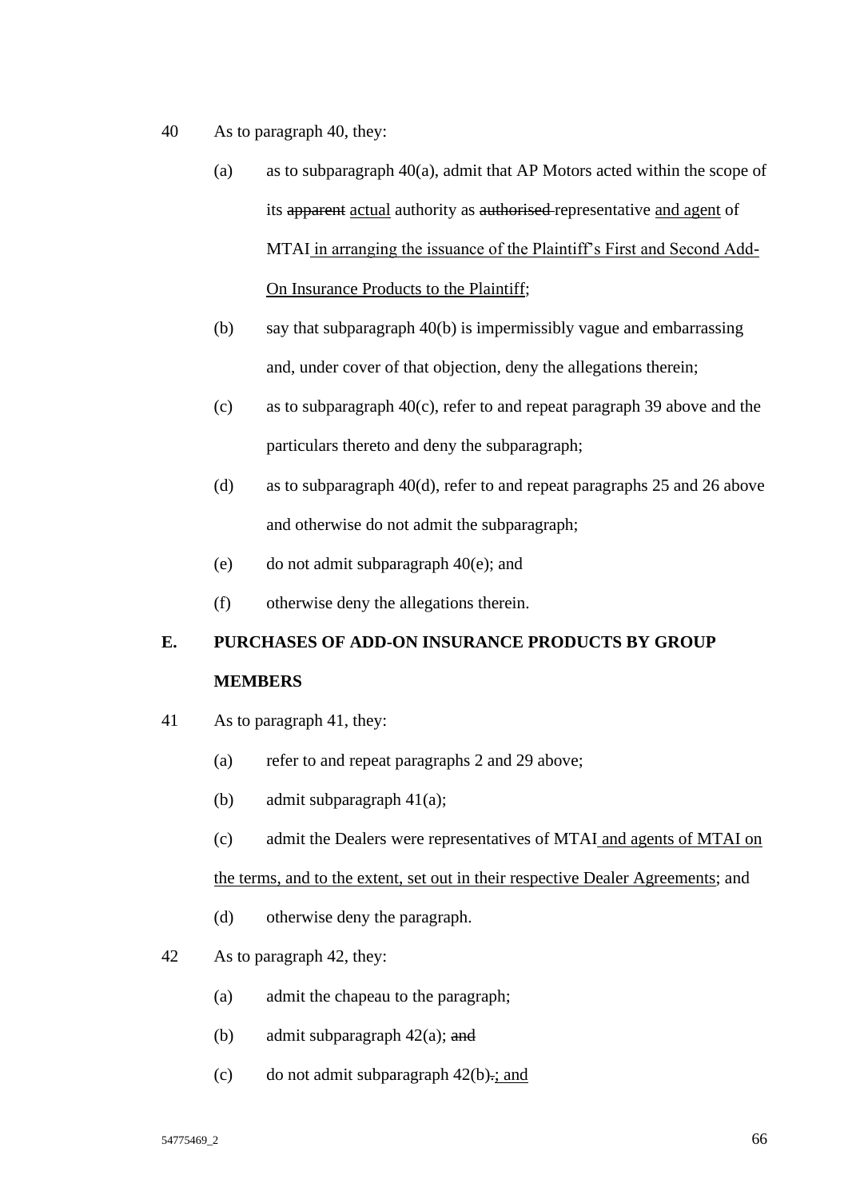40 As to paragraph 40, they:

(a) as to subparagraph 40(a), admit that AP Motors acted within the scope of its ~~apparent~~ <u>actual</u> authority as ~~authorised~~ representative <u>and agent</u> of MTAI <u>in arranging the issuance of the Plaintiff's First and Second Add-On Insurance Products to the Plaintiff</u>;

(b) say that subparagraph 40(b) is impermissibly vague and embarrassing and, under cover of that objection, deny the allegations therein;

(c) as to subparagraph 40(c), refer to and repeat paragraph 39 above and the particulars thereto and deny the subparagraph;

(d) as to subparagraph 40(d), refer to and repeat paragraphs 25 and 26 above and otherwise do not admit the subparagraph;

(e) do not admit subparagraph 40(e); and

(f) otherwise deny the allegations therein.

## E. PURCHASES OF ADD-ON INSURANCE PRODUCTS BY GROUP MEMBERS

41 As to paragraph 41, they:

(a) refer to and repeat paragraphs 2 and 29 above;

(b) admit subparagraph 41(a);

(c) admit the Dealers were representatives of MTAI <u>and agents of MTAI on the terms, and to the extent, set out in their respective Dealer Agreements</u>; and

(d) otherwise deny the paragraph.

42 As to paragraph 42, they:

(a) admit the chapeau to the paragraph;

(b) admit subparagraph 42(a); ~~and~~

(c) do not admit subparagraph 42(b)~~.~~<u>; and</u>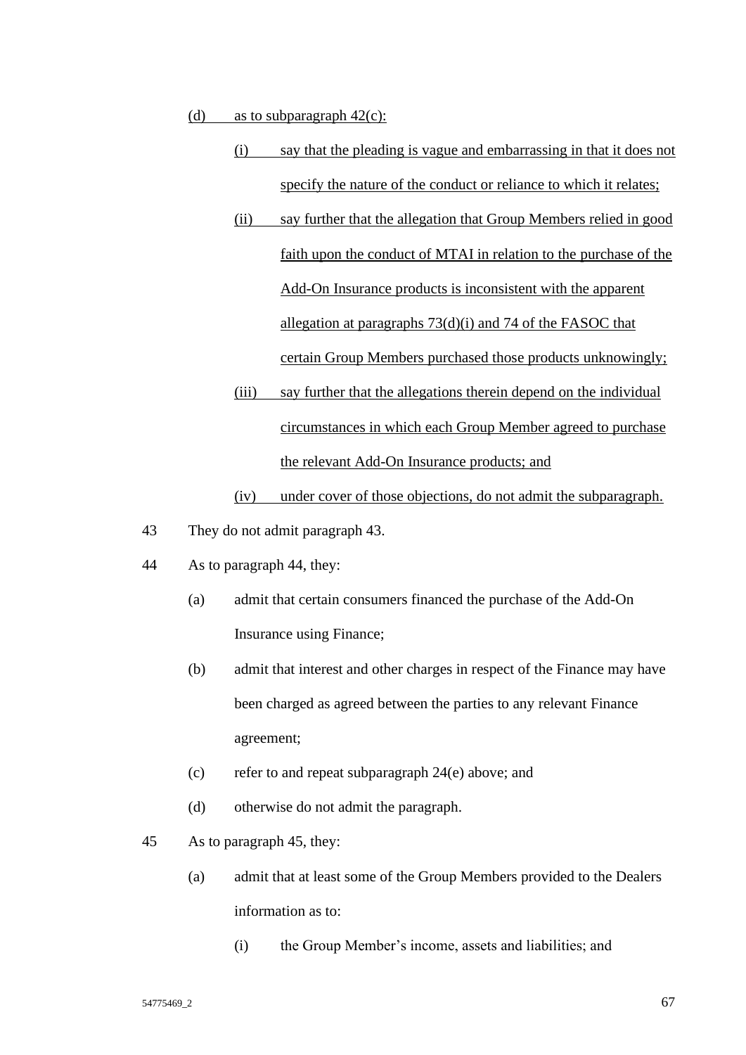(d) as to subparagraph 42(c):

(i) say that the pleading is vague and embarrassing in that it does not specify the nature of the conduct or reliance to which it relates;

(ii) say further that the allegation that Group Members relied in good faith upon the conduct of MTAI in relation to the purchase of the Add-On Insurance products is inconsistent with the apparent allegation at paragraphs 73(d)(i) and 74 of the FASOC that certain Group Members purchased those products unknowingly;

(iii) say further that the allegations therein depend on the individual circumstances in which each Group Member agreed to purchase the relevant Add-On Insurance products; and

(iv) under cover of those objections, do not admit the subparagraph.

43 They do not admit paragraph 43.

44 As to paragraph 44, they:

(a) admit that certain consumers financed the purchase of the Add-On Insurance using Finance;

(b) admit that interest and other charges in respect of the Finance may have been charged as agreed between the parties to any relevant Finance agreement;

(c) refer to and repeat subparagraph 24(e) above; and

(d) otherwise do not admit the paragraph.

45 As to paragraph 45, they:

(a) admit that at least some of the Group Members provided to the Dealers information as to:

(i) the Group Member's income, assets and liabilities; and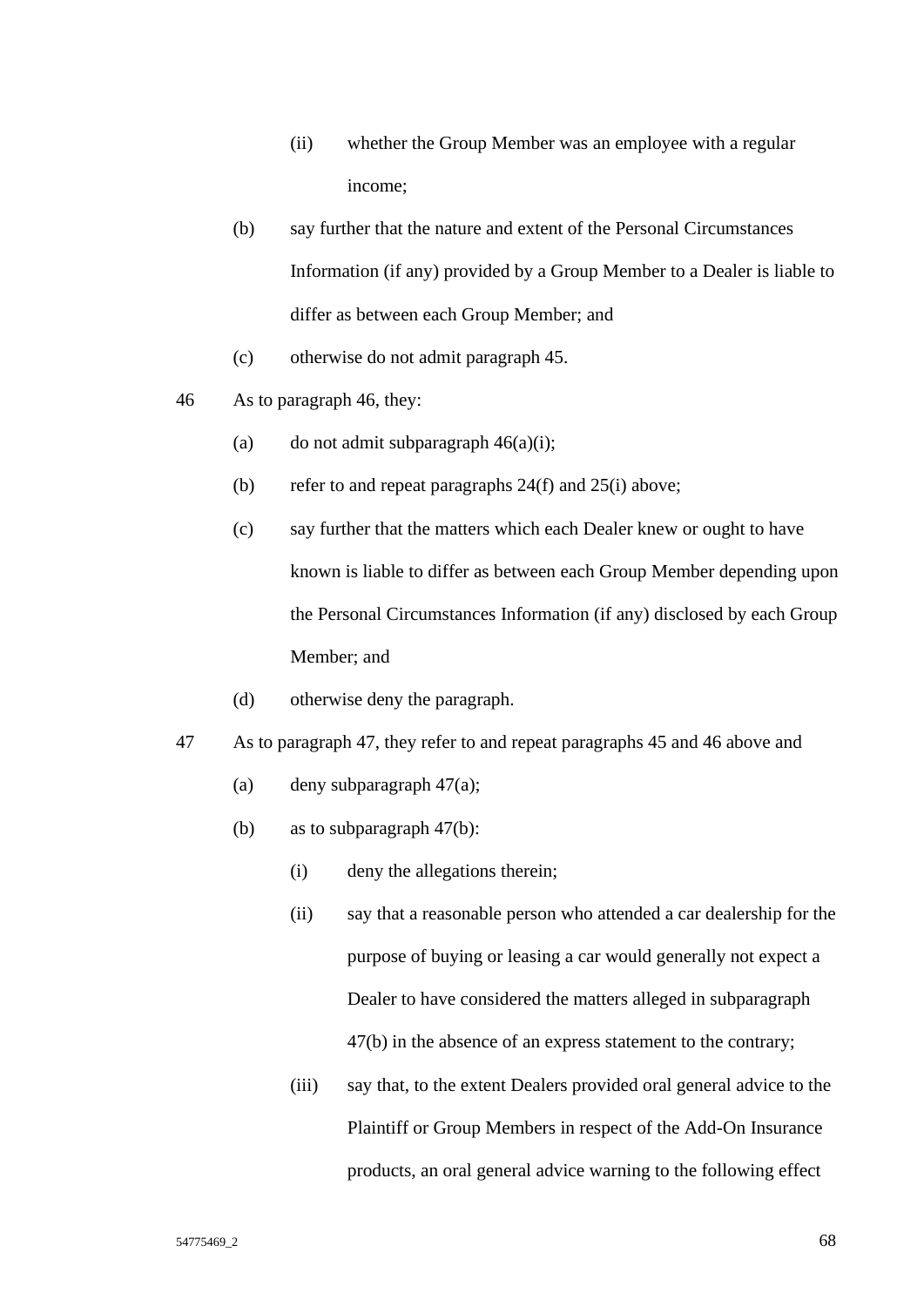(ii) whether the Group Member was an employee with a regular income;

(b) say further that the nature and extent of the Personal Circumstances Information (if any) provided by a Group Member to a Dealer is liable to differ as between each Group Member; and

(c) otherwise do not admit paragraph 45.

46 As to paragraph 46, they:

(a) do not admit subparagraph 46(a)(i);

(b) refer to and repeat paragraphs 24(f) and 25(i) above;

(c) say further that the matters which each Dealer knew or ought to have known is liable to differ as between each Group Member depending upon the Personal Circumstances Information (if any) disclosed by each Group Member; and

(d) otherwise deny the paragraph.

47 As to paragraph 47, they refer to and repeat paragraphs 45 and 46 above and

(a) deny subparagraph 47(a);

(b) as to subparagraph 47(b):

(i) deny the allegations therein;

(ii) say that a reasonable person who attended a car dealership for the purpose of buying or leasing a car would generally not expect a Dealer to have considered the matters alleged in subparagraph 47(b) in the absence of an express statement to the contrary;

(iii) say that, to the extent Dealers provided oral general advice to the Plaintiff or Group Members in respect of the Add-On Insurance products, an oral general advice warning to the following effect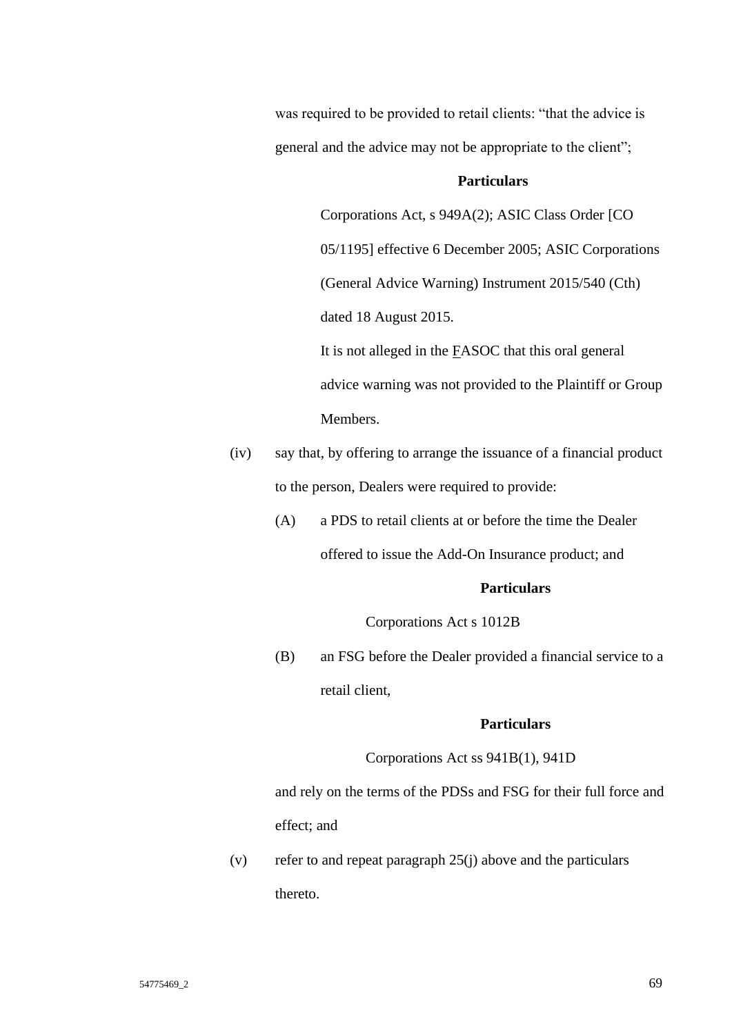was required to be provided to retail clients: "that the advice is general and the advice may not be appropriate to the client";

**Particulars**

> Corporations Act, s 949A(2); ASIC Class Order [CO 05/1195] effective 6 December 2005; ASIC Corporations (General Advice Warning) Instrument 2015/540 (Cth) dated 18 August 2015.
>
> It is not alleged in the FASOC that this oral general advice warning was not provided to the Plaintiff or Group Members.

(iv) say that, by offering to arrange the issuance of a financial product to the person, Dealers were required to provide:

(A) a PDS to retail clients at or before the time the Dealer offered to issue the Add-On Insurance product; and

**Particulars**

> Corporations Act s 1012B

(B) an FSG before the Dealer provided a financial service to a retail client,

**Particulars**

> Corporations Act ss 941B(1), 941D

and rely on the terms of the PDSs and FSG for their full force and effect; and

(v) refer to and repeat paragraph 25(j) above and the particulars thereto.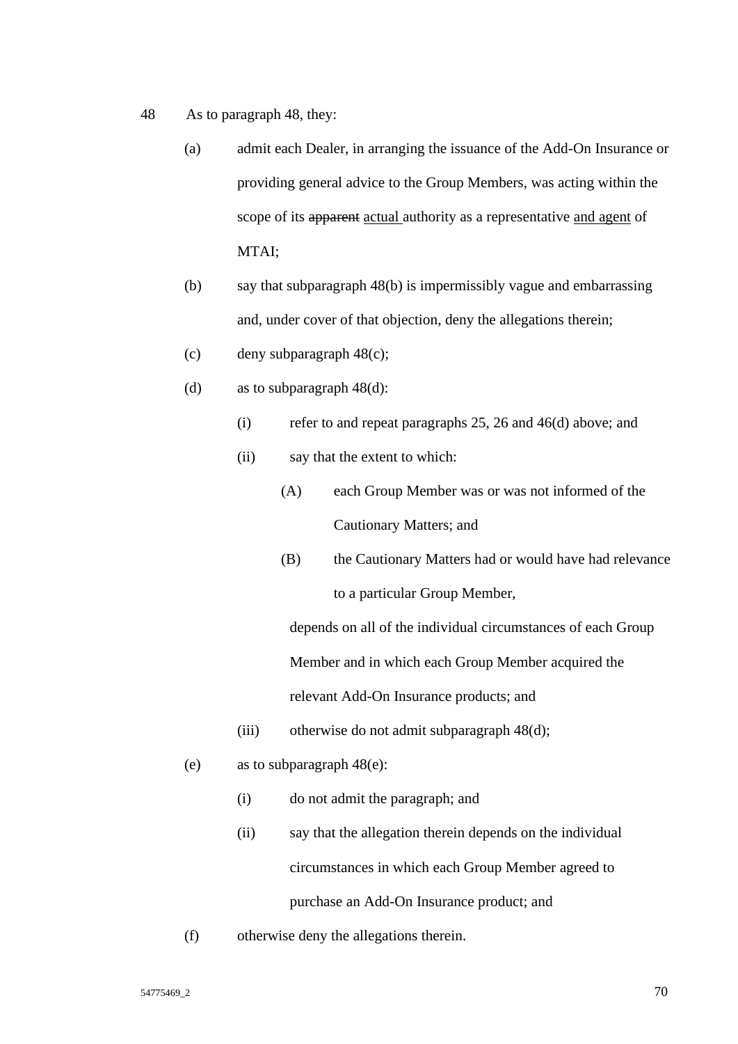48 As to paragraph 48, they:

(a) admit each Dealer, in arranging the issuance of the Add-On Insurance or providing general advice to the Group Members, was acting within the scope of its ~~apparent~~ <u>actual</u> authority as a representative <u>and agent</u> of MTAI;

(b) say that subparagraph 48(b) is impermissibly vague and embarrassing and, under cover of that objection, deny the allegations therein;

(c) deny subparagraph 48(c);

(d) as to subparagraph 48(d):

  (i) refer to and repeat paragraphs 25, 26 and 46(d) above; and

  (ii) say that the extent to which:

    (A) each Group Member was or was not informed of the Cautionary Matters; and

    (B) the Cautionary Matters had or would have had relevance to a particular Group Member,

  depends on all of the individual circumstances of each Group Member and in which each Group Member acquired the relevant Add-On Insurance products; and

  (iii) otherwise do not admit subparagraph 48(d);

(e) as to subparagraph 48(e):

  (i) do not admit the paragraph; and

  (ii) say that the allegation therein depends on the individual circumstances in which each Group Member agreed to purchase an Add-On Insurance product; and

(f) otherwise deny the allegations therein.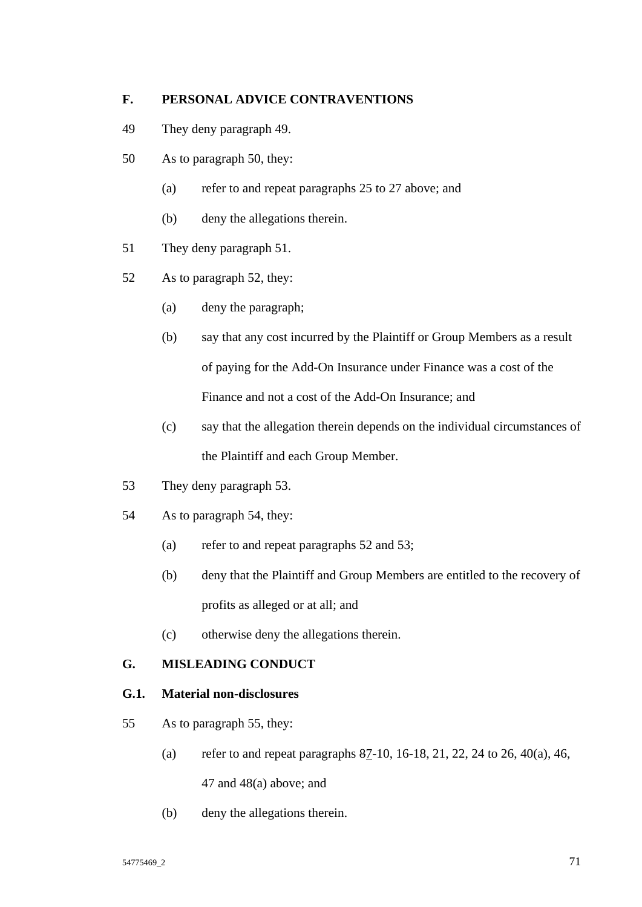## F. PERSONAL ADVICE CONTRAVENTIONS

49 They deny paragraph 49.

50 As to paragraph 50, they:

(a) refer to and repeat paragraphs 25 to 27 above; and

(b) deny the allegations therein.

51 They deny paragraph 51.

52 As to paragraph 52, they:

(a) deny the paragraph;

(b) say that any cost incurred by the Plaintiff or Group Members as a result of paying for the Add-On Insurance under Finance was a cost of the Finance and not a cost of the Add-On Insurance; and

(c) say that the allegation therein depends on the individual circumstances of the Plaintiff and each Group Member.

53 They deny paragraph 53.

54 As to paragraph 54, they:

(a) refer to and repeat paragraphs 52 and 53;

(b) deny that the Plaintiff and Group Members are entitled to the recovery of profits as alleged or at all; and

(c) otherwise deny the allegations therein.

## G. MISLEADING CONDUCT

### G.1. Material non-disclosures

55 As to paragraph 55, they:

(a) refer to and repeat paragraphs ~~8~~7-10, 16-18, 21, 22, 24 to 26, 40(a), 46, 47 and 48(a) above; and

(b) deny the allegations therein.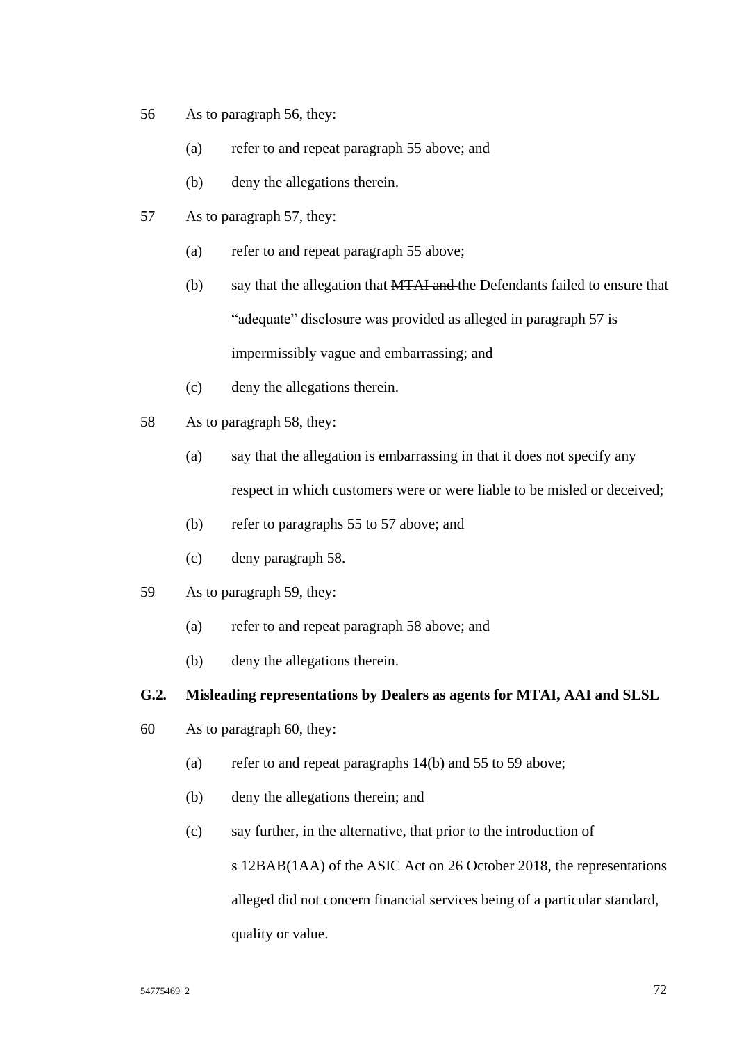56 As to paragraph 56, they:

   (a) refer to and repeat paragraph 55 above; and

   (b) deny the allegations therein.

57 As to paragraph 57, they:

   (a) refer to and repeat paragraph 55 above;

   (b) say that the allegation that ~~MTAI and~~ the Defendants failed to ensure that "adequate" disclosure was provided as alleged in paragraph 57 is impermissibly vague and embarrassing; and

   (c) deny the allegations therein.

58 As to paragraph 58, they:

   (a) say that the allegation is embarrassing in that it does not specify any respect in which customers were or were liable to be misled or deceived;

   (b) refer to paragraphs 55 to 57 above; and

   (c) deny paragraph 58.

59 As to paragraph 59, they:

   (a) refer to and repeat paragraph 58 above; and

   (b) deny the allegations therein.

**G.2. Misleading representations by Dealers as agents for MTAI, AAI and SLSL**

60 As to paragraph 60, they:

   (a) refer to and repeat paragraph<u>s 14(b) and</u> 55 to 59 above;

   (b) deny the allegations therein; and

   (c) say further, in the alternative, that prior to the introduction of s 12BAB(1AA) of the ASIC Act on 26 October 2018, the representations alleged did not concern financial services being of a particular standard, quality or value.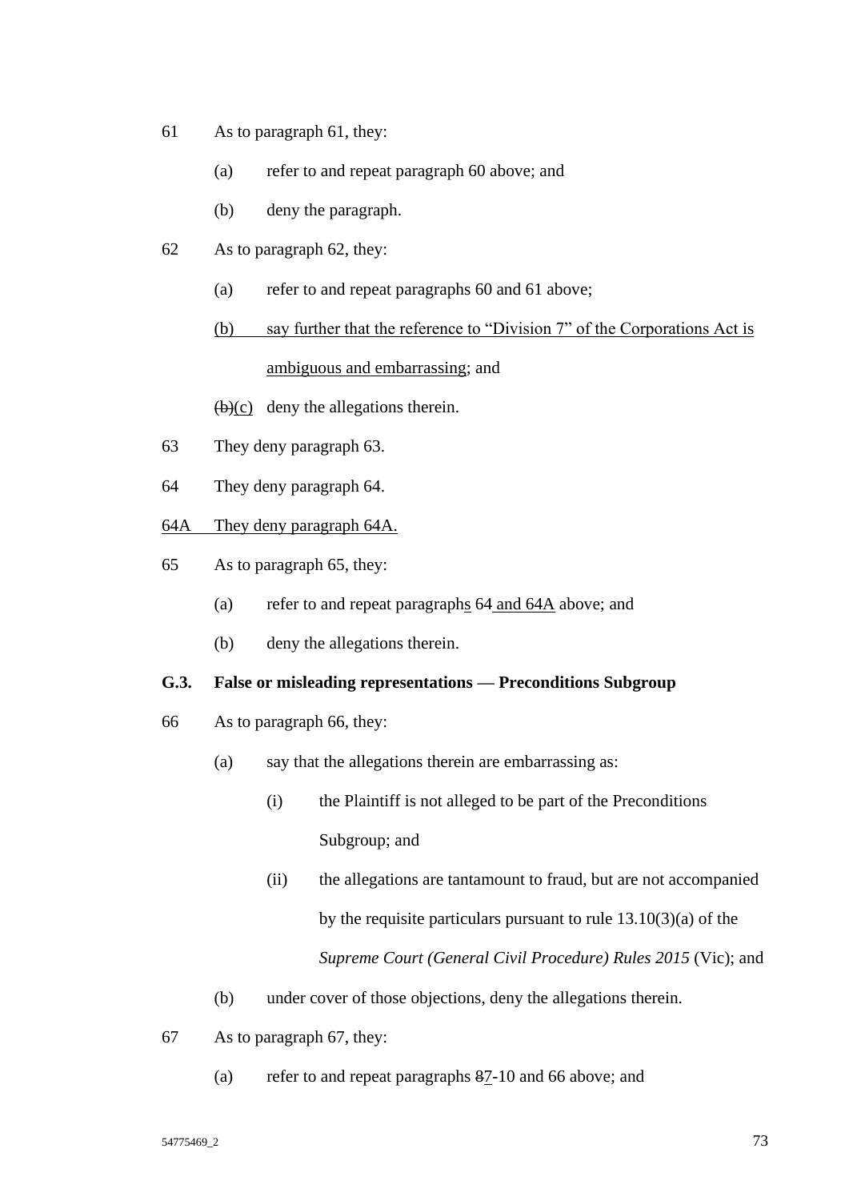61 As to paragraph 61, they:

(a) refer to and repeat paragraph 60 above; and

(b) deny the paragraph.

62 As to paragraph 62, they:

(a) refer to and repeat paragraphs 60 and 61 above;

<u>(b) say further that the reference to "Division 7" of the Corporations Act is ambiguous and embarrassing</u>; and

~~(b)~~<u>(c)</u> deny the allegations therein.

63 They deny paragraph 63.

64 They deny paragraph 64.

<u>64A They deny paragraph 64A.</u>

65 As to paragraph 65, they:

(a) refer to and repeat paragraph<u>s</u> 64<u> and 64A</u> above; and

(b) deny the allegations therein.

**G.3. False or misleading representations — Preconditions Subgroup**

66 As to paragraph 66, they:

(a) say that the allegations therein are embarrassing as:

(i) the Plaintiff is not alleged to be part of the Preconditions Subgroup; and

(ii) the allegations are tantamount to fraud, but are not accompanied by the requisite particulars pursuant to rule 13.10(3)(a) of the *Supreme Court (General Civil Procedure) Rules 2015* (Vic); and

(b) under cover of those objections, deny the allegations therein.

67 As to paragraph 67, they:

(a) refer to and repeat paragraphs ~~8~~<u>7</u>-10 and 66 above; and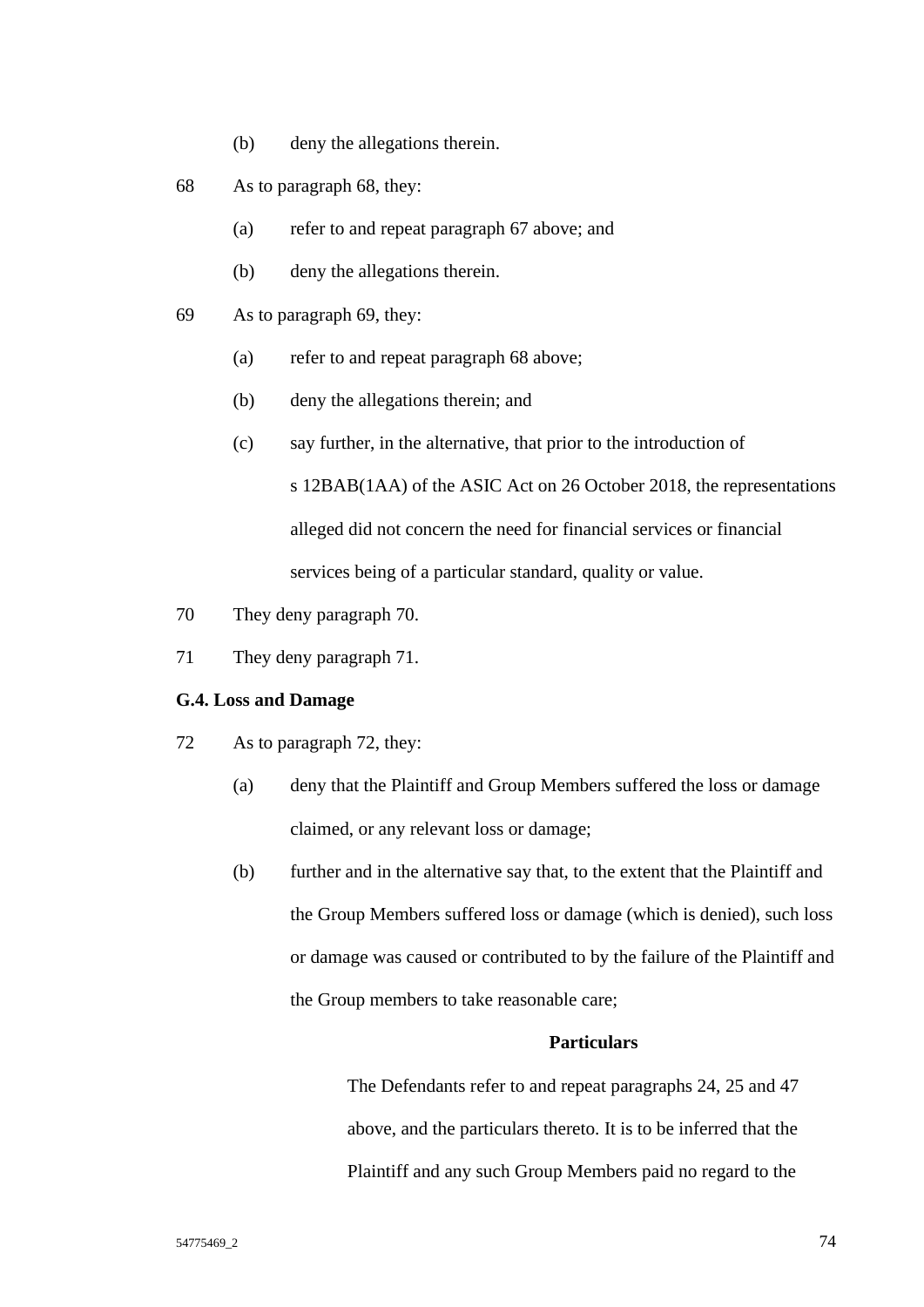(b) deny the allegations therein.

68 As to paragraph 68, they:

(a) refer to and repeat paragraph 67 above; and

(b) deny the allegations therein.

69 As to paragraph 69, they:

(a) refer to and repeat paragraph 68 above;

(b) deny the allegations therein; and

(c) say further, in the alternative, that prior to the introduction of s 12BAB(1AA) of the ASIC Act on 26 October 2018, the representations alleged did not concern the need for financial services or financial services being of a particular standard, quality or value.

70 They deny paragraph 70.

71 They deny paragraph 71.

**G.4. Loss and Damage**

72 As to paragraph 72, they:

(a) deny that the Plaintiff and Group Members suffered the loss or damage claimed, or any relevant loss or damage;

(b) further and in the alternative say that, to the extent that the Plaintiff and the Group Members suffered loss or damage (which is denied), such loss or damage was caused or contributed to by the failure of the Plaintiff and the Group members to take reasonable care;

**Particulars**

The Defendants refer to and repeat paragraphs 24, 25 and 47 above, and the particulars thereto. It is to be inferred that the Plaintiff and any such Group Members paid no regard to the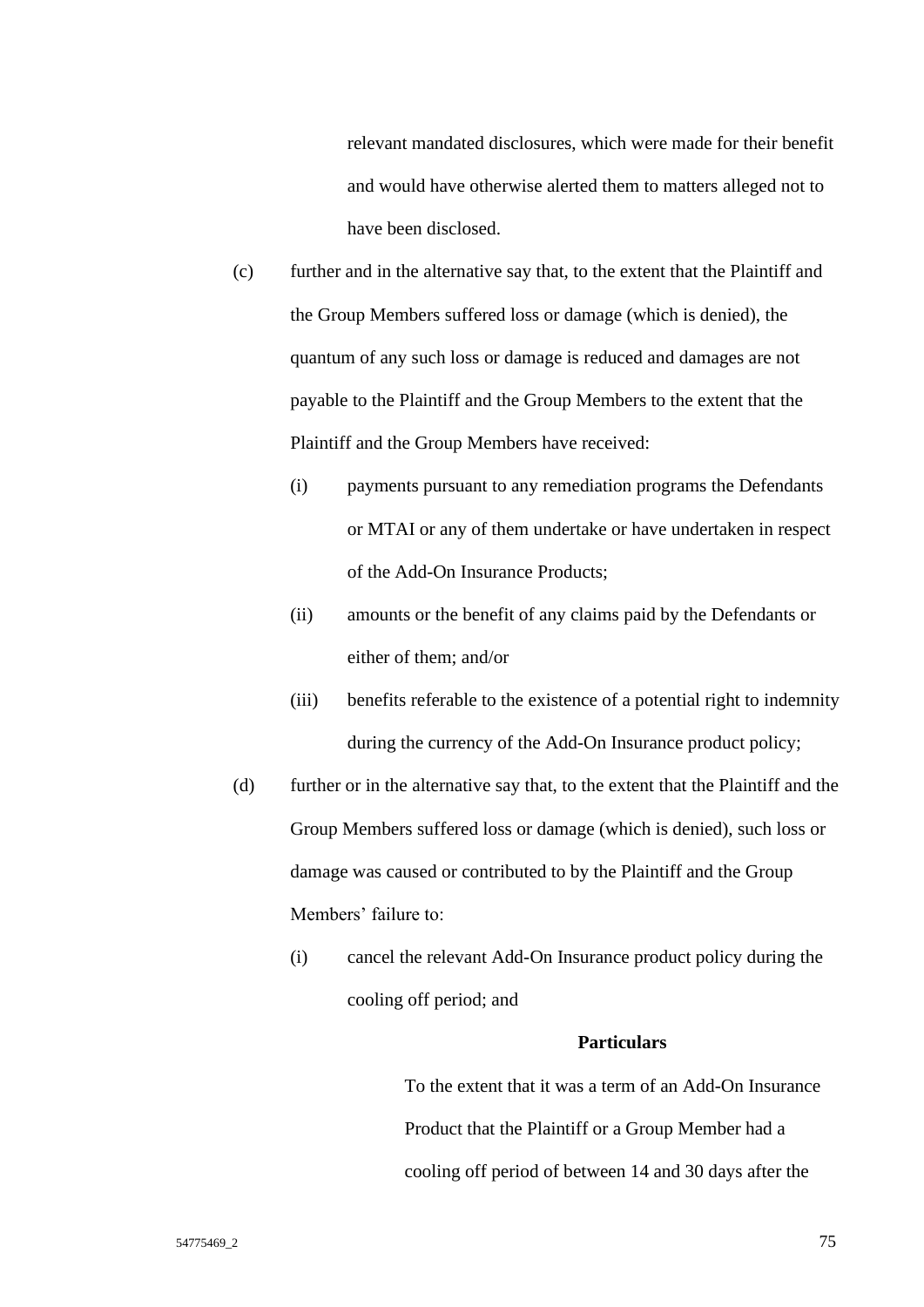relevant mandated disclosures, which were made for their benefit and would have otherwise alerted them to matters alleged not to have been disclosed.

(c) further and in the alternative say that, to the extent that the Plaintiff and the Group Members suffered loss or damage (which is denied), the quantum of any such loss or damage is reduced and damages are not payable to the Plaintiff and the Group Members to the extent that the Plaintiff and the Group Members have received:

 (i) payments pursuant to any remediation programs the Defendants or MTAI or any of them undertake or have undertaken in respect of the Add-On Insurance Products;

 (ii) amounts or the benefit of any claims paid by the Defendants or either of them; and/or

 (iii) benefits referable to the existence of a potential right to indemnity during the currency of the Add-On Insurance product policy;

(d) further or in the alternative say that, to the extent that the Plaintiff and the Group Members suffered loss or damage (which is denied), such loss or damage was caused or contributed to by the Plaintiff and the Group Members' failure to:

 (i) cancel the relevant Add-On Insurance product policy during the cooling off period; and

**Particulars**

To the extent that it was a term of an Add-On Insurance Product that the Plaintiff or a Group Member had a cooling off period of between 14 and 30 days after the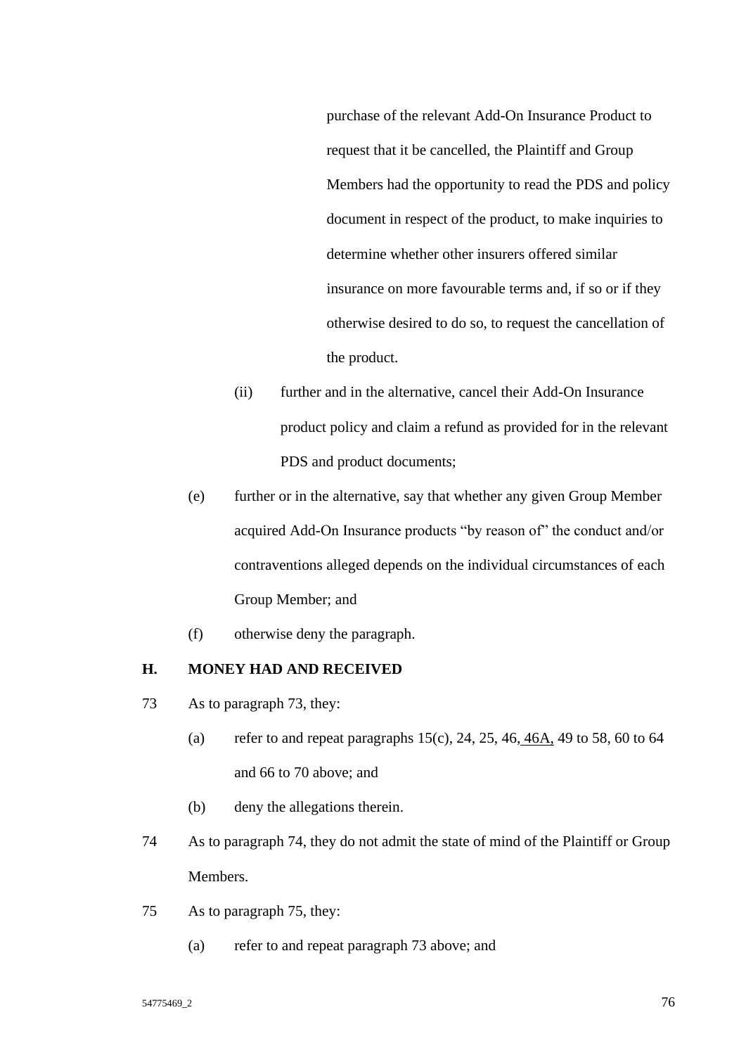purchase of the relevant Add-On Insurance Product to request that it be cancelled, the Plaintiff and Group Members had the opportunity to read the PDS and policy document in respect of the product, to make inquiries to determine whether other insurers offered similar insurance on more favourable terms and, if so or if they otherwise desired to do so, to request the cancellation of the product.

   (ii) further and in the alternative, cancel their Add-On Insurance product policy and claim a refund as provided for in the relevant PDS and product documents;

(e) further or in the alternative, say that whether any given Group Member acquired Add-On Insurance products "by reason of" the conduct and/or contraventions alleged depends on the individual circumstances of each Group Member; and

(f) otherwise deny the paragraph.

## H. MONEY HAD AND RECEIVED

73 As to paragraph 73, they:

(a) refer to and repeat paragraphs 15(c), 24, 25, 46, 46A, 49 to 58, 60 to 64 and 66 to 70 above; and

(b) deny the allegations therein.

74 As to paragraph 74, they do not admit the state of mind of the Plaintiff or Group Members.

75 As to paragraph 75, they:

(a) refer to and repeat paragraph 73 above; and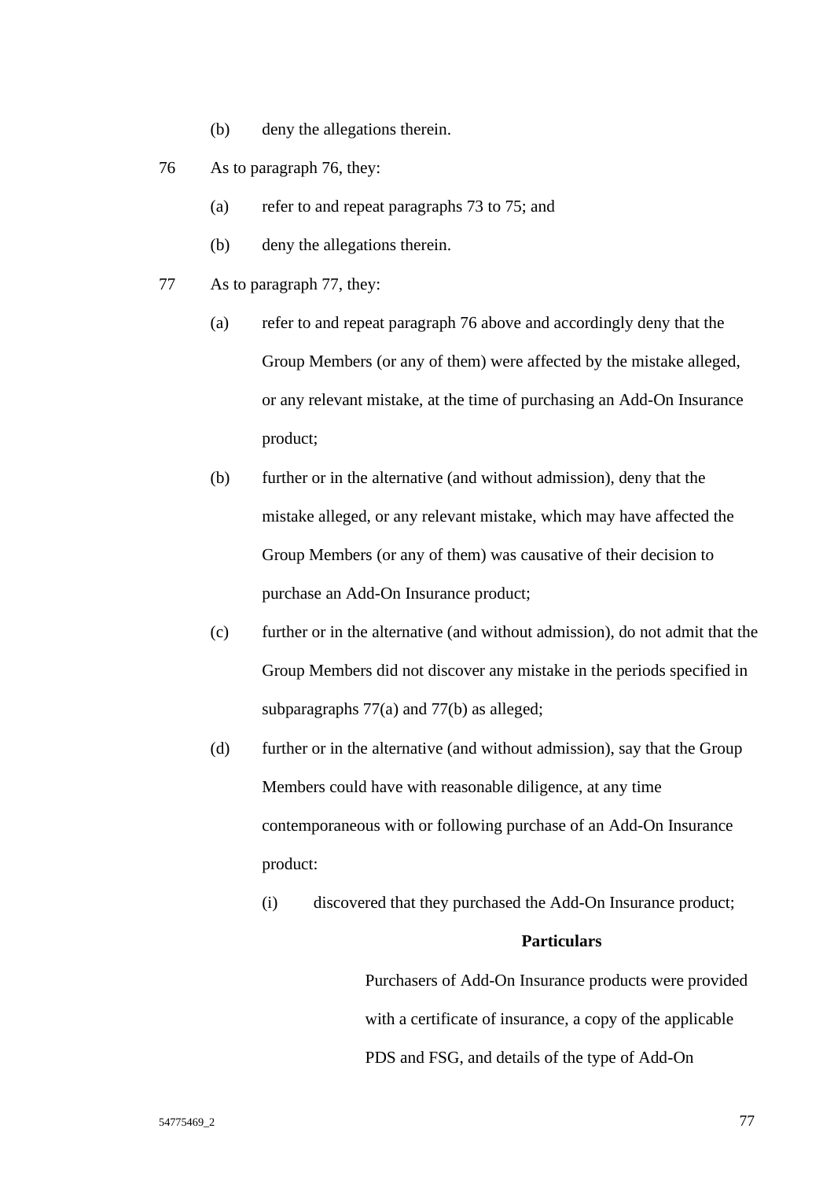(b) deny the allegations therein.

76 As to paragraph 76, they:

(a) refer to and repeat paragraphs 73 to 75; and

(b) deny the allegations therein.

77 As to paragraph 77, they:

(a) refer to and repeat paragraph 76 above and accordingly deny that the Group Members (or any of them) were affected by the mistake alleged, or any relevant mistake, at the time of purchasing an Add-On Insurance product;

(b) further or in the alternative (and without admission), deny that the mistake alleged, or any relevant mistake, which may have affected the Group Members (or any of them) was causative of their decision to purchase an Add-On Insurance product;

(c) further or in the alternative (and without admission), do not admit that the Group Members did not discover any mistake in the periods specified in subparagraphs 77(a) and 77(b) as alleged;

(d) further or in the alternative (and without admission), say that the Group Members could have with reasonable diligence, at any time contemporaneous with or following purchase of an Add-On Insurance product:

(i) discovered that they purchased the Add-On Insurance product;

**Particulars**

Purchasers of Add-On Insurance products were provided with a certificate of insurance, a copy of the applicable PDS and FSG, and details of the type of Add-On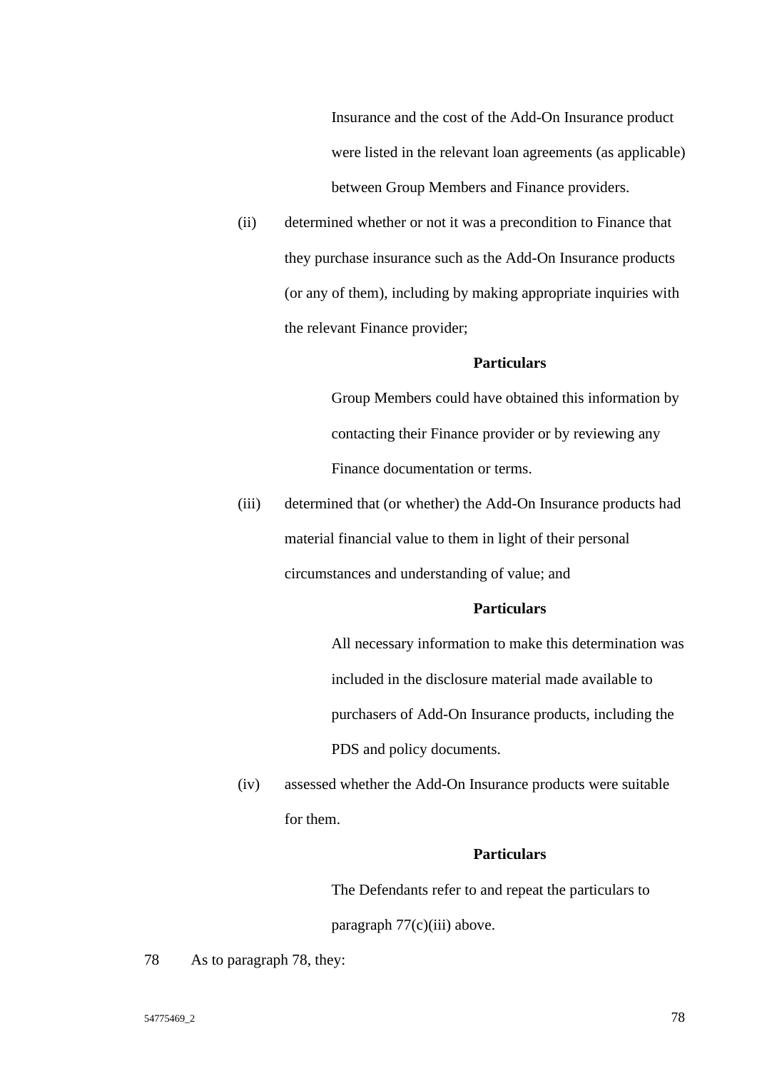Insurance and the cost of the Add-On Insurance product were listed in the relevant loan agreements (as applicable) between Group Members and Finance providers.

(ii) determined whether or not it was a precondition to Finance that they purchase insurance such as the Add-On Insurance products (or any of them), including by making appropriate inquiries with the relevant Finance provider;

**Particulars**

Group Members could have obtained this information by contacting their Finance provider or by reviewing any Finance documentation or terms.

(iii) determined that (or whether) the Add-On Insurance products had material financial value to them in light of their personal circumstances and understanding of value; and

**Particulars**

All necessary information to make this determination was included in the disclosure material made available to purchasers of Add-On Insurance products, including the PDS and policy documents.

(iv) assessed whether the Add-On Insurance products were suitable for them.

**Particulars**

The Defendants refer to and repeat the particulars to paragraph 77(c)(iii) above.

78 As to paragraph 78, they: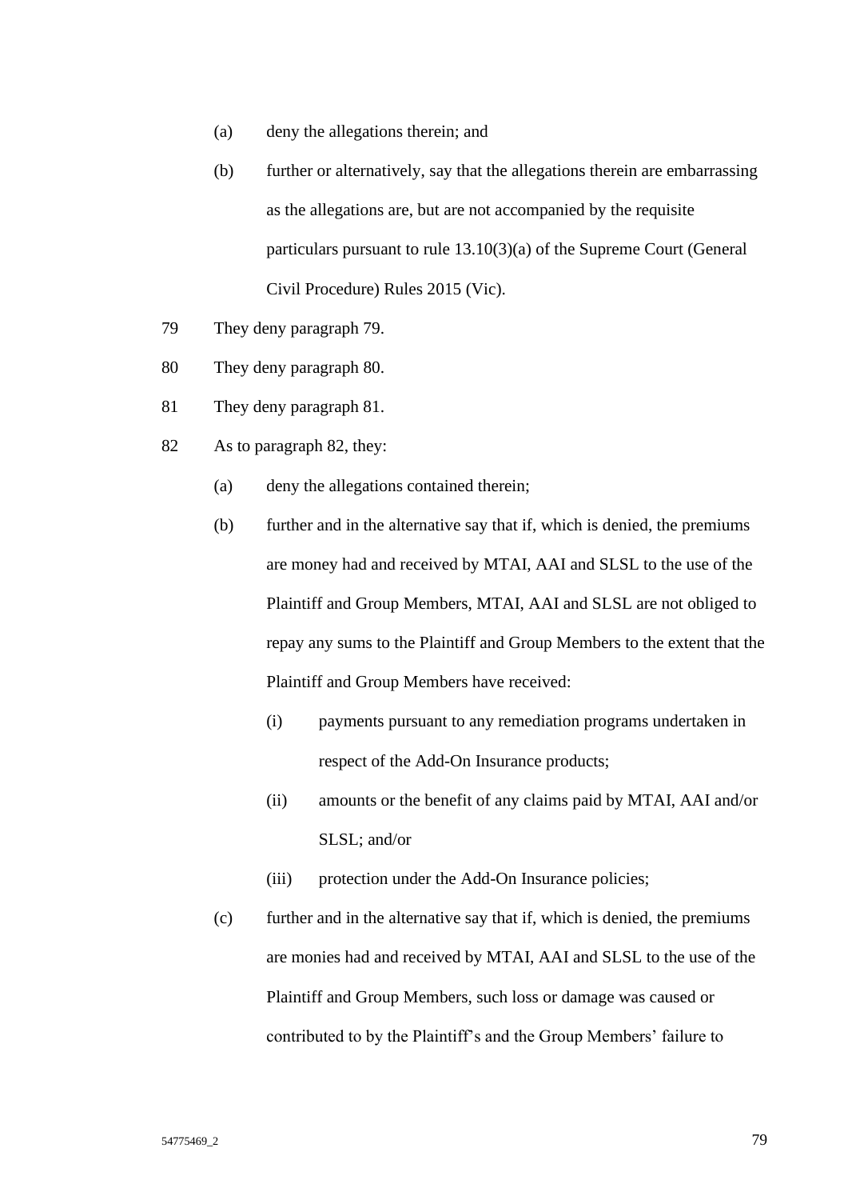(a) deny the allegations therein; and

(b) further or alternatively, say that the allegations therein are embarrassing as the allegations are, but are not accompanied by the requisite particulars pursuant to rule 13.10(3)(a) of the Supreme Court (General Civil Procedure) Rules 2015 (Vic).

79 They deny paragraph 79.

80 They deny paragraph 80.

81 They deny paragraph 81.

82 As to paragraph 82, they:

(a) deny the allegations contained therein;

(b) further and in the alternative say that if, which is denied, the premiums are money had and received by MTAI, AAI and SLSL to the use of the Plaintiff and Group Members, MTAI, AAI and SLSL are not obliged to repay any sums to the Plaintiff and Group Members to the extent that the Plaintiff and Group Members have received:

   (i) payments pursuant to any remediation programs undertaken in respect of the Add-On Insurance products;

   (ii) amounts or the benefit of any claims paid by MTAI, AAI and/or SLSL; and/or

   (iii) protection under the Add-On Insurance policies;

(c) further and in the alternative say that if, which is denied, the premiums are monies had and received by MTAI, AAI and SLSL to the use of the Plaintiff and Group Members, such loss or damage was caused or contributed to by the Plaintiff's and the Group Members' failure to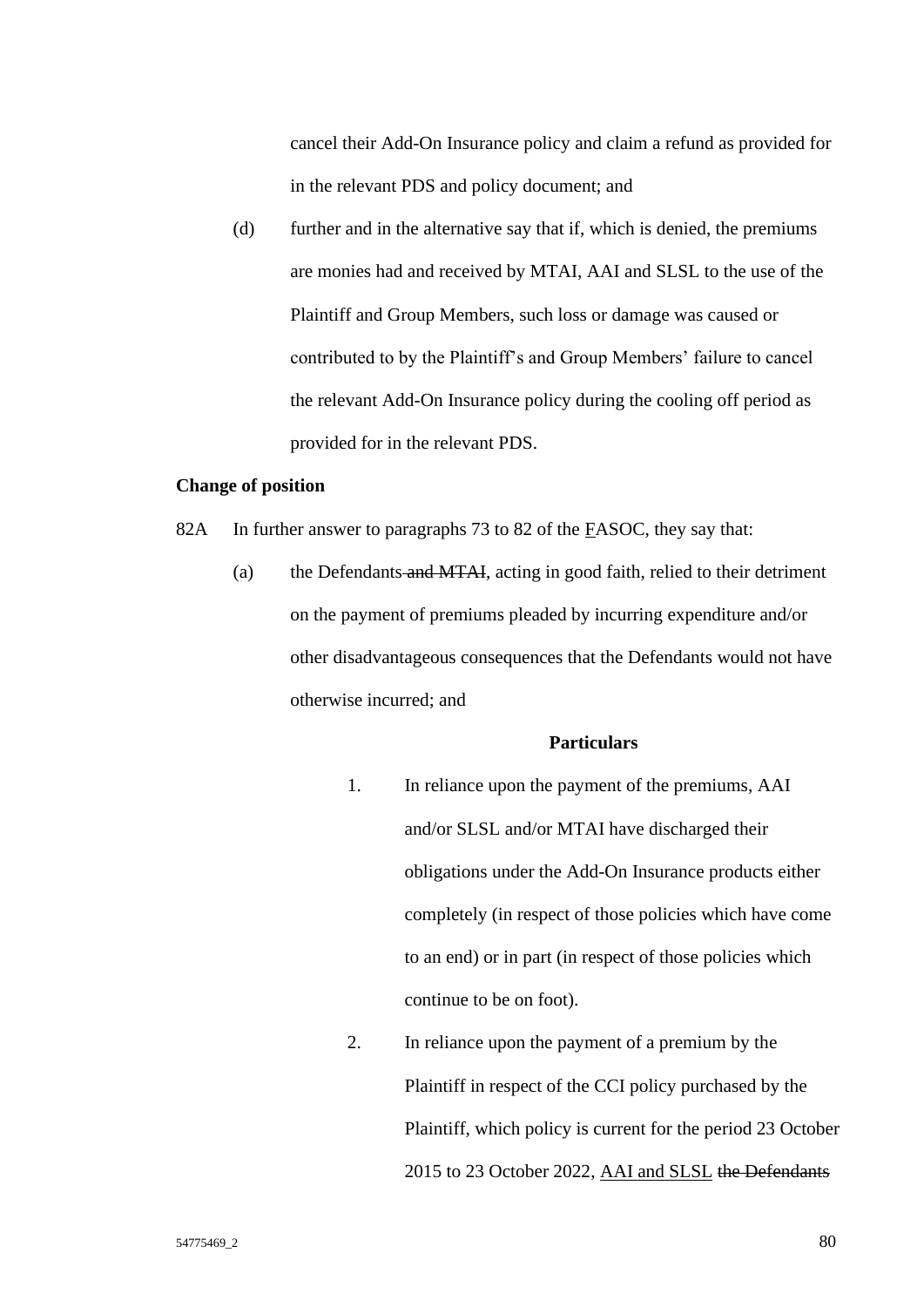cancel their Add-On Insurance policy and claim a refund as provided for in the relevant PDS and policy document; and

(d) further and in the alternative say that if, which is denied, the premiums are monies had and received by MTAI, AAI and SLSL to the use of the Plaintiff and Group Members, such loss or damage was caused or contributed to by the Plaintiff's and Group Members' failure to cancel the relevant Add-On Insurance policy during the cooling off period as provided for in the relevant PDS.

**Change of position**

82A In further answer to paragraphs 73 to 82 of the <u>F</u>ASOC, they say that:

(a) the Defendants ~~and MTAI~~, acting in good faith, relied to their detriment on the payment of premiums pleaded by incurring expenditure and/or other disadvantageous consequences that the Defendants would not have otherwise incurred; and

**Particulars**

1. In reliance upon the payment of the premiums, AAI and/or SLSL and/or MTAI have discharged their obligations under the Add-On Insurance products either completely (in respect of those policies which have come to an end) or in part (in respect of those policies which continue to be on foot).

2. In reliance upon the payment of a premium by the Plaintiff in respect of the CCI policy purchased by the Plaintiff, which policy is current for the period 23 October 2015 to 23 October 2022, <u>AAI and SLSL</u> ~~the Defendants~~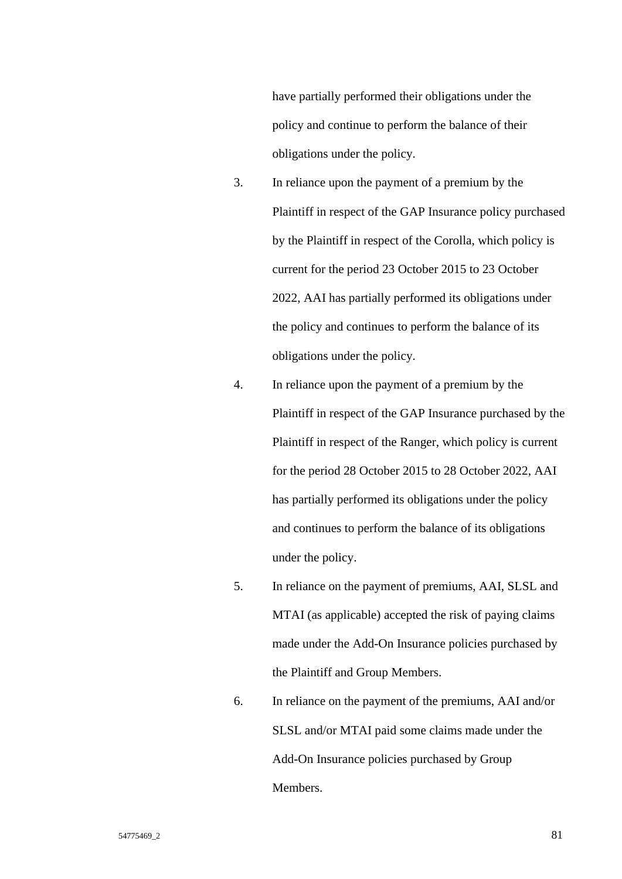have partially performed their obligations under the policy and continue to perform the balance of their obligations under the policy.

3. In reliance upon the payment of a premium by the Plaintiff in respect of the GAP Insurance policy purchased by the Plaintiff in respect of the Corolla, which policy is current for the period 23 October 2015 to 23 October 2022, AAI has partially performed its obligations under the policy and continues to perform the balance of its obligations under the policy.

4. In reliance upon the payment of a premium by the Plaintiff in respect of the GAP Insurance purchased by the Plaintiff in respect of the Ranger, which policy is current for the period 28 October 2015 to 28 October 2022, AAI has partially performed its obligations under the policy and continues to perform the balance of its obligations under the policy.

5. In reliance on the payment of premiums, AAI, SLSL and MTAI (as applicable) accepted the risk of paying claims made under the Add-On Insurance policies purchased by the Plaintiff and Group Members.

6. In reliance on the payment of the premiums, AAI and/or SLSL and/or MTAI paid some claims made under the Add-On Insurance policies purchased by Group Members.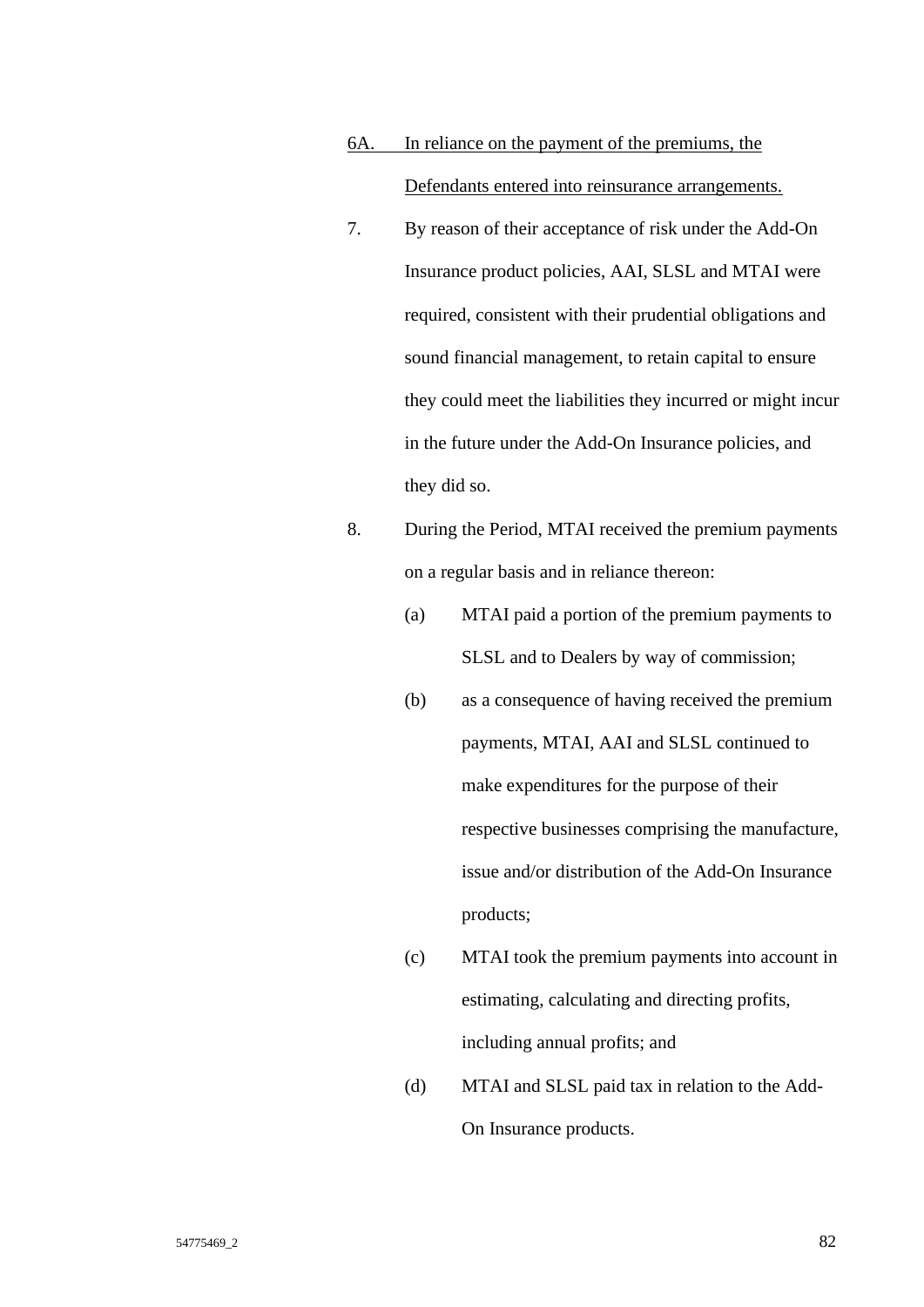<u>6A. In reliance on the payment of the premiums, the Defendants entered into reinsurance arrangements.</u>

7. By reason of their acceptance of risk under the Add-On Insurance product policies, AAI, SLSL and MTAI were required, consistent with their prudential obligations and sound financial management, to retain capital to ensure they could meet the liabilities they incurred or might incur in the future under the Add-On Insurance policies, and they did so.

8. During the Period, MTAI received the premium payments on a regular basis and in reliance thereon:

   (a) MTAI paid a portion of the premium payments to SLSL and to Dealers by way of commission;

   (b) as a consequence of having received the premium payments, MTAI, AAI and SLSL continued to make expenditures for the purpose of their respective businesses comprising the manufacture, issue and/or distribution of the Add-On Insurance products;

   (c) MTAI took the premium payments into account in estimating, calculating and directing profits, including annual profits; and

   (d) MTAI and SLSL paid tax in relation to the Add-On Insurance products.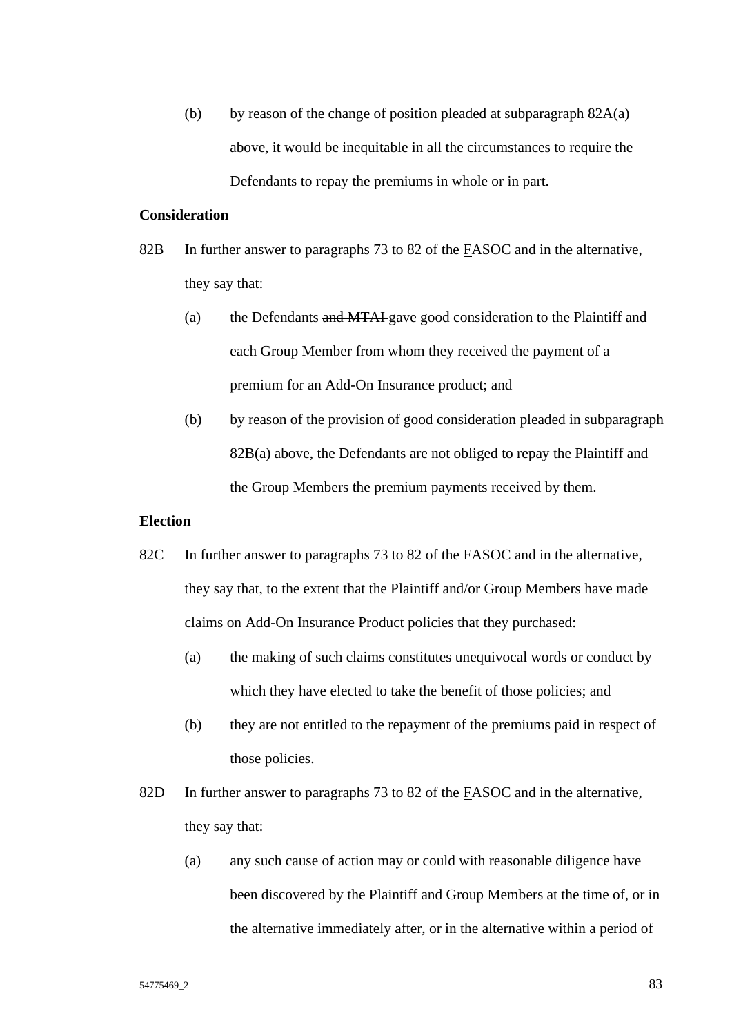(b) by reason of the change of position pleaded at subparagraph 82A(a) above, it would be inequitable in all the circumstances to require the Defendants to repay the premiums in whole or in part.

**Consideration**

82B In further answer to paragraphs 73 to 82 of the <u>F</u>ASOC and in the alternative, they say that:

(a) the Defendants ~~and MTAI~~ gave good consideration to the Plaintiff and each Group Member from whom they received the payment of a premium for an Add-On Insurance product; and

(b) by reason of the provision of good consideration pleaded in subparagraph 82B(a) above, the Defendants are not obliged to repay the Plaintiff and the Group Members the premium payments received by them.

**Election**

82C In further answer to paragraphs 73 to 82 of the <u>F</u>ASOC and in the alternative, they say that, to the extent that the Plaintiff and/or Group Members have made claims on Add-On Insurance Product policies that they purchased:

(a) the making of such claims constitutes unequivocal words or conduct by which they have elected to take the benefit of those policies; and

(b) they are not entitled to the repayment of the premiums paid in respect of those policies.

82D In further answer to paragraphs 73 to 82 of the <u>F</u>ASOC and in the alternative, they say that:

(a) any such cause of action may or could with reasonable diligence have been discovered by the Plaintiff and Group Members at the time of, or in the alternative immediately after, or in the alternative within a period of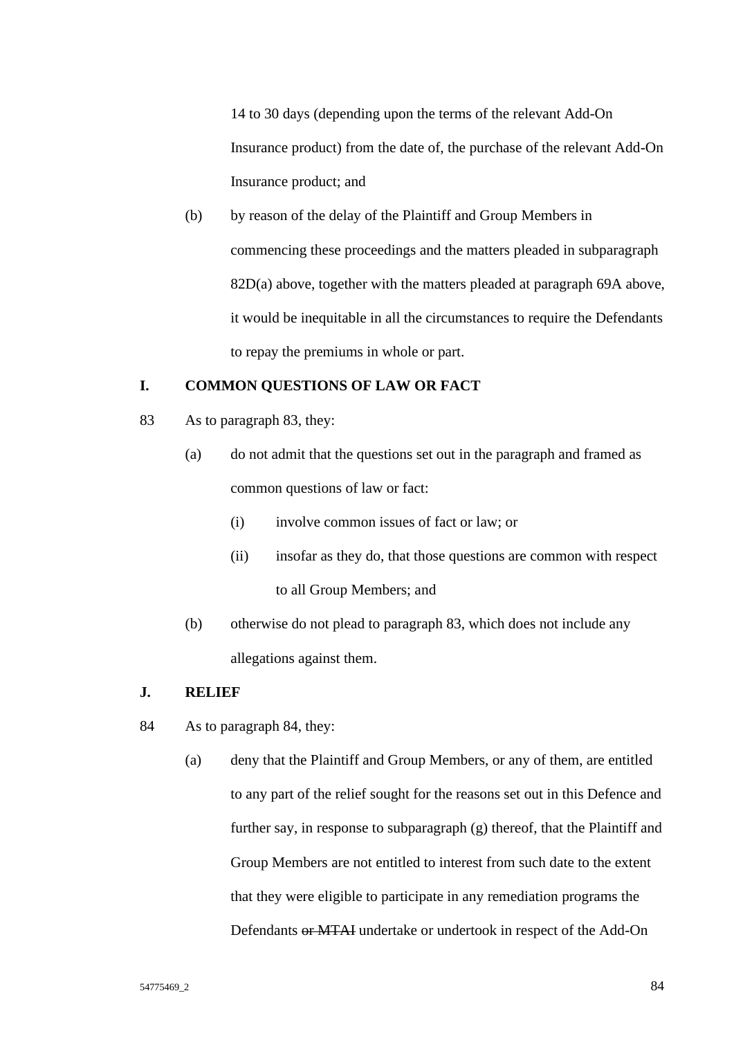14 to 30 days (depending upon the terms of the relevant Add-On Insurance product) from the date of, the purchase of the relevant Add-On Insurance product; and

(b) by reason of the delay of the Plaintiff and Group Members in commencing these proceedings and the matters pleaded in subparagraph 82D(a) above, together with the matters pleaded at paragraph 69A above, it would be inequitable in all the circumstances to require the Defendants to repay the premiums in whole or part.

**I. COMMON QUESTIONS OF LAW OR FACT**

83 As to paragraph 83, they:

(a) do not admit that the questions set out in the paragraph and framed as common questions of law or fact:

  (i) involve common issues of fact or law; or

  (ii) insofar as they do, that those questions are common with respect to all Group Members; and

(b) otherwise do not plead to paragraph 83, which does not include any allegations against them.

**J. RELIEF**

84 As to paragraph 84, they:

(a) deny that the Plaintiff and Group Members, or any of them, are entitled to any part of the relief sought for the reasons set out in this Defence and further say, in response to subparagraph (g) thereof, that the Plaintiff and Group Members are not entitled to interest from such date to the extent that they were eligible to participate in any remediation programs the Defendants ~~or MTAI~~ undertake or undertook in respect of the Add-On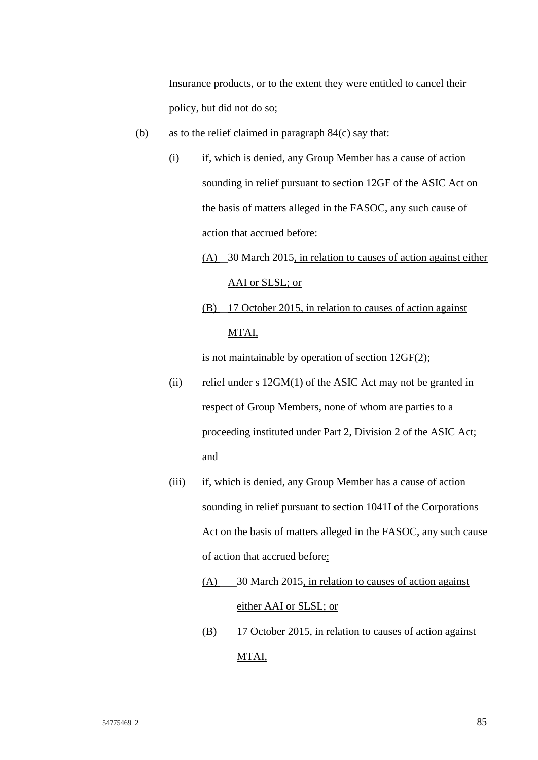Insurance products, or to the extent they were entitled to cancel their policy, but did not do so;

(b) as to the relief claimed in paragraph 84(c) say that:

   (i) if, which is denied, any Group Member has a cause of action sounding in relief pursuant to section 12GF of the ASIC Act on the basis of matters alleged in the FASOC, any such cause of action that accrued before:

      (A) 30 March 2015, in relation to causes of action against either AAI or SLSL; or

      (B) 17 October 2015, in relation to causes of action against MTAI,

      is not maintainable by operation of section 12GF(2);

   (ii) relief under s 12GM(1) of the ASIC Act may not be granted in respect of Group Members, none of whom are parties to a proceeding instituted under Part 2, Division 2 of the ASIC Act; and

   (iii) if, which is denied, any Group Member has a cause of action sounding in relief pursuant to section 1041I of the Corporations Act on the basis of matters alleged in the FASOC, any such cause of action that accrued before:

      (A) 30 March 2015, in relation to causes of action against either AAI or SLSL; or

      (B) 17 October 2015, in relation to causes of action against MTAI,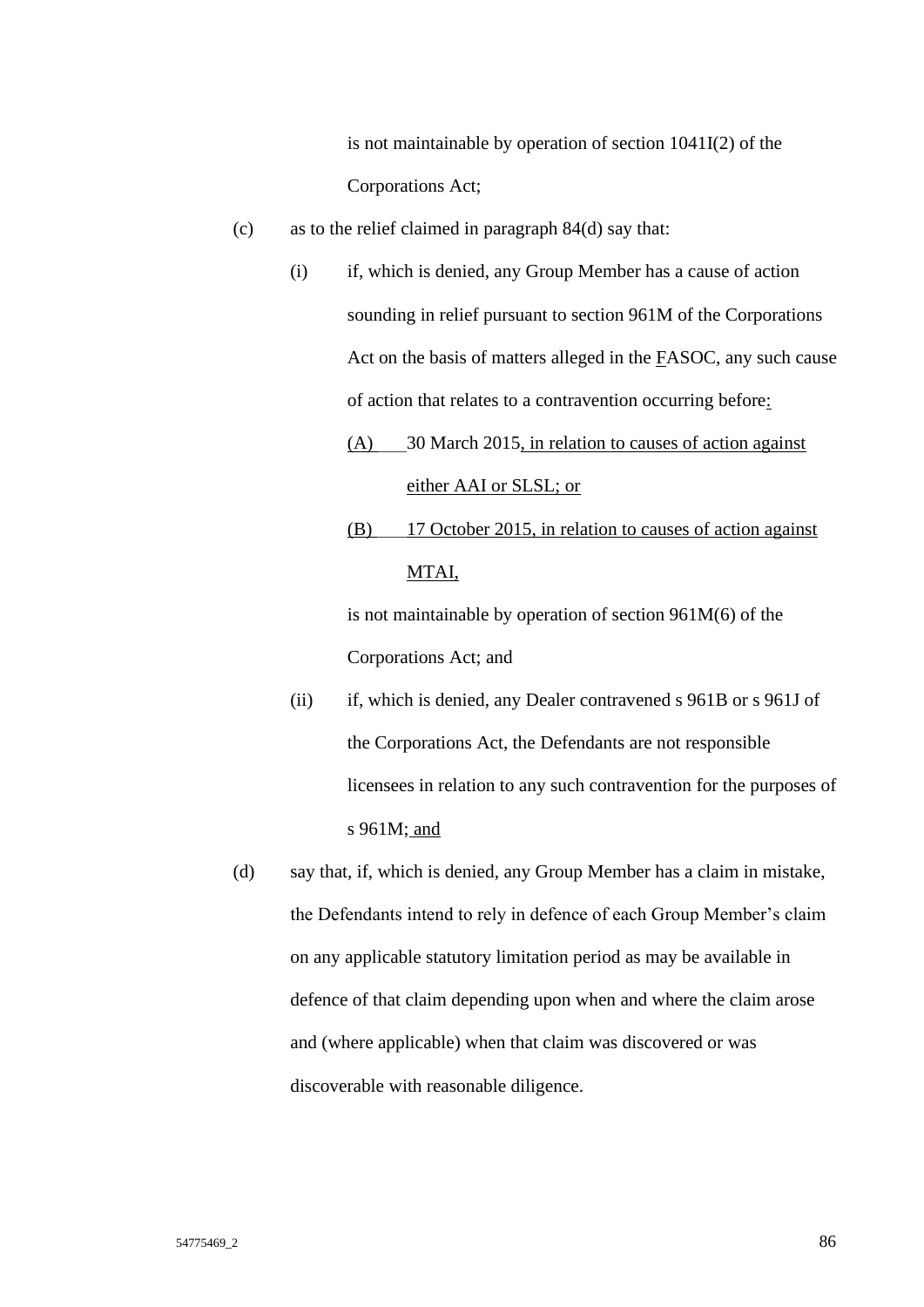is not maintainable by operation of section 1041I(2) of the Corporations Act;

(c) as to the relief claimed in paragraph 84(d) say that:

   (i) if, which is denied, any Group Member has a cause of action sounding in relief pursuant to section 961M of the Corporations Act on the basis of matters alleged in the FASOC, any such cause of action that relates to a contravention occurring before:

      (A) 30 March 2015, in relation to causes of action against either AAI or SLSL; or

      (B) 17 October 2015, in relation to causes of action against MTAI,

      is not maintainable by operation of section 961M(6) of the Corporations Act; and

   (ii) if, which is denied, any Dealer contravened s 961B or s 961J of the Corporations Act, the Defendants are not responsible licensees in relation to any such contravention for the purposes of s 961M; and

(d) say that, if, which is denied, any Group Member has a claim in mistake, the Defendants intend to rely in defence of each Group Member's claim on any applicable statutory limitation period as may be available in defence of that claim depending upon when and where the claim arose and (where applicable) when that claim was discovered or was discoverable with reasonable diligence.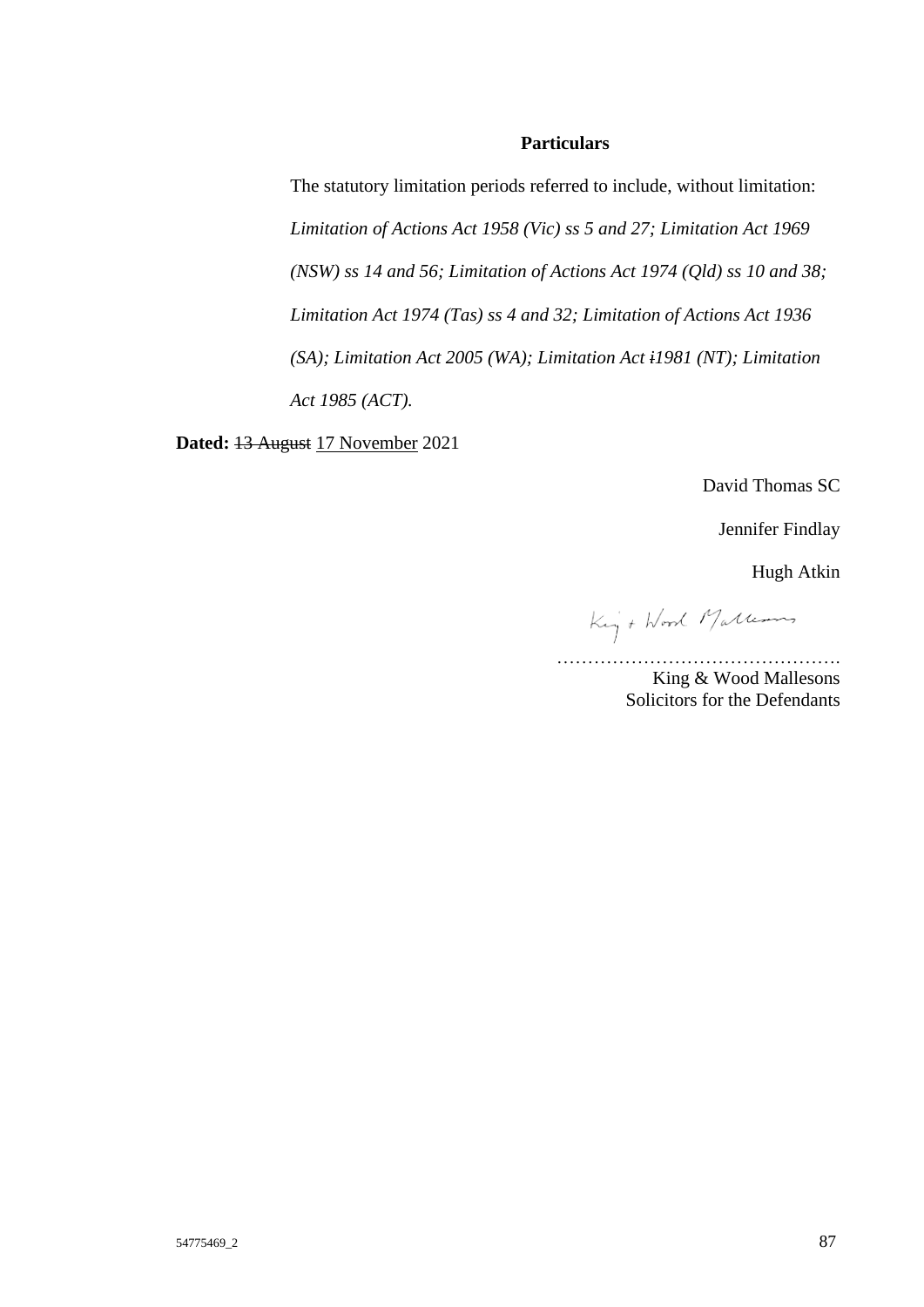**Particulars**

The statutory limitation periods referred to include, without limitation: *Limitation of Actions Act 1958 (Vic) ss 5 and 27; Limitation Act 1969 (NSW) ss 14 and 56; Limitation of Actions Act 1974 (Qld) ss 10 and 38; Limitation Act 1974 (Tas) ss 4 and 32; Limitation of Actions Act 1936 (SA); Limitation Act 2005 (WA); Limitation Act ~~i~~1981 (NT); Limitation Act 1985 (ACT).*

**Dated:** ~~13 August~~ <u>17 November</u> 2021

David Thomas SC

Jennifer Findlay

Hugh Atkin

King & Wood Mallesons

.............................................

King & Wood Mallesons
Solicitors for the Defendants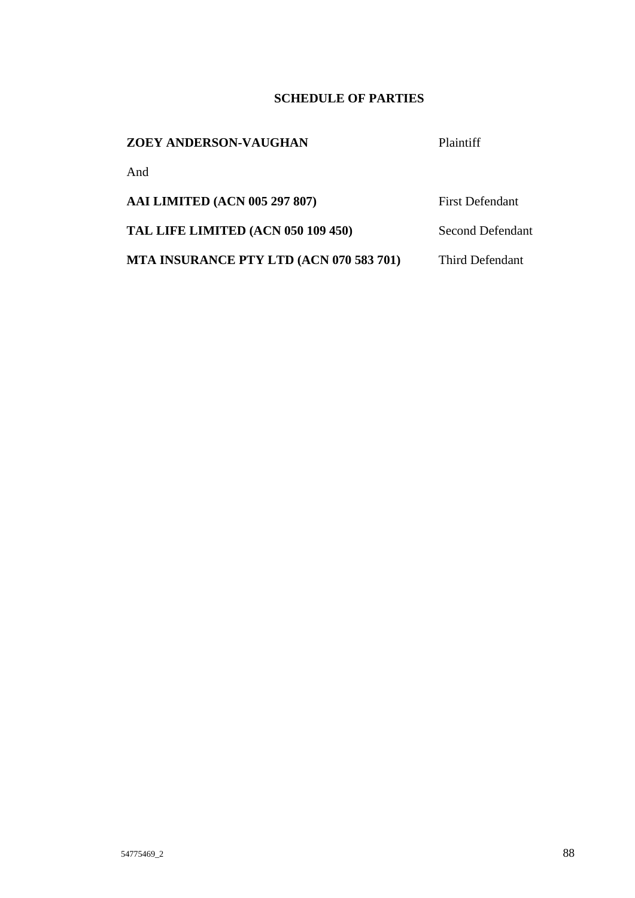## SCHEDULE OF PARTIES

| | |
|---|---|
| **ZOEY ANDERSON-VAUGHAN** | Plaintiff |
| And | |
| **AAI LIMITED (ACN 005 297 807)** | First Defendant |
| **TAL LIFE LIMITED (ACN 050 109 450)** | Second Defendant |
| **MTA INSURANCE PTY LTD (ACN 070 583 701)** | Third Defendant |

54775469_2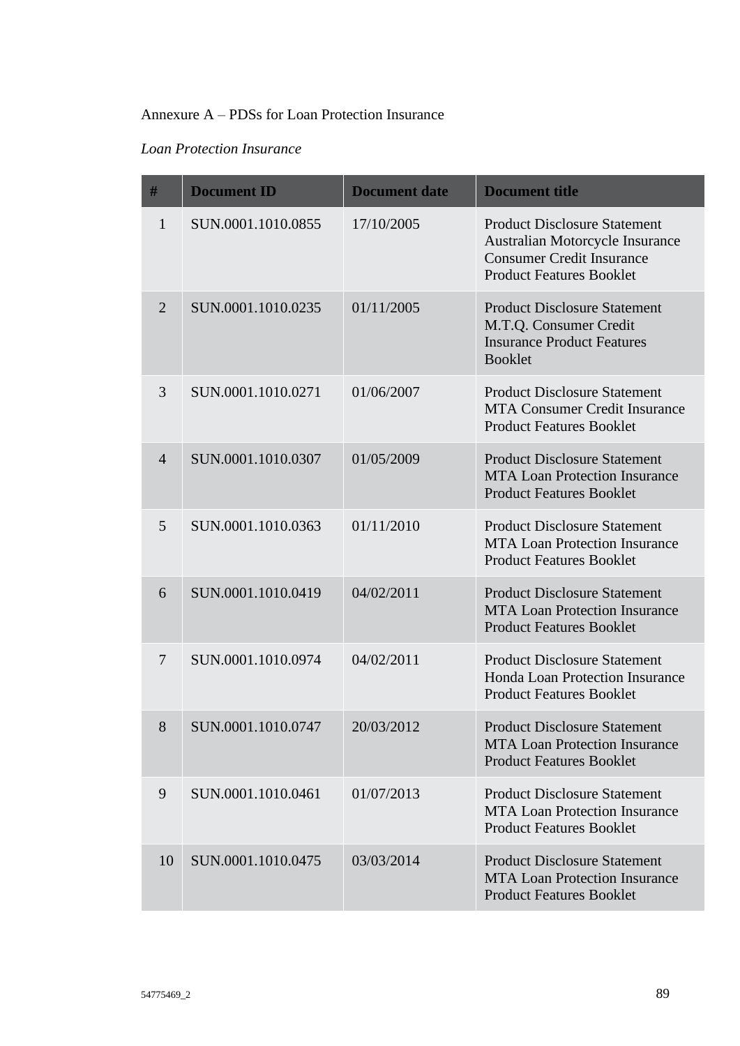Annexure A – PDSs for Loan Protection Insurance

*Loan Protection Insurance*

| # | Document ID | Document date | Document title |
|---|---|---|---|
| 1 | SUN.0001.1010.0855 | 17/10/2005 | Product Disclosure Statement Australian Motorcycle Insurance Consumer Credit Insurance Product Features Booklet |
| 2 | SUN.0001.1010.0235 | 01/11/2005 | Product Disclosure Statement M.T.Q. Consumer Credit Insurance Product Features Booklet |
| 3 | SUN.0001.1010.0271 | 01/06/2007 | Product Disclosure Statement MTA Consumer Credit Insurance Product Features Booklet |
| 4 | SUN.0001.1010.0307 | 01/05/2009 | Product Disclosure Statement MTA Loan Protection Insurance Product Features Booklet |
| 5 | SUN.0001.1010.0363 | 01/11/2010 | Product Disclosure Statement MTA Loan Protection Insurance Product Features Booklet |
| 6 | SUN.0001.1010.0419 | 04/02/2011 | Product Disclosure Statement MTA Loan Protection Insurance Product Features Booklet |
| 7 | SUN.0001.1010.0974 | 04/02/2011 | Product Disclosure Statement Honda Loan Protection Insurance Product Features Booklet |
| 8 | SUN.0001.1010.0747 | 20/03/2012 | Product Disclosure Statement MTA Loan Protection Insurance Product Features Booklet |
| 9 | SUN.0001.1010.0461 | 01/07/2013 | Product Disclosure Statement MTA Loan Protection Insurance Product Features Booklet |
| 10 | SUN.0001.1010.0475 | 03/03/2014 | Product Disclosure Statement MTA Loan Protection Insurance Product Features Booklet |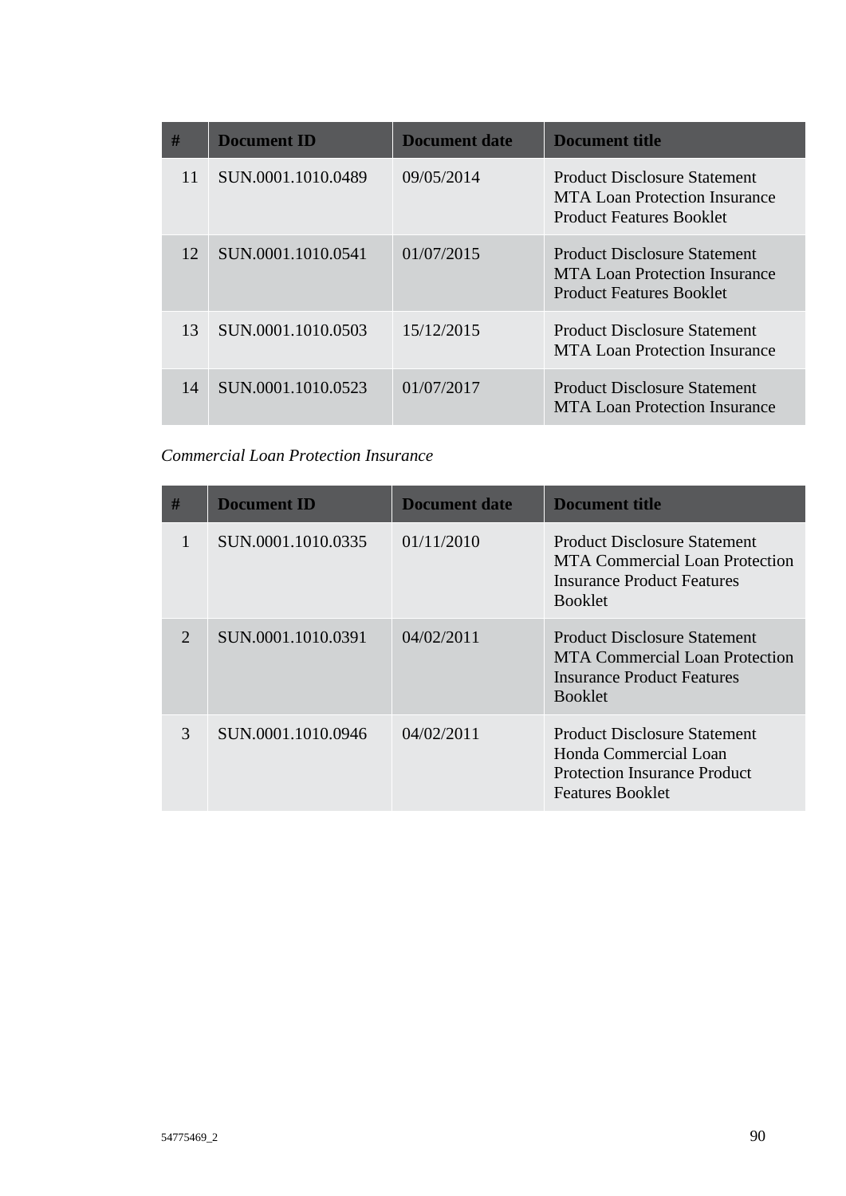| # | Document ID | Document date | Document title |
|---|---|---|---|
| 11 | SUN.0001.1010.0489 | 09/05/2014 | Product Disclosure Statement MTA Loan Protection Insurance Product Features Booklet |
| 12 | SUN.0001.1010.0541 | 01/07/2015 | Product Disclosure Statement MTA Loan Protection Insurance Product Features Booklet |
| 13 | SUN.0001.1010.0503 | 15/12/2015 | Product Disclosure Statement MTA Loan Protection Insurance |
| 14 | SUN.0001.1010.0523 | 01/07/2017 | Product Disclosure Statement MTA Loan Protection Insurance |

*Commercial Loan Protection Insurance*

| # | Document ID | Document date | Document title |
|---|---|---|---|
| 1 | SUN.0001.1010.0335 | 01/11/2010 | Product Disclosure Statement MTA Commercial Loan Protection Insurance Product Features Booklet |
| 2 | SUN.0001.1010.0391 | 04/02/2011 | Product Disclosure Statement MTA Commercial Loan Protection Insurance Product Features Booklet |
| 3 | SUN.0001.1010.0946 | 04/02/2011 | Product Disclosure Statement Honda Commercial Loan Protection Insurance Product Features Booklet |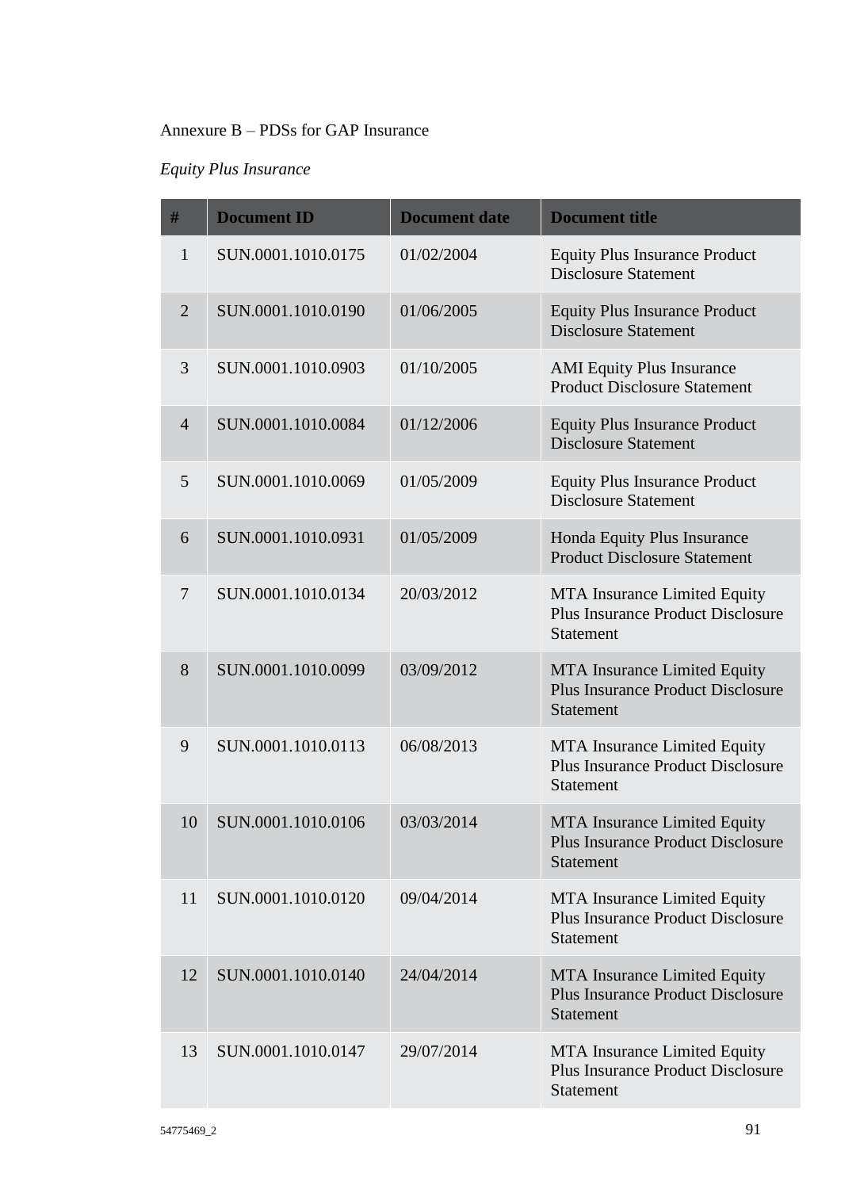Annexure B – PDSs for GAP Insurance

*Equity Plus Insurance*

| # | Document ID | Document date | Document title |
|---|---|---|---|
| 1 | SUN.0001.1010.0175 | 01/02/2004 | Equity Plus Insurance Product Disclosure Statement |
| 2 | SUN.0001.1010.0190 | 01/06/2005 | Equity Plus Insurance Product Disclosure Statement |
| 3 | SUN.0001.1010.0903 | 01/10/2005 | AMI Equity Plus Insurance Product Disclosure Statement |
| 4 | SUN.0001.1010.0084 | 01/12/2006 | Equity Plus Insurance Product Disclosure Statement |
| 5 | SUN.0001.1010.0069 | 01/05/2009 | Equity Plus Insurance Product Disclosure Statement |
| 6 | SUN.0001.1010.0931 | 01/05/2009 | Honda Equity Plus Insurance Product Disclosure Statement |
| 7 | SUN.0001.1010.0134 | 20/03/2012 | MTA Insurance Limited Equity Plus Insurance Product Disclosure Statement |
| 8 | SUN.0001.1010.0099 | 03/09/2012 | MTA Insurance Limited Equity Plus Insurance Product Disclosure Statement |
| 9 | SUN.0001.1010.0113 | 06/08/2013 | MTA Insurance Limited Equity Plus Insurance Product Disclosure Statement |
| 10 | SUN.0001.1010.0106 | 03/03/2014 | MTA Insurance Limited Equity Plus Insurance Product Disclosure Statement |
| 11 | SUN.0001.1010.0120 | 09/04/2014 | MTA Insurance Limited Equity Plus Insurance Product Disclosure Statement |
| 12 | SUN.0001.1010.0140 | 24/04/2014 | MTA Insurance Limited Equity Plus Insurance Product Disclosure Statement |
| 13 | SUN.0001.1010.0147 | 29/07/2014 | MTA Insurance Limited Equity Plus Insurance Product Disclosure Statement |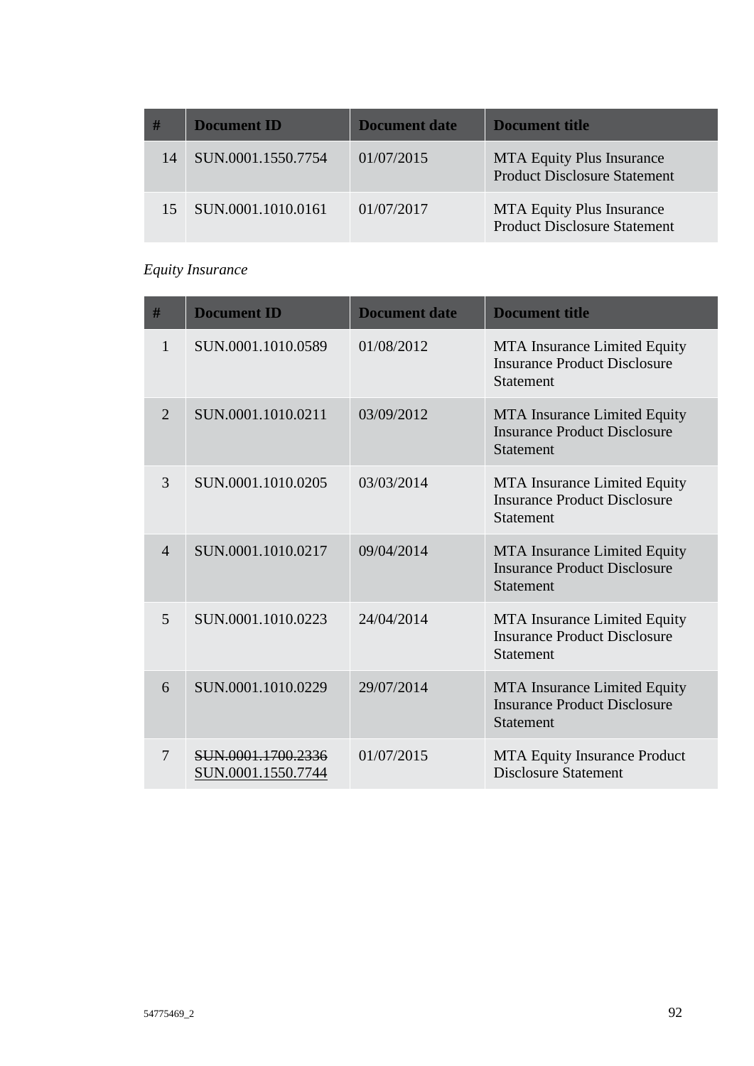| # | Document ID | Document date | Document title |
|---|---|---|---|
| 14 | SUN.0001.1550.7754 | 01/07/2015 | MTA Equity Plus Insurance Product Disclosure Statement |
| 15 | SUN.0001.1010.0161 | 01/07/2017 | MTA Equity Plus Insurance Product Disclosure Statement |

*Equity Insurance*

| # | Document ID | Document date | Document title |
|---|---|---|---|
| 1 | SUN.0001.1010.0589 | 01/08/2012 | MTA Insurance Limited Equity Insurance Product Disclosure Statement |
| 2 | SUN.0001.1010.0211 | 03/09/2012 | MTA Insurance Limited Equity Insurance Product Disclosure Statement |
| 3 | SUN.0001.1010.0205 | 03/03/2014 | MTA Insurance Limited Equity Insurance Product Disclosure Statement |
| 4 | SUN.0001.1010.0217 | 09/04/2014 | MTA Insurance Limited Equity Insurance Product Disclosure Statement |
| 5 | SUN.0001.1010.0223 | 24/04/2014 | MTA Insurance Limited Equity Insurance Product Disclosure Statement |
| 6 | SUN.0001.1010.0229 | 29/07/2014 | MTA Insurance Limited Equity Insurance Product Disclosure Statement |
| 7 | ~~SUN.0001.1700.2336~~ <u>SUN.0001.1550.7744</u> | 01/07/2015 | MTA Equity Insurance Product Disclosure Statement |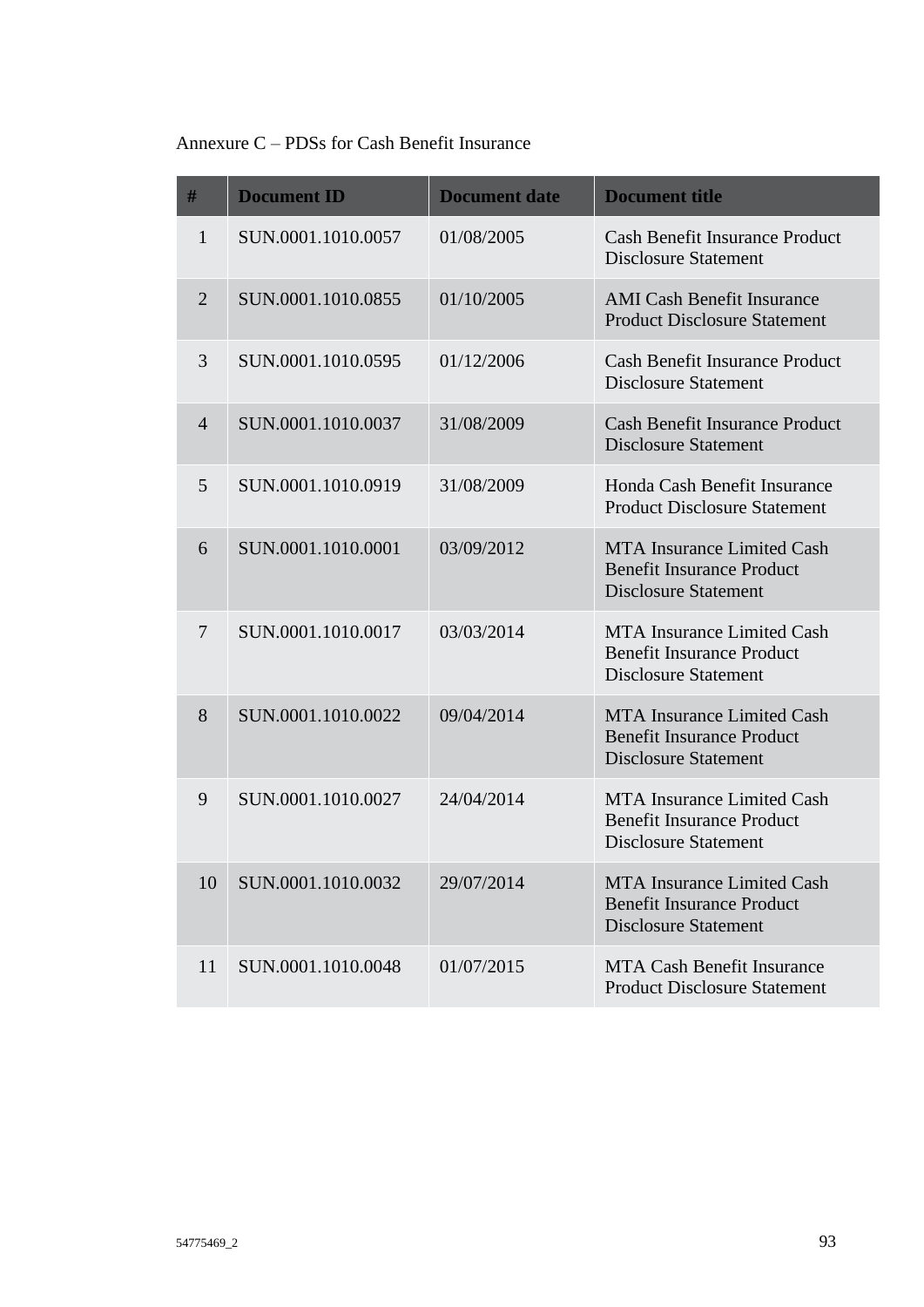Annexure C – PDSs for Cash Benefit Insurance

| # | Document ID | Document date | Document title |
|---|---|---|---|
| 1 | SUN.0001.1010.0057 | 01/08/2005 | Cash Benefit Insurance Product Disclosure Statement |
| 2 | SUN.0001.1010.0855 | 01/10/2005 | AMI Cash Benefit Insurance Product Disclosure Statement |
| 3 | SUN.0001.1010.0595 | 01/12/2006 | Cash Benefit Insurance Product Disclosure Statement |
| 4 | SUN.0001.1010.0037 | 31/08/2009 | Cash Benefit Insurance Product Disclosure Statement |
| 5 | SUN.0001.1010.0919 | 31/08/2009 | Honda Cash Benefit Insurance Product Disclosure Statement |
| 6 | SUN.0001.1010.0001 | 03/09/2012 | MTA Insurance Limited Cash Benefit Insurance Product Disclosure Statement |
| 7 | SUN.0001.1010.0017 | 03/03/2014 | MTA Insurance Limited Cash Benefit Insurance Product Disclosure Statement |
| 8 | SUN.0001.1010.0022 | 09/04/2014 | MTA Insurance Limited Cash Benefit Insurance Product Disclosure Statement |
| 9 | SUN.0001.1010.0027 | 24/04/2014 | MTA Insurance Limited Cash Benefit Insurance Product Disclosure Statement |
| 10 | SUN.0001.1010.0032 | 29/07/2014 | MTA Insurance Limited Cash Benefit Insurance Product Disclosure Statement |
| 11 | SUN.0001.1010.0048 | 01/07/2015 | MTA Cash Benefit Insurance Product Disclosure Statement |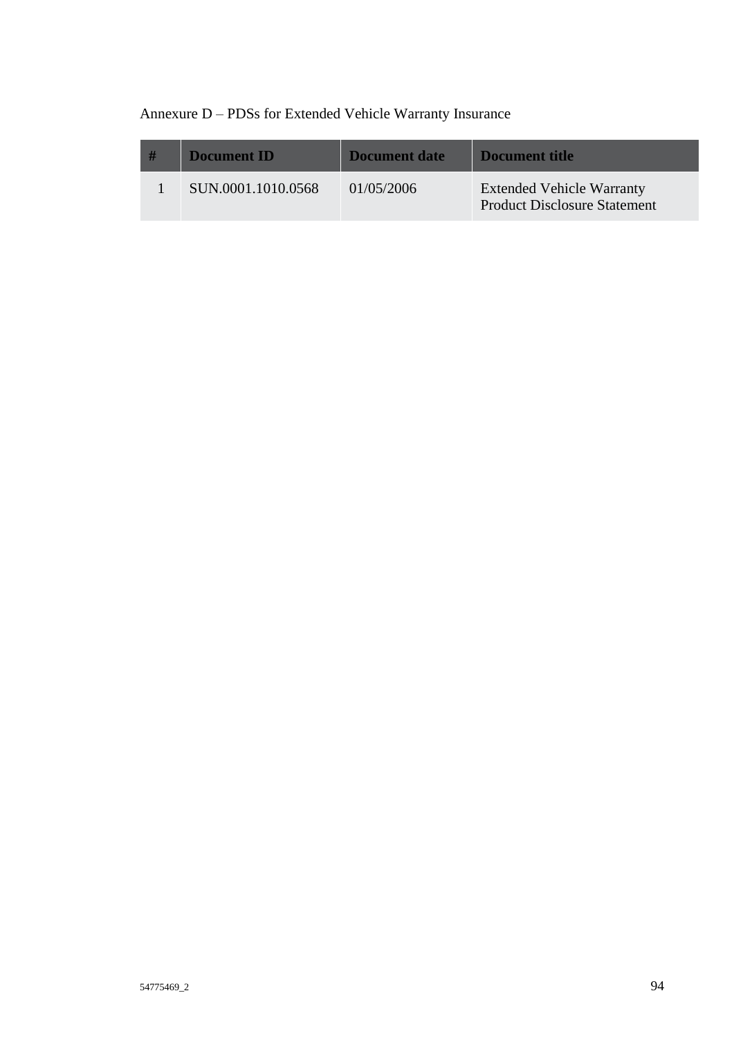Annexure D – PDSs for Extended Vehicle Warranty Insurance

| # | Document ID | Document date | Document title |
|---|---|---|---|
| 1 | SUN.0001.1010.0568 | 01/05/2006 | Extended Vehicle Warranty Product Disclosure Statement |

54775469_2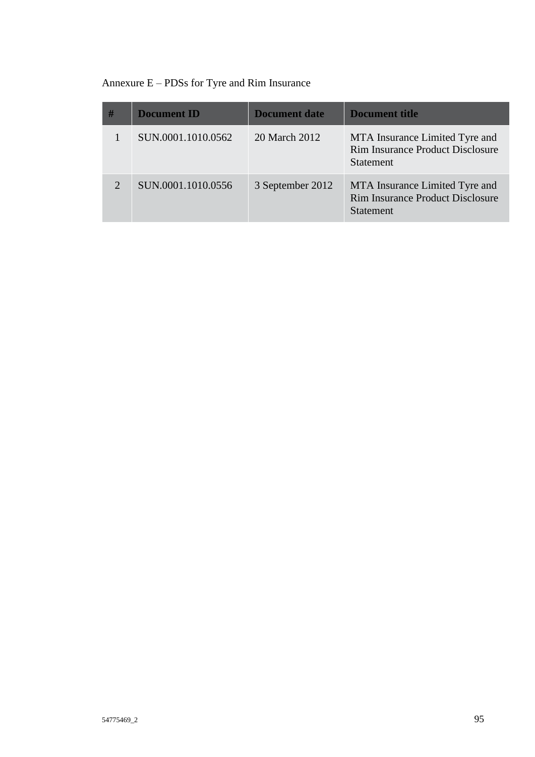Annexure E – PDSs for Tyre and Rim Insurance

| # | Document ID | Document date | Document title |
|---|---|---|---|
| 1 | SUN.0001.1010.0562 | 20 March 2012 | MTA Insurance Limited Tyre and Rim Insurance Product Disclosure Statement |
| 2 | SUN.0001.1010.0556 | 3 September 2012 | MTA Insurance Limited Tyre and Rim Insurance Product Disclosure Statement |